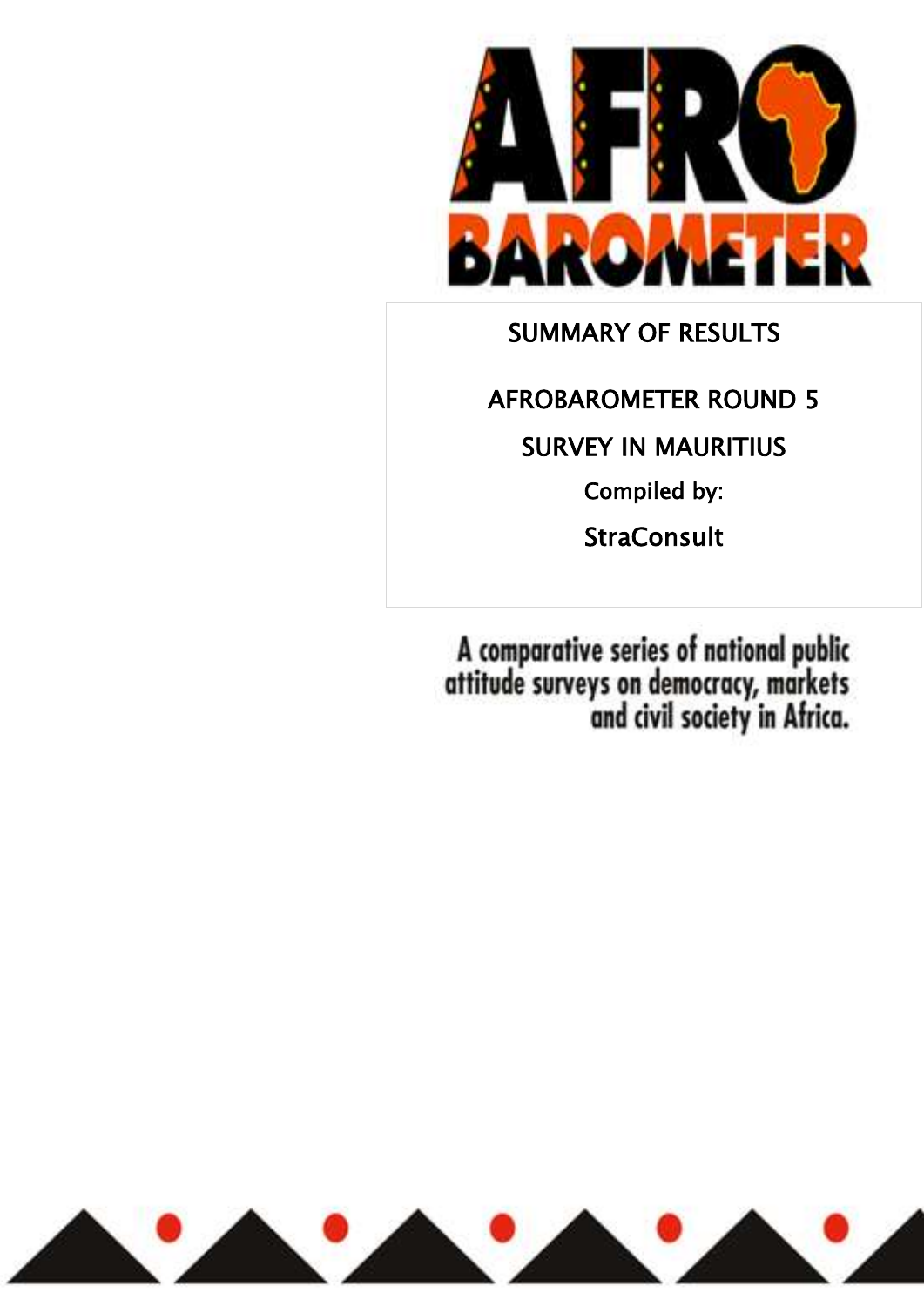# SUMMARY OF RESULTS

## AFROBAROMETER ROUND 5

## SURVEY IN MAURITIUS

Compiled by:

StraConsult

A comparative series of national public attitude surveys on democracy, markets and civil society in Africa.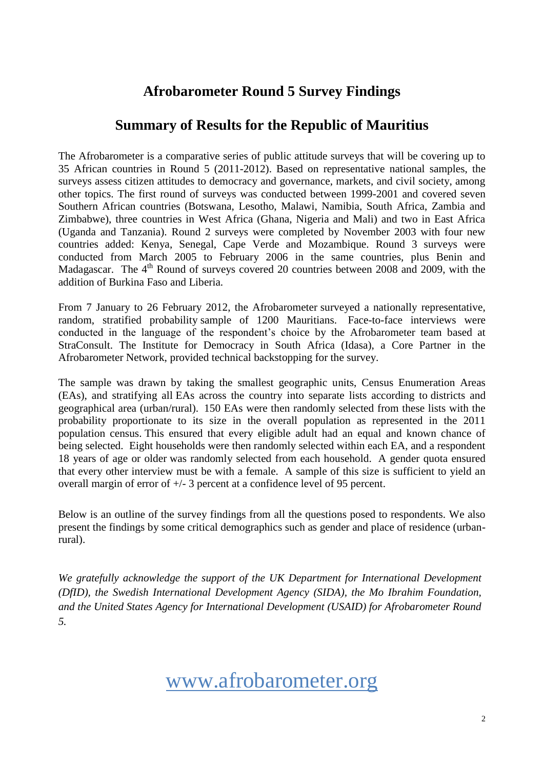# Afrobarometer Round 5 Survey Findings

## Summary of Results for the Republic of Mauritius

The Afrobarometer is a comparative series of public attitude surveys that will be covering up to 35 African countries in Round 5 (2011-2012). Based on representative national samples, the surveys assess citizen attitudes to democracy and governance, markets, and civil society, among other topics. The first round of surveys was conducted between 1999-2001 and covered seven Southern African countries (Botswana, Lesotho, Malawi, Namibia, South Africa, Zambia and Zimbabwe), three countries in West Africa (Ghana, Nigeria and Mali) and two in East Africa (Uganda and Tanzania). Round 2 surveys were completed by November 2003 with four new countries added: Kenya, Senegal, Cape Verde and Mozambique. Round 3 surveys were conducted from March 2005 to February 2006 in the same countries, plus Benin and Madagascar. The 4th Round of surveys covered 20 countries between 2008 and 2009, with the addition of Burkina Faso and Liberia.

From 7 January to 26 February 2012, the Afrobarometer surveyed a nationally representative, random, stratified probability sample of 1200 Mauritians. Face-to-face interviews were conducted in the language of the respondent's choice by the Afrobarometer team based at StraConsult. The Institute for Democracy in South Africa (Idasa), a Core Partner in the Afrobarometer Network, provided technical backstopping for the survey.

The sample was drawn by taking the smallest geographic units, Census Enumeration Areas (EAs), and stratifying all EAs across the country into separate lists according to districts and geographical area (urban/rural). 150 EAs were then randomly selected from these lists with the probability proportionate to its size in the overall population as represented in the 2011 population census. This ensured that every eligible adult had an equal and known chance of being selected. Eight households were then randomly selected within each EA, and a respondent 18 years of age or older was randomly selected from each household. A gender quota ensured that every other interview must be with a female. A sample of this size is sufficient to yield an overall margin of error of +/- 3 percent at a confidence level of 95 percent.

Below is an outline of the survey findings from all the questions posed to respondents. We also present the findings by some critical demographics such as gender and place of residence (urban-rural).

*We gratefully acknowledge the support of the UK Department for International Development (DfID), the Swedish International Development Agency (SIDA), the Mo Ibrahim Foundation, and the United States Agency for International Development (USAID) for Afrobarometer Round 5.*

www.afrobarometer.org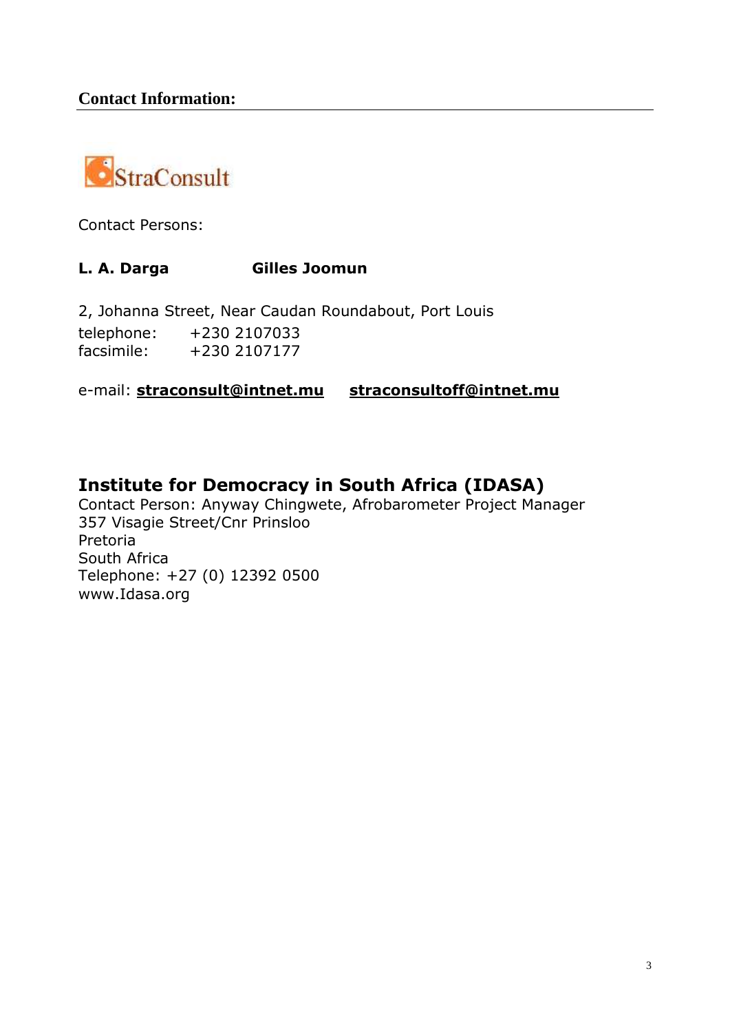## Contact Information:

StraConsult

Contact Persons:

**L. A. Darga** **Gilles Joomun**

2, Johanna Street, Near Caudan Roundabout, Port Louis
telephone: +230 2107033
facsimile: +230 2107177

e-mail: **straconsult@intnet.mu** **straconsultoff@intnet.mu**

## Institute for Democracy in South Africa (IDASA)

Contact Person: Anyway Chingwete, Afrobarometer Project Manager
357 Visagie Street/Cnr Prinsloo
Pretoria
South Africa
Telephone: +27 (0) 12392 0500
www.Idasa.org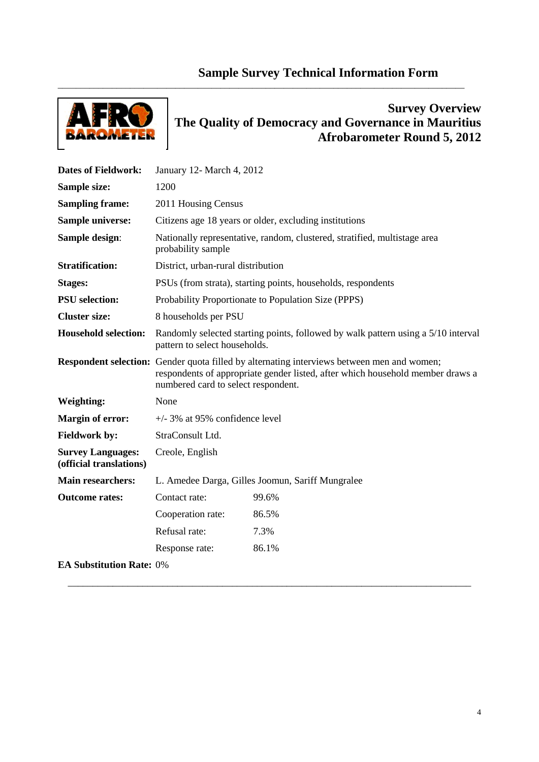# Sample Survey Technical Information Form

## Survey Overview
## The Quality of Democracy and Governance in Mauritius
## Afrobarometer Round 5, 2012

| | |
|---|---|
| **Dates of Fieldwork:** | January 12- March 4, 2012 |
| **Sample size:** | 1200 |
| **Sampling frame:** | 2011 Housing Census |
| **Sample universe:** | Citizens age 18 years or older, excluding institutions |
| **Sample design:** | Nationally representative, random, clustered, stratified, multistage area probability sample |
| **Stratification:** | District, urban-rural distribution |
| **Stages:** | PSUs (from strata), starting points, households, respondents |
| **PSU selection:** | Probability Proportionate to Population Size (PPPS) |
| **Cluster size:** | 8 households per PSU |
| **Household selection:** | Randomly selected starting points, followed by walk pattern using a 5/10 interval pattern to select households. |
| **Respondent selection:** | Gender quota filled by alternating interviews between men and women; respondents of appropriate gender listed, after which household member draws a numbered card to select respondent. |
| **Weighting:** | None |
| **Margin of error:** | +/- 3% at 95% confidence level |
| **Fieldwork by:** | StraConsult Ltd. |
| **Survey Languages: (official translations)** | Creole, English |
| **Main researchers:** | L. Amedee Darga, Gilles Joomun, Sariff Mungralee |

**Outcome rates:**

| | |
|---|---|
| Contact rate: | 99.6% |
| Cooperation rate: | 86.5% |
| Refusal rate: | 7.3% |
| Response rate: | 86.1% |

**EA Substitution Rate:** 0%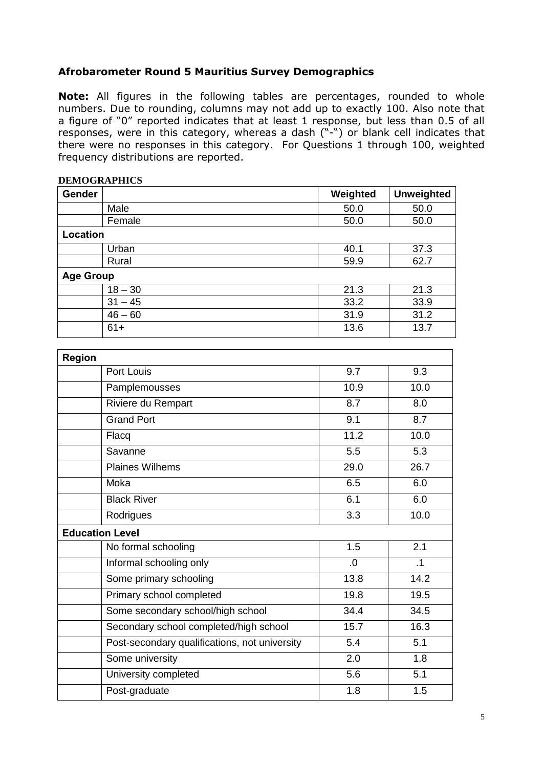## Afrobarometer Round 5 Mauritius Survey Demographics

**Note:** All figures in the following tables are percentages, rounded to whole numbers. Due to rounding, columns may not add up to exactly 100. Also note that a figure of "0" reported indicates that at least 1 response, but less than 0.5 of all responses, were in this category, whereas a dash ("-") or blank cell indicates that there were no responses in this category. For Questions 1 through 100, weighted frequency distributions are reported.

**DEMOGRAPHICS**

| Gender | | Weighted | Unweighted |
|---|---|---|---|
| | Male | 50.0 | 50.0 |
| | Female | 50.0 | 50.0 |
| **Location** | | | |
| | Urban | 40.1 | 37.3 |
| | Rural | 59.9 | 62.7 |
| **Age Group** | | | |
| | 18 – 30 | 21.3 | 21.3 |
| | 31 – 45 | 33.2 | 33.9 |
| | 46 – 60 | 31.9 | 31.2 |
| | 61+ | 13.6 | 13.7 |

| Region | | | |
|---|---|---|---|
| | Port Louis | 9.7 | 9.3 |
| | Pamplemousses | 10.9 | 10.0 |
| | Riviere du Rempart | 8.7 | 8.0 |
| | Grand Port | 9.1 | 8.7 |
| | Flacq | 11.2 | 10.0 |
| | Savanne | 5.5 | 5.3 |
| | Plaines Wilhems | 29.0 | 26.7 |
| | Moka | 6.5 | 6.0 |
| | Black River | 6.1 | 6.0 |
| | Rodrigues | 3.3 | 10.0 |
| **Education Level** | | | |
| | No formal schooling | 1.5 | 2.1 |
| | Informal schooling only | .0 | .1 |
| | Some primary schooling | 13.8 | 14.2 |
| | Primary school completed | 19.8 | 19.5 |
| | Some secondary school/high school | 34.4 | 34.5 |
| | Secondary school completed/high school | 15.7 | 16.3 |
| | Post-secondary qualifications, not university | 5.4 | 5.1 |
| | Some university | 2.0 | 1.8 |
| | University completed | 5.6 | 5.1 |
| | Post-graduate | 1.8 | 1.5 |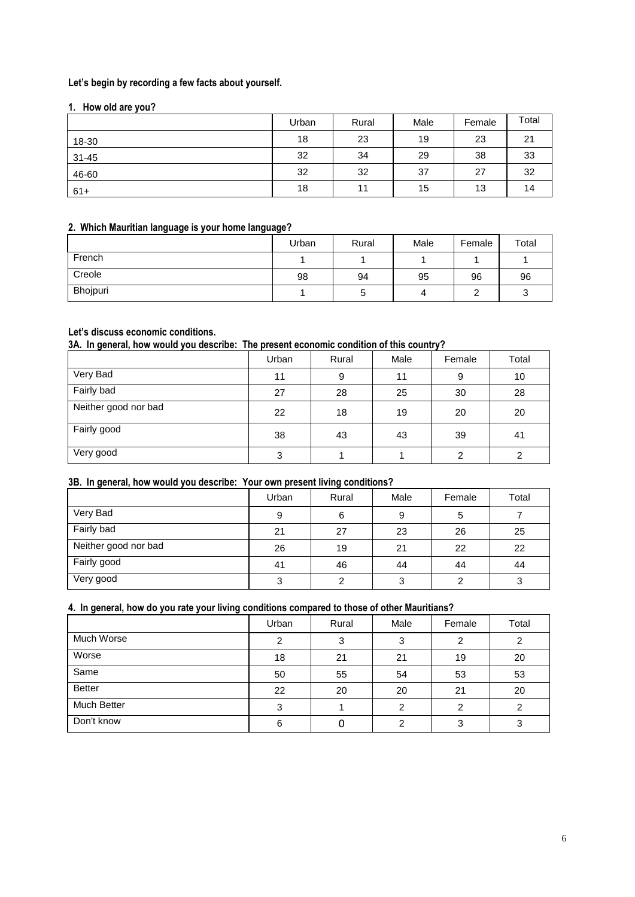**Let's begin by recording a few facts about yourself.**

**1. How old are you?**

| | Urban | Rural | Male | Female | Total |
|---|---|---|---|---|---|
| 18-30 | 18 | 23 | 19 | 23 | 21 |
| 31-45 | 32 | 34 | 29 | 38 | 33 |
| 46-60 | 32 | 32 | 37 | 27 | 32 |
| 61+ | 18 | 11 | 15 | 13 | 14 |

**2. Which Mauritian language is your home language?**

| | Urban | Rural | Male | Female | Total |
|---|---|---|---|---|---|
| French | 1 | 1 | 1 | 1 | 1 |
| Creole | 98 | 94 | 95 | 96 | 96 |
| Bhojpuri | 1 | 5 | 4 | 2 | 3 |

**Let's discuss economic conditions.**

**3A. In general, how would you describe: The present economic condition of this country?**

| | Urban | Rural | Male | Female | Total |
|---|---|---|---|---|---|
| Very Bad | 11 | 9 | 11 | 9 | 10 |
| Fairly bad | 27 | 28 | 25 | 30 | 28 |
| Neither good nor bad | 22 | 18 | 19 | 20 | 20 |
| Fairly good | 38 | 43 | 43 | 39 | 41 |
| Very good | 3 | 1 | 1 | 2 | 2 |

**3B. In general, how would you describe: Your own present living conditions?**

| | Urban | Rural | Male | Female | Total |
|---|---|---|---|---|---|
| Very Bad | 9 | 6 | 9 | 5 | 7 |
| Fairly bad | 21 | 27 | 23 | 26 | 25 |
| Neither good nor bad | 26 | 19 | 21 | 22 | 22 |
| Fairly good | 41 | 46 | 44 | 44 | 44 |
| Very good | 3 | 2 | 3 | 2 | 3 |

**4. In general, how do you rate your living conditions compared to those of other Mauritians?**

| | Urban | Rural | Male | Female | Total |
|---|---|---|---|---|---|
| Much Worse | 2 | 3 | 3 | 2 | 2 |
| Worse | 18 | 21 | 21 | 19 | 20 |
| Same | 50 | 55 | 54 | 53 | 53 |
| Better | 22 | 20 | 20 | 21 | 20 |
| Much Better | 3 | 1 | 2 | 2 | 2 |
| Don't know | 6 | 0 | 2 | 3 | 3 |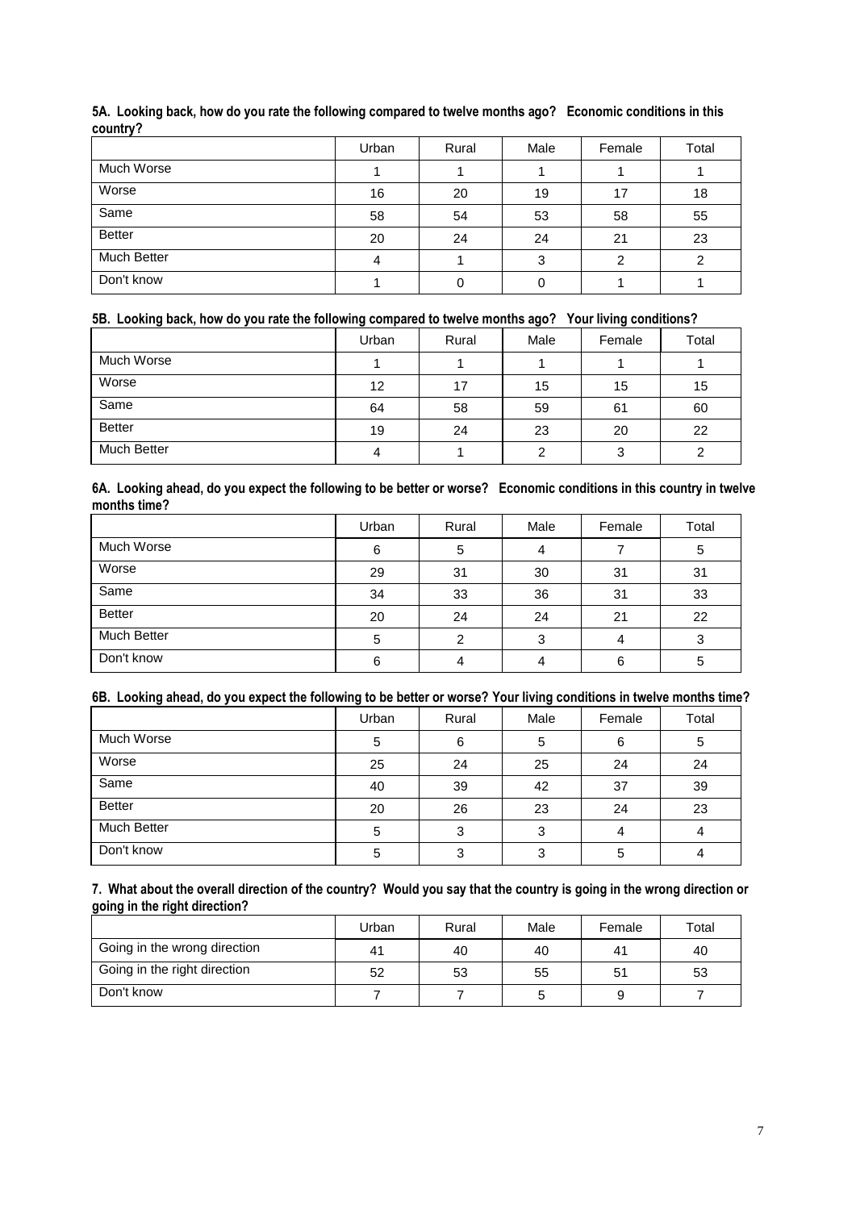**5A. Looking back, how do you rate the following compared to twelve months ago? Economic conditions in this country?**

| | Urban | Rural | Male | Female | Total |
|---|---|---|---|---|---|
| Much Worse | 1 | 1 | 1 | 1 | 1 |
| Worse | 16 | 20 | 19 | 17 | 18 |
| Same | 58 | 54 | 53 | 58 | 55 |
| Better | 20 | 24 | 24 | 21 | 23 |
| Much Better | 4 | 1 | 3 | 2 | 2 |
| Don't know | 1 | 0 | 0 | 1 | 1 |

**5B. Looking back, how do you rate the following compared to twelve months ago? Your living conditions?**

| | Urban | Rural | Male | Female | Total |
|---|---|---|---|---|---|
| Much Worse | 1 | 1 | 1 | 1 | 1 |
| Worse | 12 | 17 | 15 | 15 | 15 |
| Same | 64 | 58 | 59 | 61 | 60 |
| Better | 19 | 24 | 23 | 20 | 22 |
| Much Better | 4 | 1 | 2 | 3 | 2 |

**6A. Looking ahead, do you expect the following to be better or worse? Economic conditions in this country in twelve months time?**

| | Urban | Rural | Male | Female | Total |
|---|---|---|---|---|---|
| Much Worse | 6 | 5 | 4 | 7 | 5 |
| Worse | 29 | 31 | 30 | 31 | 31 |
| Same | 34 | 33 | 36 | 31 | 33 |
| Better | 20 | 24 | 24 | 21 | 22 |
| Much Better | 5 | 2 | 3 | 4 | 3 |
| Don't know | 6 | 4 | 4 | 6 | 5 |

**6B. Looking ahead, do you expect the following to be better or worse? Your living conditions in twelve months time?**

| | Urban | Rural | Male | Female | Total |
|---|---|---|---|---|---|
| Much Worse | 5 | 6 | 5 | 6 | 5 |
| Worse | 25 | 24 | 25 | 24 | 24 |
| Same | 40 | 39 | 42 | 37 | 39 |
| Better | 20 | 26 | 23 | 24 | 23 |
| Much Better | 5 | 3 | 3 | 4 | 4 |
| Don't know | 5 | 3 | 3 | 5 | 4 |

**7. What about the overall direction of the country? Would you say that the country is going in the wrong direction or going in the right direction?**

| | Urban | Rural | Male | Female | Total |
|---|---|---|---|---|---|
| Going in the wrong direction | 41 | 40 | 40 | 41 | 40 |
| Going in the right direction | 52 | 53 | 55 | 51 | 53 |
| Don't know | 7 | 7 | 5 | 9 | 7 |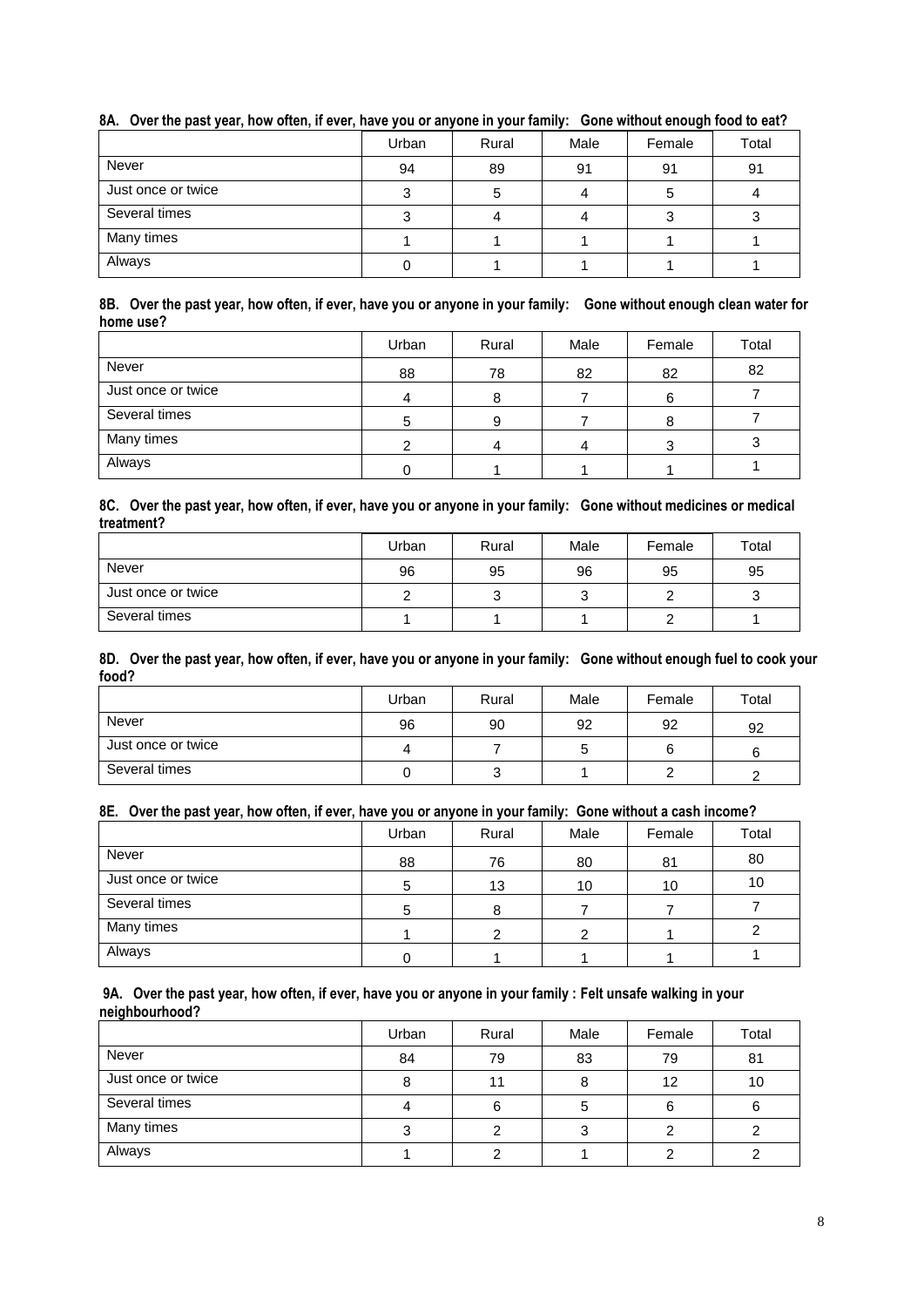**8A. Over the past year, how often, if ever, have you or anyone in your family: Gone without enough food to eat?**

| | Urban | Rural | Male | Female | Total |
|---|---|---|---|---|---|
| Never | 94 | 89 | 91 | 91 | 91 |
| Just once or twice | 3 | 5 | 4 | 5 | 4 |
| Several times | 3 | 4 | 4 | 3 | 3 |
| Many times | 1 | 1 | 1 | 1 | 1 |
| Always | 0 | 1 | 1 | 1 | 1 |

**8B. Over the past year, how often, if ever, have you or anyone in your family: Gone without enough clean water for home use?**

| | Urban | Rural | Male | Female | Total |
|---|---|---|---|---|---|
| Never | 88 | 78 | 82 | 82 | 82 |
| Just once or twice | 4 | 8 | 7 | 6 | 7 |
| Several times | 5 | 9 | 7 | 8 | 7 |
| Many times | 2 | 4 | 4 | 3 | 3 |
| Always | 0 | 1 | 1 | 1 | 1 |

**8C. Over the past year, how often, if ever, have you or anyone in your family: Gone without medicines or medical treatment?**

| | Urban | Rural | Male | Female | Total |
|---|---|---|---|---|---|
| Never | 96 | 95 | 96 | 95 | 95 |
| Just once or twice | 2 | 3 | 3 | 2 | 3 |
| Several times | 1 | 1 | 1 | 2 | 1 |

**8D. Over the past year, how often, if ever, have you or anyone in your family: Gone without enough fuel to cook your food?**

| | Urban | Rural | Male | Female | Total |
|---|---|---|---|---|---|
| Never | 96 | 90 | 92 | 92 | 92 |
| Just once or twice | 4 | 7 | 5 | 6 | 6 |
| Several times | 0 | 3 | 1 | 2 | 2 |

**8E. Over the past year, how often, if ever, have you or anyone in your family: Gone without a cash income?**

| | Urban | Rural | Male | Female | Total |
|---|---|---|---|---|---|
| Never | 88 | 76 | 80 | 81 | 80 |
| Just once or twice | 5 | 13 | 10 | 10 | 10 |
| Several times | 5 | 8 | 7 | 7 | 7 |
| Many times | 1 | 2 | 2 | 1 | 2 |
| Always | 0 | 1 | 1 | 1 | 1 |

**9A. Over the past year, how often, if ever, have you or anyone in your family : Felt unsafe walking in your neighbourhood?**

| | Urban | Rural | Male | Female | Total |
|---|---|---|---|---|---|
| Never | 84 | 79 | 83 | 79 | 81 |
| Just once or twice | 8 | 11 | 8 | 12 | 10 |
| Several times | 4 | 6 | 5 | 6 | 6 |
| Many times | 3 | 2 | 3 | 2 | 2 |
| Always | 1 | 2 | 1 | 2 | 2 |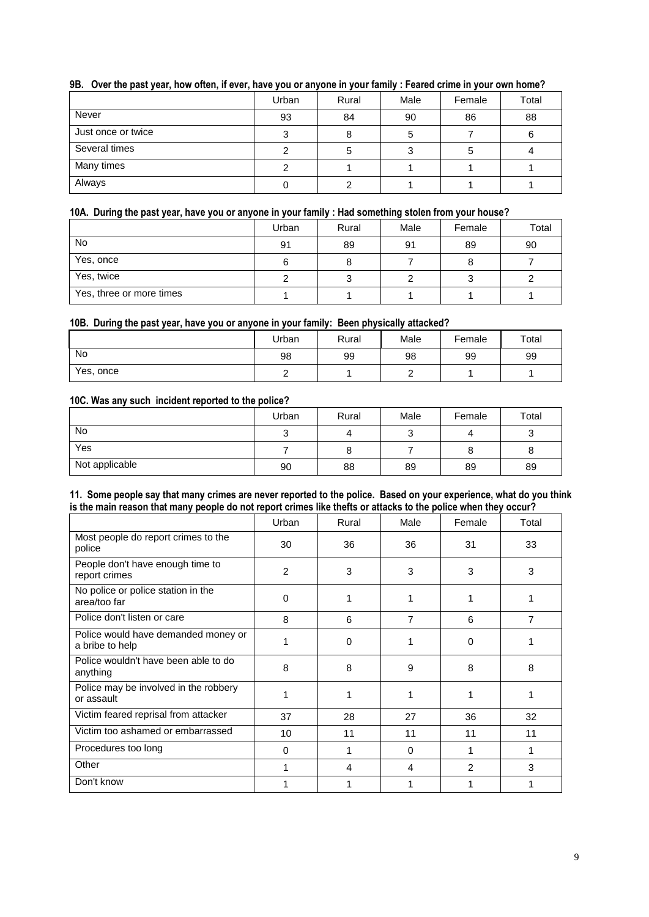**9B. Over the past year, how often, if ever, have you or anyone in your family : Feared crime in your own home?**

| | Urban | Rural | Male | Female | Total |
|---|---|---|---|---|---|
| Never | 93 | 84 | 90 | 86 | 88 |
| Just once or twice | 3 | 8 | 5 | 7 | 6 |
| Several times | 2 | 5 | 3 | 5 | 4 |
| Many times | 2 | 1 | 1 | 1 | 1 |
| Always | 0 | 2 | 1 | 1 | 1 |

**10A. During the past year, have you or anyone in your family : Had something stolen from your house?**

| | Urban | Rural | Male | Female | Total |
|---|---|---|---|---|---|
| No | 91 | 89 | 91 | 89 | 90 |
| Yes, once | 6 | 8 | 7 | 8 | 7 |
| Yes, twice | 2 | 3 | 2 | 3 | 2 |
| Yes, three or more times | 1 | 1 | 1 | 1 | 1 |

**10B. During the past year, have you or anyone in your family: Been physically attacked?**

| | Urban | Rural | Male | Female | Total |
|---|---|---|---|---|---|
| No | 98 | 99 | 98 | 99 | 99 |
| Yes, once | 2 | 1 | 2 | 1 | 1 |

**10C. Was any such incident reported to the police?**

| | Urban | Rural | Male | Female | Total |
|---|---|---|---|---|---|
| No | 3 | 4 | 3 | 4 | 3 |
| Yes | 7 | 8 | 7 | 8 | 8 |
| Not applicable | 90 | 88 | 89 | 89 | 89 |

**11. Some people say that many crimes are never reported to the police. Based on your experience, what do you think is the main reason that many people do not report crimes like thefts or attacks to the police when they occur?**

| | Urban | Rural | Male | Female | Total |
|---|---|---|---|---|---|
| Most people do report crimes to the police | 30 | 36 | 36 | 31 | 33 |
| People don't have enough time to report crimes | 2 | 3 | 3 | 3 | 3 |
| No police or police station in the area/too far | 0 | 1 | 1 | 1 | 1 |
| Police don't listen or care | 8 | 6 | 7 | 6 | 7 |
| Police would have demanded money or a bribe to help | 1 | 0 | 1 | 0 | 1 |
| Police wouldn't have been able to do anything | 8 | 8 | 9 | 8 | 8 |
| Police may be involved in the robbery or assault | 1 | 1 | 1 | 1 | 1 |
| Victim feared reprisal from attacker | 37 | 28 | 27 | 36 | 32 |
| Victim too ashamed or embarrassed | 10 | 11 | 11 | 11 | 11 |
| Procedures too long | 0 | 1 | 0 | 1 | 1 |
| Other | 1 | 4 | 4 | 2 | 3 |
| Don't know | 1 | 1 | 1 | 1 | 1 |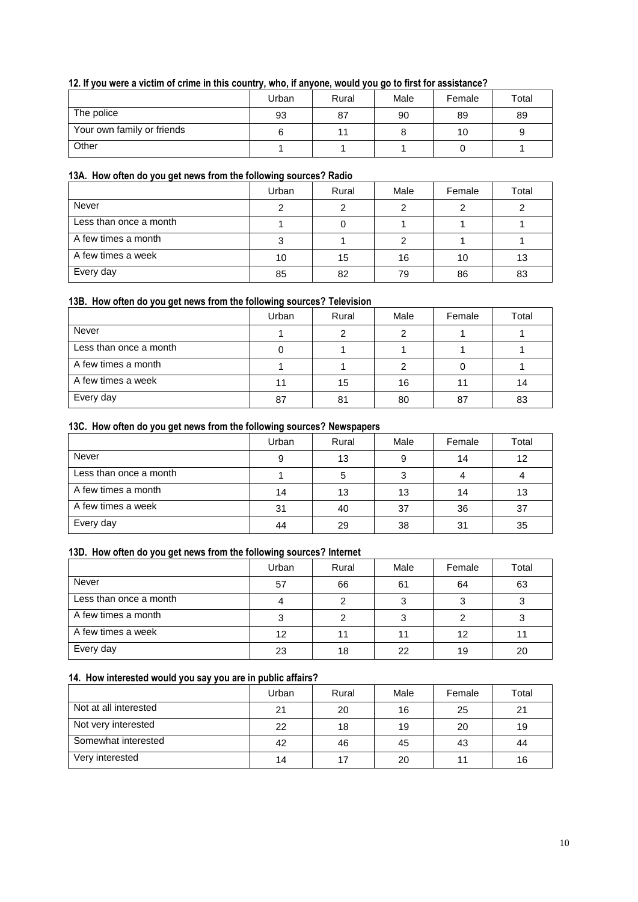#### 12. If you were a victim of crime in this country, who, if anyone, would you go to first for assistance?

| | Urban | Rural | Male | Female | Total |
|---|---|---|---|---|---|
| The police | 93 | 87 | 90 | 89 | 89 |
| Your own family or friends | 6 | 11 | 8 | 10 | 9 |
| Other | 1 | 1 | 1 | 0 | 1 |

#### 13A. How often do you get news from the following sources? Radio

| | Urban | Rural | Male | Female | Total |
|---|---|---|---|---|---|
| Never | 2 | 2 | 2 | 2 | 2 |
| Less than once a month | 1 | 0 | 1 | 1 | 1 |
| A few times a month | 3 | 1 | 2 | 1 | 1 |
| A few times a week | 10 | 15 | 16 | 10 | 13 |
| Every day | 85 | 82 | 79 | 86 | 83 |

#### 13B. How often do you get news from the following sources? Television

| | Urban | Rural | Male | Female | Total |
|---|---|---|---|---|---|
| Never | 1 | 2 | 2 | 1 | 1 |
| Less than once a month | 0 | 1 | 1 | 1 | 1 |
| A few times a month | 1 | 1 | 2 | 0 | 1 |
| A few times a week | 11 | 15 | 16 | 11 | 14 |
| Every day | 87 | 81 | 80 | 87 | 83 |

#### 13C. How often do you get news from the following sources? Newspapers

| | Urban | Rural | Male | Female | Total |
|---|---|---|---|---|---|
| Never | 9 | 13 | 9 | 14 | 12 |
| Less than once a month | 1 | 5 | 3 | 4 | 4 |
| A few times a month | 14 | 13 | 13 | 14 | 13 |
| A few times a week | 31 | 40 | 37 | 36 | 37 |
| Every day | 44 | 29 | 38 | 31 | 35 |

#### 13D. How often do you get news from the following sources? Internet

| | Urban | Rural | Male | Female | Total |
|---|---|---|---|---|---|
| Never | 57 | 66 | 61 | 64 | 63 |
| Less than once a month | 4 | 2 | 3 | 3 | 3 |
| A few times a month | 3 | 2 | 3 | 2 | 3 |
| A few times a week | 12 | 11 | 11 | 12 | 11 |
| Every day | 23 | 18 | 22 | 19 | 20 |

#### 14. How interested would you say you are in public affairs?

| | Urban | Rural | Male | Female | Total |
|---|---|---|---|---|---|
| Not at all interested | 21 | 20 | 16 | 25 | 21 |
| Not very interested | 22 | 18 | 19 | 20 | 19 |
| Somewhat interested | 42 | 46 | 45 | 43 | 44 |
| Very interested | 14 | 17 | 20 | 11 | 16 |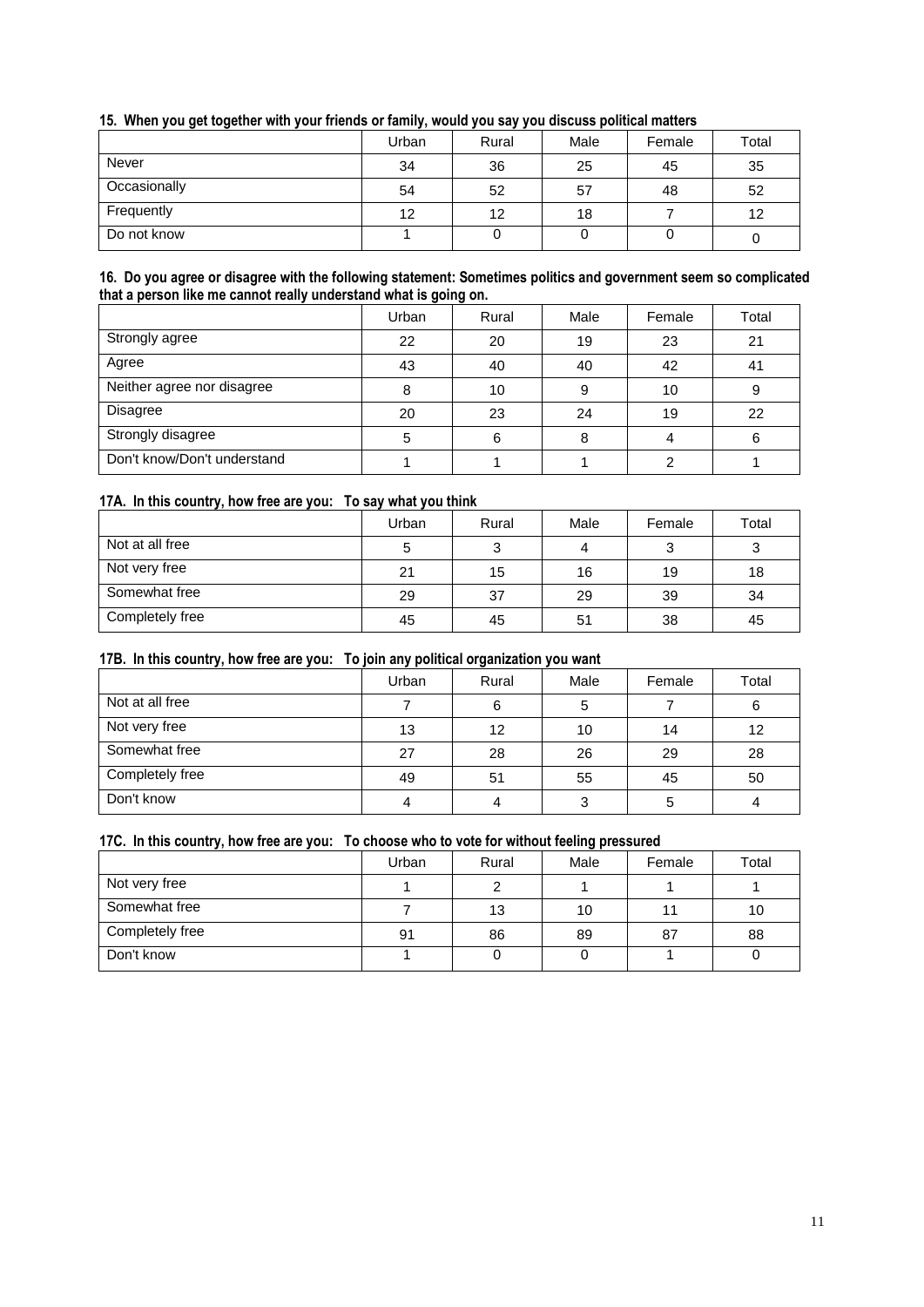**15. When you get together with your friends or family, would you say you discuss political matters**

| | Urban | Rural | Male | Female | Total |
|---|---|---|---|---|---|
| Never | 34 | 36 | 25 | 45 | 35 |
| Occasionally | 54 | 52 | 57 | 48 | 52 |
| Frequently | 12 | 12 | 18 | 7 | 12 |
| Do not know | 1 | 0 | 0 | 0 | 0 |

**16. Do you agree or disagree with the following statement: Sometimes politics and government seem so complicated that a person like me cannot really understand what is going on.**

| | Urban | Rural | Male | Female | Total |
|---|---|---|---|---|---|
| Strongly agree | 22 | 20 | 19 | 23 | 21 |
| Agree | 43 | 40 | 40 | 42 | 41 |
| Neither agree nor disagree | 8 | 10 | 9 | 10 | 9 |
| Disagree | 20 | 23 | 24 | 19 | 22 |
| Strongly disagree | 5 | 6 | 8 | 4 | 6 |
| Don't know/Don't understand | 1 | 1 | 1 | 2 | 1 |

**17A. In this country, how free are you: To say what you think**

| | Urban | Rural | Male | Female | Total |
|---|---|---|---|---|---|
| Not at all free | 5 | 3 | 4 | 3 | 3 |
| Not very free | 21 | 15 | 16 | 19 | 18 |
| Somewhat free | 29 | 37 | 29 | 39 | 34 |
| Completely free | 45 | 45 | 51 | 38 | 45 |

**17B. In this country, how free are you: To join any political organization you want**

| | Urban | Rural | Male | Female | Total |
|---|---|---|---|---|---|
| Not at all free | 7 | 6 | 5 | 7 | 6 |
| Not very free | 13 | 12 | 10 | 14 | 12 |
| Somewhat free | 27 | 28 | 26 | 29 | 28 |
| Completely free | 49 | 51 | 55 | 45 | 50 |
| Don't know | 4 | 4 | 3 | 5 | 4 |

**17C. In this country, how free are you: To choose who to vote for without feeling pressured**

| | Urban | Rural | Male | Female | Total |
|---|---|---|---|---|---|
| Not very free | 1 | 2 | 1 | 1 | 1 |
| Somewhat free | 7 | 13 | 10 | 11 | 10 |
| Completely free | 91 | 86 | 89 | 87 | 88 |
| Don't know | 1 | 0 | 0 | 1 | 0 |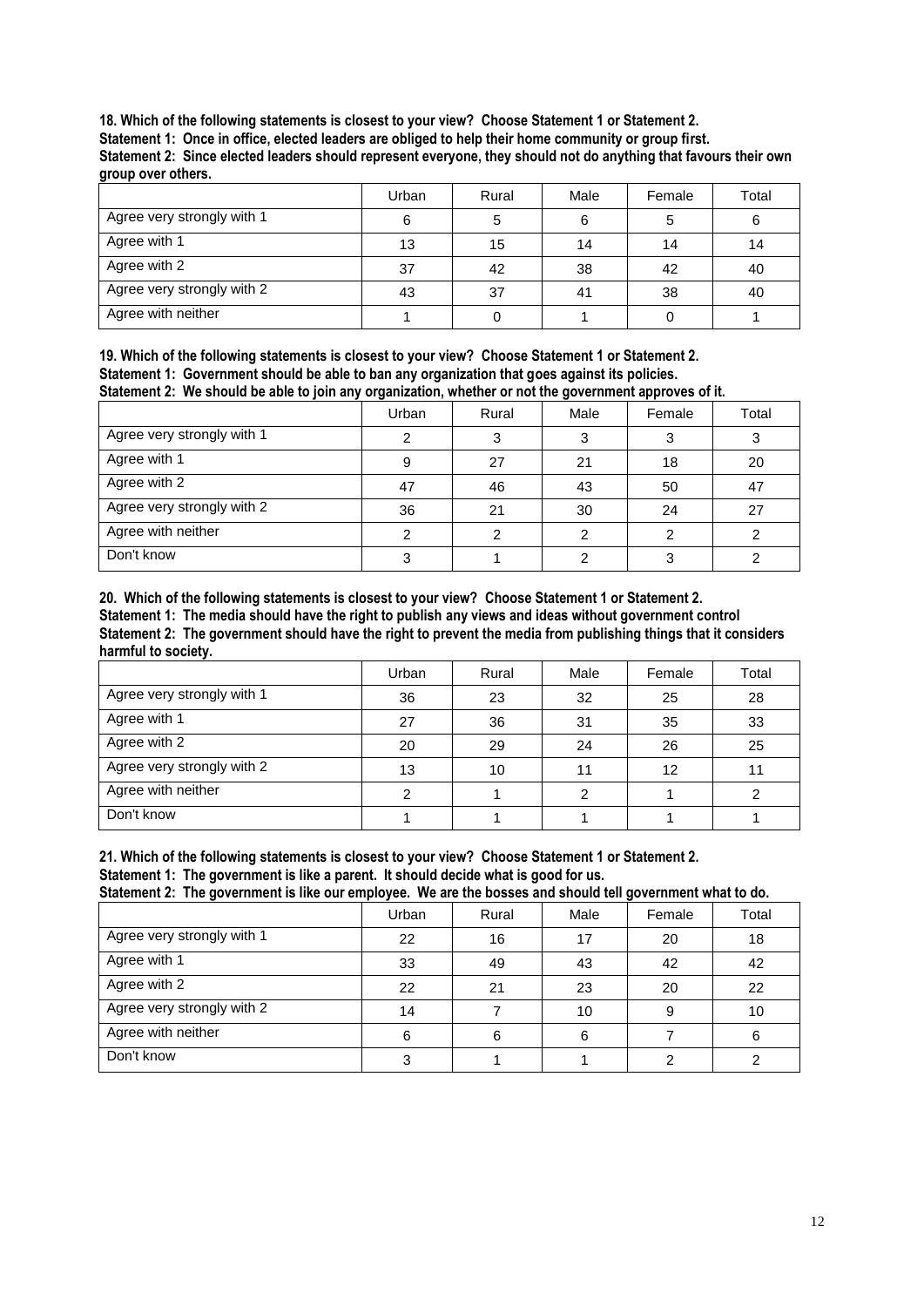**18. Which of the following statements is closest to your view? Choose Statement 1 or Statement 2.**
**Statement 1: Once in office, elected leaders are obliged to help their home community or group first.**
**Statement 2: Since elected leaders should represent everyone, they should not do anything that favours their own group over others.**

| | Urban | Rural | Male | Female | Total |
|---|---|---|---|---|---|
| Agree very strongly with 1 | 6 | 5 | 6 | 5 | 6 |
| Agree with 1 | 13 | 15 | 14 | 14 | 14 |
| Agree with 2 | 37 | 42 | 38 | 42 | 40 |
| Agree very strongly with 2 | 43 | 37 | 41 | 38 | 40 |
| Agree with neither | 1 | 0 | 1 | 0 | 1 |

**19. Which of the following statements is closest to your view? Choose Statement 1 or Statement 2.**
**Statement 1: Government should be able to ban any organization that goes against its policies.**
**Statement 2: We should be able to join any organization, whether or not the government approves of it.**

| | Urban | Rural | Male | Female | Total |
|---|---|---|---|---|---|
| Agree very strongly with 1 | 2 | 3 | 3 | 3 | 3 |
| Agree with 1 | 9 | 27 | 21 | 18 | 20 |
| Agree with 2 | 47 | 46 | 43 | 50 | 47 |
| Agree very strongly with 2 | 36 | 21 | 30 | 24 | 27 |
| Agree with neither | 2 | 2 | 2 | 2 | 2 |
| Don't know | 3 | 1 | 2 | 3 | 2 |

**20. Which of the following statements is closest to your view? Choose Statement 1 or Statement 2.**
**Statement 1: The media should have the right to publish any views and ideas without government control**
**Statement 2: The government should have the right to prevent the media from publishing things that it considers harmful to society.**

| | Urban | Rural | Male | Female | Total |
|---|---|---|---|---|---|
| Agree very strongly with 1 | 36 | 23 | 32 | 25 | 28 |
| Agree with 1 | 27 | 36 | 31 | 35 | 33 |
| Agree with 2 | 20 | 29 | 24 | 26 | 25 |
| Agree very strongly with 2 | 13 | 10 | 11 | 12 | 11 |
| Agree with neither | 2 | 1 | 2 | 1 | 2 |
| Don't know | 1 | 1 | 1 | 1 | 1 |

**21. Which of the following statements is closest to your view? Choose Statement 1 or Statement 2.**
**Statement 1: The government is like a parent. It should decide what is good for us.**
**Statement 2: The government is like our employee. We are the bosses and should tell government what to do.**

| | Urban | Rural | Male | Female | Total |
|---|---|---|---|---|---|
| Agree very strongly with 1 | 22 | 16 | 17 | 20 | 18 |
| Agree with 1 | 33 | 49 | 43 | 42 | 42 |
| Agree with 2 | 22 | 21 | 23 | 20 | 22 |
| Agree very strongly with 2 | 14 | 7 | 10 | 9 | 10 |
| Agree with neither | 6 | 6 | 6 | 7 | 6 |
| Don't know | 3 | 1 | 1 | 2 | 2 |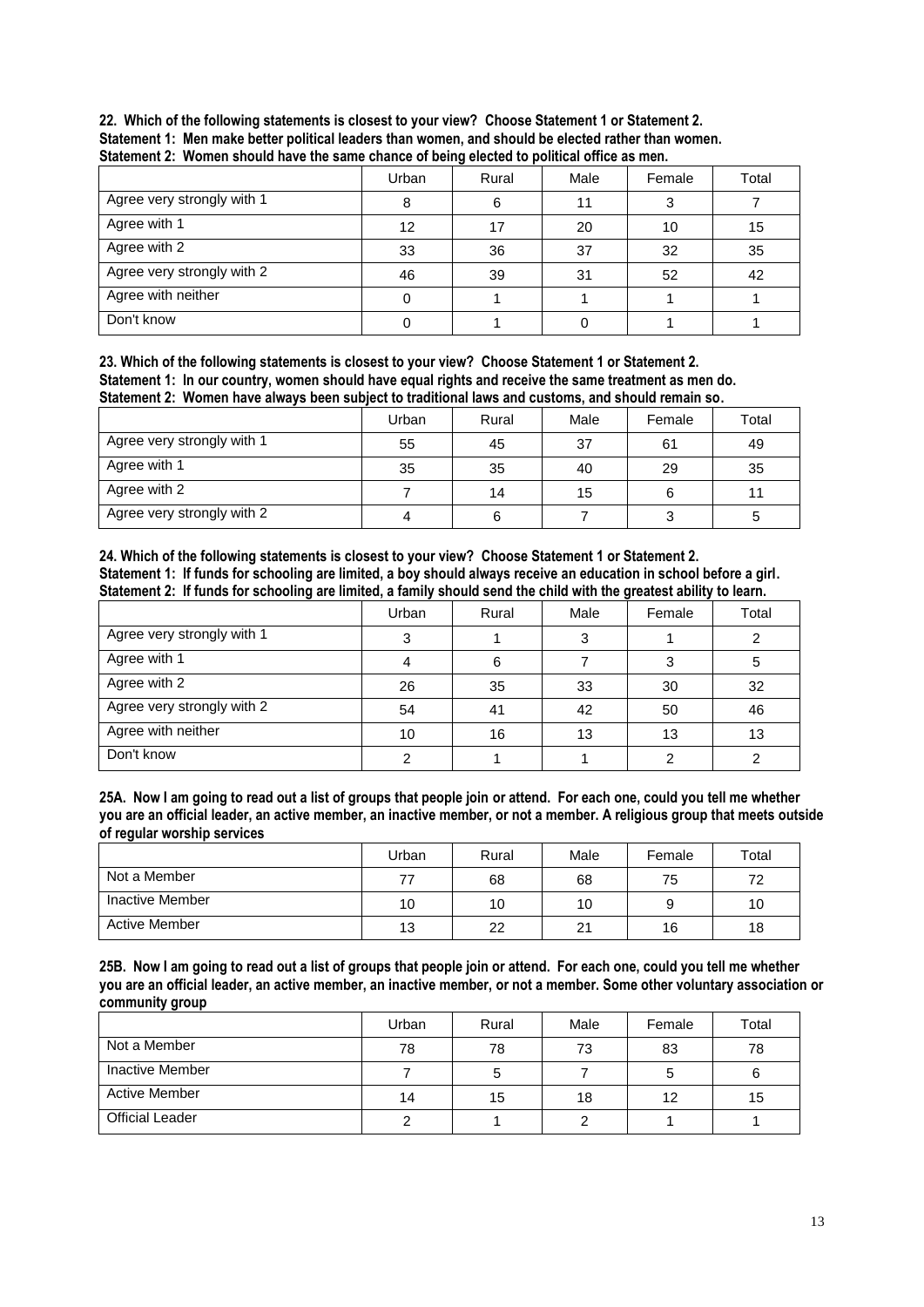**22. Which of the following statements is closest to your view? Choose Statement 1 or Statement 2.**
**Statement 1: Men make better political leaders than women, and should be elected rather than women.**
**Statement 2: Women should have the same chance of being elected to political office as men.**

| | Urban | Rural | Male | Female | Total |
|---|---|---|---|---|---|
| Agree very strongly with 1 | 8 | 6 | 11 | 3 | 7 |
| Agree with 1 | 12 | 17 | 20 | 10 | 15 |
| Agree with 2 | 33 | 36 | 37 | 32 | 35 |
| Agree very strongly with 2 | 46 | 39 | 31 | 52 | 42 |
| Agree with neither | 0 | 1 | 1 | 1 | 1 |
| Don't know | 0 | 1 | 0 | 1 | 1 |

**23. Which of the following statements is closest to your view? Choose Statement 1 or Statement 2.**
**Statement 1: In our country, women should have equal rights and receive the same treatment as men do.**
**Statement 2: Women have always been subject to traditional laws and customs, and should remain so.**

| | Urban | Rural | Male | Female | Total |
|---|---|---|---|---|---|
| Agree very strongly with 1 | 55 | 45 | 37 | 61 | 49 |
| Agree with 1 | 35 | 35 | 40 | 29 | 35 |
| Agree with 2 | 7 | 14 | 15 | 6 | 11 |
| Agree very strongly with 2 | 4 | 6 | 7 | 3 | 5 |

**24. Which of the following statements is closest to your view? Choose Statement 1 or Statement 2.**
**Statement 1: If funds for schooling are limited, a boy should always receive an education in school before a girl.**
**Statement 2: If funds for schooling are limited, a family should send the child with the greatest ability to learn.**

| | Urban | Rural | Male | Female | Total |
|---|---|---|---|---|---|
| Agree very strongly with 1 | 3 | 1 | 3 | 1 | 2 |
| Agree with 1 | 4 | 6 | 7 | 3 | 5 |
| Agree with 2 | 26 | 35 | 33 | 30 | 32 |
| Agree very strongly with 2 | 54 | 41 | 42 | 50 | 46 |
| Agree with neither | 10 | 16 | 13 | 13 | 13 |
| Don't know | 2 | 1 | 1 | 2 | 2 |

**25A. Now I am going to read out a list of groups that people join or attend. For each one, could you tell me whether you are an official leader, an active member, an inactive member, or not a member. A religious group that meets outside of regular worship services**

| | Urban | Rural | Male | Female | Total |
|---|---|---|---|---|---|
| Not a Member | 77 | 68 | 68 | 75 | 72 |
| Inactive Member | 10 | 10 | 10 | 9 | 10 |
| Active Member | 13 | 22 | 21 | 16 | 18 |

**25B. Now I am going to read out a list of groups that people join or attend. For each one, could you tell me whether you are an official leader, an active member, an inactive member, or not a member. Some other voluntary association or community group**

| | Urban | Rural | Male | Female | Total |
|---|---|---|---|---|---|
| Not a Member | 78 | 78 | 73 | 83 | 78 |
| Inactive Member | 7 | 5 | 7 | 5 | 6 |
| Active Member | 14 | 15 | 18 | 12 | 15 |
| Official Leader | 2 | 1 | 2 | 1 | 1 |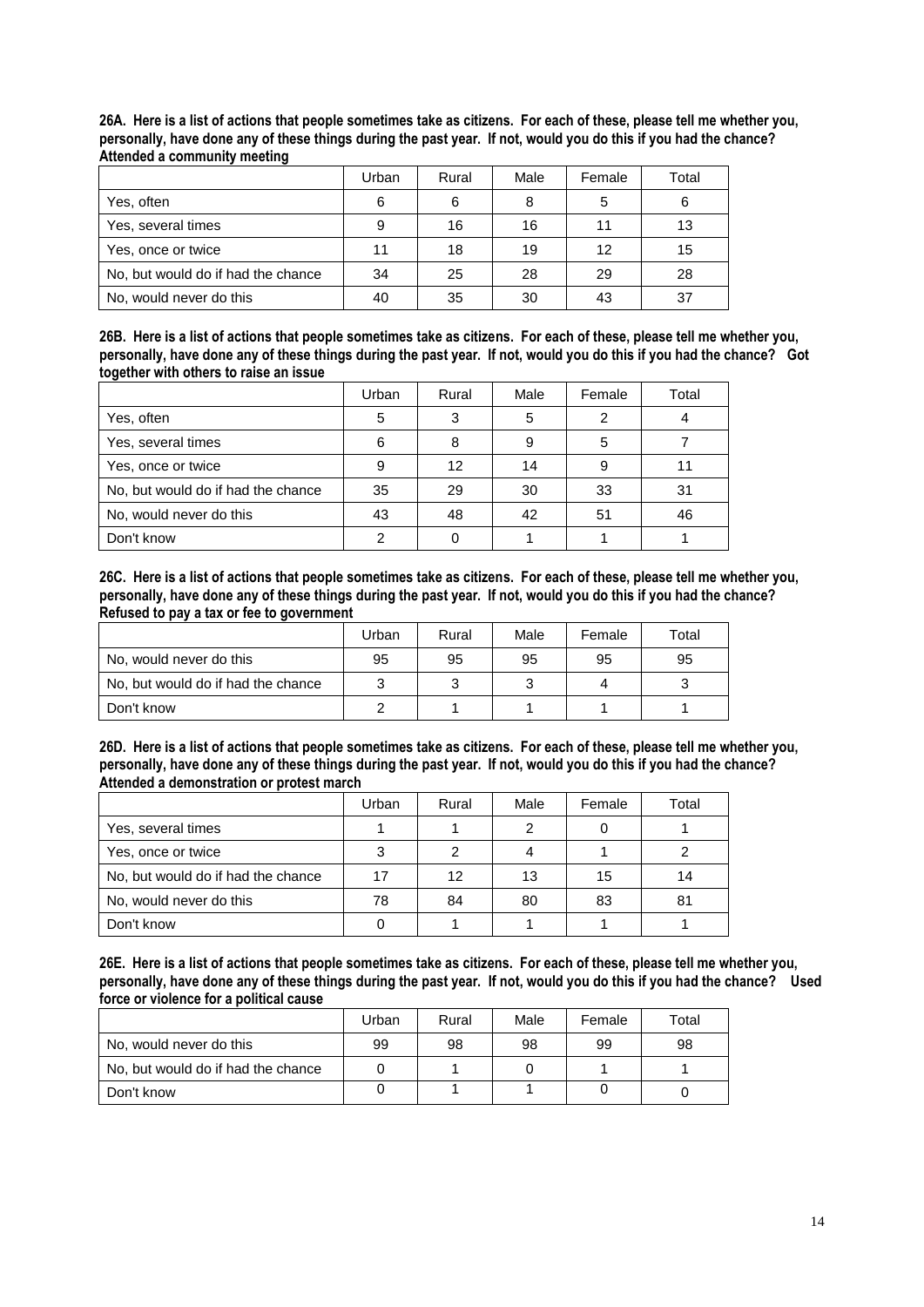**26A. Here is a list of actions that people sometimes take as citizens. For each of these, please tell me whether you, personally, have done any of these things during the past year. If not, would you do this if you had the chance? Attended a community meeting**

| | Urban | Rural | Male | Female | Total |
|---|---|---|---|---|---|
| Yes, often | 6 | 6 | 8 | 5 | 6 |
| Yes, several times | 9 | 16 | 16 | 11 | 13 |
| Yes, once or twice | 11 | 18 | 19 | 12 | 15 |
| No, but would do if had the chance | 34 | 25 | 28 | 29 | 28 |
| No, would never do this | 40 | 35 | 30 | 43 | 37 |

**26B. Here is a list of actions that people sometimes take as citizens. For each of these, please tell me whether you, personally, have done any of these things during the past year. If not, would you do this if you had the chance? Got together with others to raise an issue**

| | Urban | Rural | Male | Female | Total |
|---|---|---|---|---|---|
| Yes, often | 5 | 3 | 5 | 2 | 4 |
| Yes, several times | 6 | 8 | 9 | 5 | 7 |
| Yes, once or twice | 9 | 12 | 14 | 9 | 11 |
| No, but would do if had the chance | 35 | 29 | 30 | 33 | 31 |
| No, would never do this | 43 | 48 | 42 | 51 | 46 |
| Don't know | 2 | 0 | 1 | 1 | 1 |

**26C. Here is a list of actions that people sometimes take as citizens. For each of these, please tell me whether you, personally, have done any of these things during the past year. If not, would you do this if you had the chance? Refused to pay a tax or fee to government**

| | Urban | Rural | Male | Female | Total |
|---|---|---|---|---|---|
| No, would never do this | 95 | 95 | 95 | 95 | 95 |
| No, but would do if had the chance | 3 | 3 | 3 | 4 | 3 |
| Don't know | 2 | 1 | 1 | 1 | 1 |

**26D. Here is a list of actions that people sometimes take as citizens. For each of these, please tell me whether you, personally, have done any of these things during the past year. If not, would you do this if you had the chance? Attended a demonstration or protest march**

| | Urban | Rural | Male | Female | Total |
|---|---|---|---|---|---|
| Yes, several times | 1 | 1 | 2 | 0 | 1 |
| Yes, once or twice | 3 | 2 | 4 | 1 | 2 |
| No, but would do if had the chance | 17 | 12 | 13 | 15 | 14 |
| No, would never do this | 78 | 84 | 80 | 83 | 81 |
| Don't know | 0 | 1 | 1 | 1 | 1 |

**26E. Here is a list of actions that people sometimes take as citizens. For each of these, please tell me whether you, personally, have done any of these things during the past year. If not, would you do this if you had the chance? Used force or violence for a political cause**

| | Urban | Rural | Male | Female | Total |
|---|---|---|---|---|---|
| No, would never do this | 99 | 98 | 98 | 99 | 98 |
| No, but would do if had the chance | 0 | 1 | 0 | 1 | 1 |
| Don't know | 0 | 1 | 1 | 0 | 0 |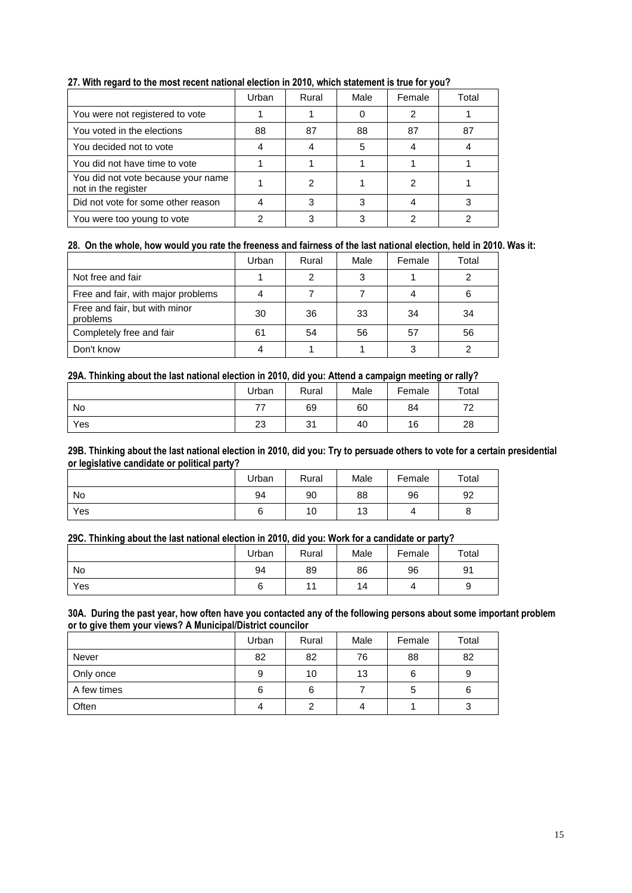**27. With regard to the most recent national election in 2010, which statement is true for you?**

| | Urban | Rural | Male | Female | Total |
|---|---|---|---|---|---|
| You were not registered to vote | 1 | 1 | 0 | 2 | 1 |
| You voted in the elections | 88 | 87 | 88 | 87 | 87 |
| You decided not to vote | 4 | 4 | 5 | 4 | 4 |
| You did not have time to vote | 1 | 1 | 1 | 1 | 1 |
| You did not vote because your name not in the register | 1 | 2 | 1 | 2 | 1 |
| Did not vote for some other reason | 4 | 3 | 3 | 4 | 3 |
| You were too young to vote | 2 | 3 | 3 | 2 | 2 |

**28. On the whole, how would you rate the freeness and fairness of the last national election, held in 2010. Was it:**

| | Urban | Rural | Male | Female | Total |
|---|---|---|---|---|---|
| Not free and fair | 1 | 2 | 3 | 1 | 2 |
| Free and fair, with major problems | 4 | 7 | 7 | 4 | 6 |
| Free and fair, but with minor problems | 30 | 36 | 33 | 34 | 34 |
| Completely free and fair | 61 | 54 | 56 | 57 | 56 |
| Don't know | 4 | 1 | 1 | 3 | 2 |

**29A. Thinking about the last national election in 2010, did you: Attend a campaign meeting or rally?**

| | Urban | Rural | Male | Female | Total |
|---|---|---|---|---|---|
| No | 77 | 69 | 60 | 84 | 72 |
| Yes | 23 | 31 | 40 | 16 | 28 |

**29B. Thinking about the last national election in 2010, did you: Try to persuade others to vote for a certain presidential or legislative candidate or political party?**

| | Urban | Rural | Male | Female | Total |
|---|---|---|---|---|---|
| No | 94 | 90 | 88 | 96 | 92 |
| Yes | 6 | 10 | 13 | 4 | 8 |

**29C. Thinking about the last national election in 2010, did you: Work for a candidate or party?**

| | Urban | Rural | Male | Female | Total |
|---|---|---|---|---|---|
| No | 94 | 89 | 86 | 96 | 91 |
| Yes | 6 | 11 | 14 | 4 | 9 |

**30A. During the past year, how often have you contacted any of the following persons about some important problem or to give them your views? A Municipal/District councilor**

| | Urban | Rural | Male | Female | Total |
|---|---|---|---|---|---|
| Never | 82 | 82 | 76 | 88 | 82 |
| Only once | 9 | 10 | 13 | 6 | 9 |
| A few times | 6 | 6 | 7 | 5 | 6 |
| Often | 4 | 2 | 4 | 1 | 3 |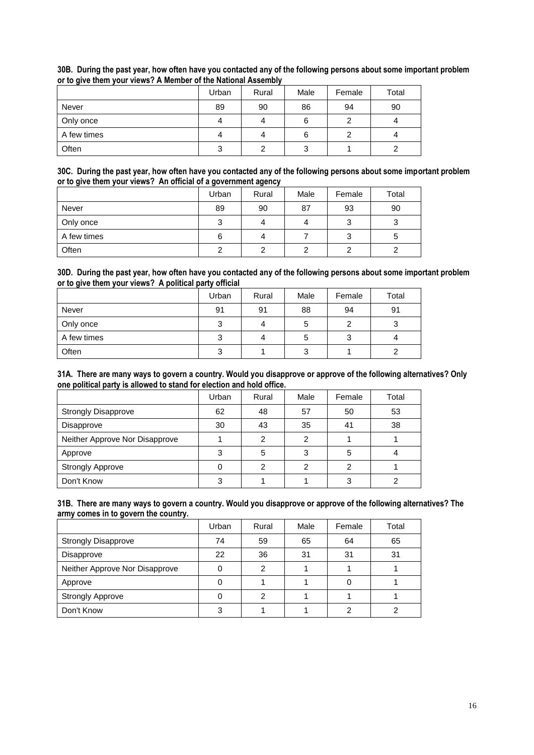**30B. During the past year, how often have you contacted any of the following persons about some important problem or to give them your views? A Member of the National Assembly**

| | Urban | Rural | Male | Female | Total |
|---|---|---|---|---|---|
| Never | 89 | 90 | 86 | 94 | 90 |
| Only once | 4 | 4 | 6 | 2 | 4 |
| A few times | 4 | 4 | 6 | 2 | 4 |
| Often | 3 | 2 | 3 | 1 | 2 |

**30C. During the past year, how often have you contacted any of the following persons about some important problem or to give them your views? An official of a government agency**

| | Urban | Rural | Male | Female | Total |
|---|---|---|---|---|---|
| Never | 89 | 90 | 87 | 93 | 90 |
| Only once | 3 | 4 | 4 | 3 | 3 |
| A few times | 6 | 4 | 7 | 3 | 5 |
| Often | 2 | 2 | 2 | 2 | 2 |

**30D. During the past year, how often have you contacted any of the following persons about some important problem or to give them your views? A political party official**

| | Urban | Rural | Male | Female | Total |
|---|---|---|---|---|---|
| Never | 91 | 91 | 88 | 94 | 91 |
| Only once | 3 | 4 | 5 | 2 | 3 |
| A few times | 3 | 4 | 5 | 3 | 4 |
| Often | 3 | 1 | 3 | 1 | 2 |

**31A. There are many ways to govern a country. Would you disapprove or approve of the following alternatives? Only one political party is allowed to stand for election and hold office.**

| | Urban | Rural | Male | Female | Total |
|---|---|---|---|---|---|
| Strongly Disapprove | 62 | 48 | 57 | 50 | 53 |
| Disapprove | 30 | 43 | 35 | 41 | 38 |
| Neither Approve Nor Disapprove | 1 | 2 | 2 | 1 | 1 |
| Approve | 3 | 5 | 3 | 5 | 4 |
| Strongly Approve | 0 | 2 | 2 | 2 | 1 |
| Don't Know | 3 | 1 | 1 | 3 | 2 |

**31B. There are many ways to govern a country. Would you disapprove or approve of the following alternatives? The army comes in to govern the country.**

| | Urban | Rural | Male | Female | Total |
|---|---|---|---|---|---|
| Strongly Disapprove | 74 | 59 | 65 | 64 | 65 |
| Disapprove | 22 | 36 | 31 | 31 | 31 |
| Neither Approve Nor Disapprove | 0 | 2 | 1 | 1 | 1 |
| Approve | 0 | 1 | 1 | 0 | 1 |
| Strongly Approve | 0 | 2 | 1 | 1 | 1 |
| Don't Know | 3 | 1 | 1 | 2 | 2 |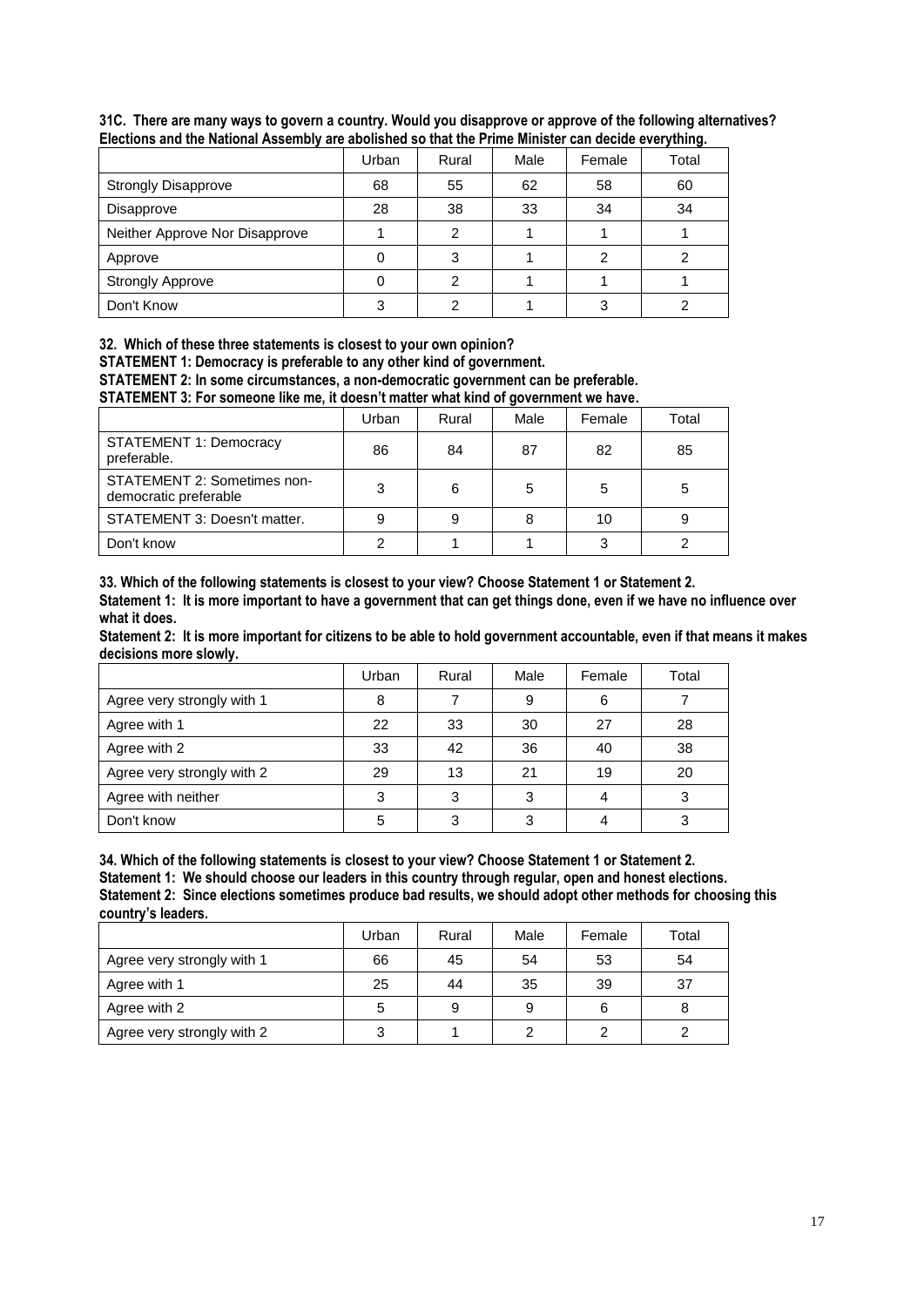**31C. There are many ways to govern a country. Would you disapprove or approve of the following alternatives? Elections and the National Assembly are abolished so that the Prime Minister can decide everything.**

| | Urban | Rural | Male | Female | Total |
|---|---|---|---|---|---|
| Strongly Disapprove | 68 | 55 | 62 | 58 | 60 |
| Disapprove | 28 | 38 | 33 | 34 | 34 |
| Neither Approve Nor Disapprove | 1 | 2 | 1 | 1 | 1 |
| Approve | 0 | 3 | 1 | 2 | 2 |
| Strongly Approve | 0 | 2 | 1 | 1 | 1 |
| Don't Know | 3 | 2 | 1 | 3 | 2 |

**32. Which of these three statements is closest to your own opinion?**
**STATEMENT 1: Democracy is preferable to any other kind of government.**
**STATEMENT 2: In some circumstances, a non-democratic government can be preferable.**
**STATEMENT 3: For someone like me, it doesn't matter what kind of government we have.**

| | Urban | Rural | Male | Female | Total |
|---|---|---|---|---|---|
| STATEMENT 1: Democracy preferable. | 86 | 84 | 87 | 82 | 85 |
| STATEMENT 2: Sometimes non-democratic preferable | 3 | 6 | 5 | 5 | 5 |
| STATEMENT 3: Doesn't matter. | 9 | 9 | 8 | 10 | 9 |
| Don't know | 2 | 1 | 1 | 3 | 2 |

**33. Which of the following statements is closest to your view? Choose Statement 1 or Statement 2.**
**Statement 1: It is more important to have a government that can get things done, even if we have no influence over what it does.**
**Statement 2: It is more important for citizens to be able to hold government accountable, even if that means it makes decisions more slowly.**

| | Urban | Rural | Male | Female | Total |
|---|---|---|---|---|---|
| Agree very strongly with 1 | 8 | 7 | 9 | 6 | 7 |
| Agree with 1 | 22 | 33 | 30 | 27 | 28 |
| Agree with 2 | 33 | 42 | 36 | 40 | 38 |
| Agree very strongly with 2 | 29 | 13 | 21 | 19 | 20 |
| Agree with neither | 3 | 3 | 3 | 4 | 3 |
| Don't know | 5 | 3 | 3 | 4 | 3 |

**34. Which of the following statements is closest to your view? Choose Statement 1 or Statement 2.**
**Statement 1: We should choose our leaders in this country through regular, open and honest elections.**
**Statement 2: Since elections sometimes produce bad results, we should adopt other methods for choosing this country's leaders.**

| | Urban | Rural | Male | Female | Total |
|---|---|---|---|---|---|
| Agree very strongly with 1 | 66 | 45 | 54 | 53 | 54 |
| Agree with 1 | 25 | 44 | 35 | 39 | 37 |
| Agree with 2 | 5 | 9 | 9 | 6 | 8 |
| Agree very strongly with 2 | 3 | 1 | 2 | 2 | 2 |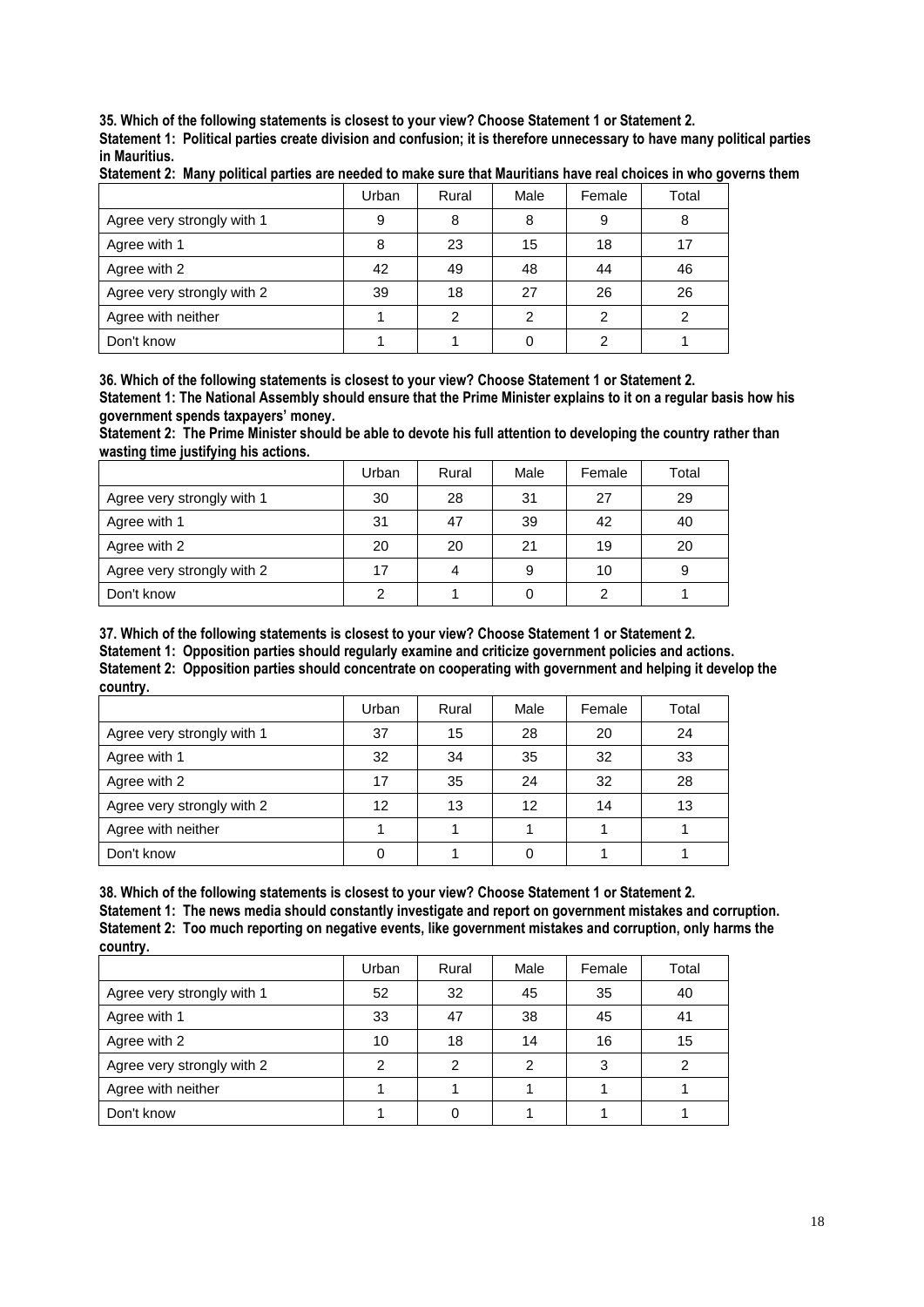**35. Which of the following statements is closest to your view? Choose Statement 1 or Statement 2.**
**Statement 1: Political parties create division and confusion; it is therefore unnecessary to have many political parties in Mauritius.**
**Statement 2: Many political parties are needed to make sure that Mauritians have real choices in who governs them**

| | Urban | Rural | Male | Female | Total |
|---|---|---|---|---|---|
| Agree very strongly with 1 | 9 | 8 | 8 | 9 | 8 |
| Agree with 1 | 8 | 23 | 15 | 18 | 17 |
| Agree with 2 | 42 | 49 | 48 | 44 | 46 |
| Agree very strongly with 2 | 39 | 18 | 27 | 26 | 26 |
| Agree with neither | 1 | 2 | 2 | 2 | 2 |
| Don't know | 1 | 1 | 0 | 2 | 1 |

**36. Which of the following statements is closest to your view? Choose Statement 1 or Statement 2.**
**Statement 1: The National Assembly should ensure that the Prime Minister explains to it on a regular basis how his government spends taxpayers' money.**
**Statement 2: The Prime Minister should be able to devote his full attention to developing the country rather than wasting time justifying his actions.**

| | Urban | Rural | Male | Female | Total |
|---|---|---|---|---|---|
| Agree very strongly with 1 | 30 | 28 | 31 | 27 | 29 |
| Agree with 1 | 31 | 47 | 39 | 42 | 40 |
| Agree with 2 | 20 | 20 | 21 | 19 | 20 |
| Agree very strongly with 2 | 17 | 4 | 9 | 10 | 9 |
| Don't know | 2 | 1 | 0 | 2 | 1 |

**37. Which of the following statements is closest to your view? Choose Statement 1 or Statement 2.**
**Statement 1: Opposition parties should regularly examine and criticize government policies and actions.**
**Statement 2: Opposition parties should concentrate on cooperating with government and helping it develop the country.**

| | Urban | Rural | Male | Female | Total |
|---|---|---|---|---|---|
| Agree very strongly with 1 | 37 | 15 | 28 | 20 | 24 |
| Agree with 1 | 32 | 34 | 35 | 32 | 33 |
| Agree with 2 | 17 | 35 | 24 | 32 | 28 |
| Agree very strongly with 2 | 12 | 13 | 12 | 14 | 13 |
| Agree with neither | 1 | 1 | 1 | 1 | 1 |
| Don't know | 0 | 1 | 0 | 1 | 1 |

**38. Which of the following statements is closest to your view? Choose Statement 1 or Statement 2.**
**Statement 1: The news media should constantly investigate and report on government mistakes and corruption.**
**Statement 2: Too much reporting on negative events, like government mistakes and corruption, only harms the country.**

| | Urban | Rural | Male | Female | Total |
|---|---|---|---|---|---|
| Agree very strongly with 1 | 52 | 32 | 45 | 35 | 40 |
| Agree with 1 | 33 | 47 | 38 | 45 | 41 |
| Agree with 2 | 10 | 18 | 14 | 16 | 15 |
| Agree very strongly with 2 | 2 | 2 | 2 | 3 | 2 |
| Agree with neither | 1 | 1 | 1 | 1 | 1 |
| Don't know | 1 | 0 | 1 | 1 | 1 |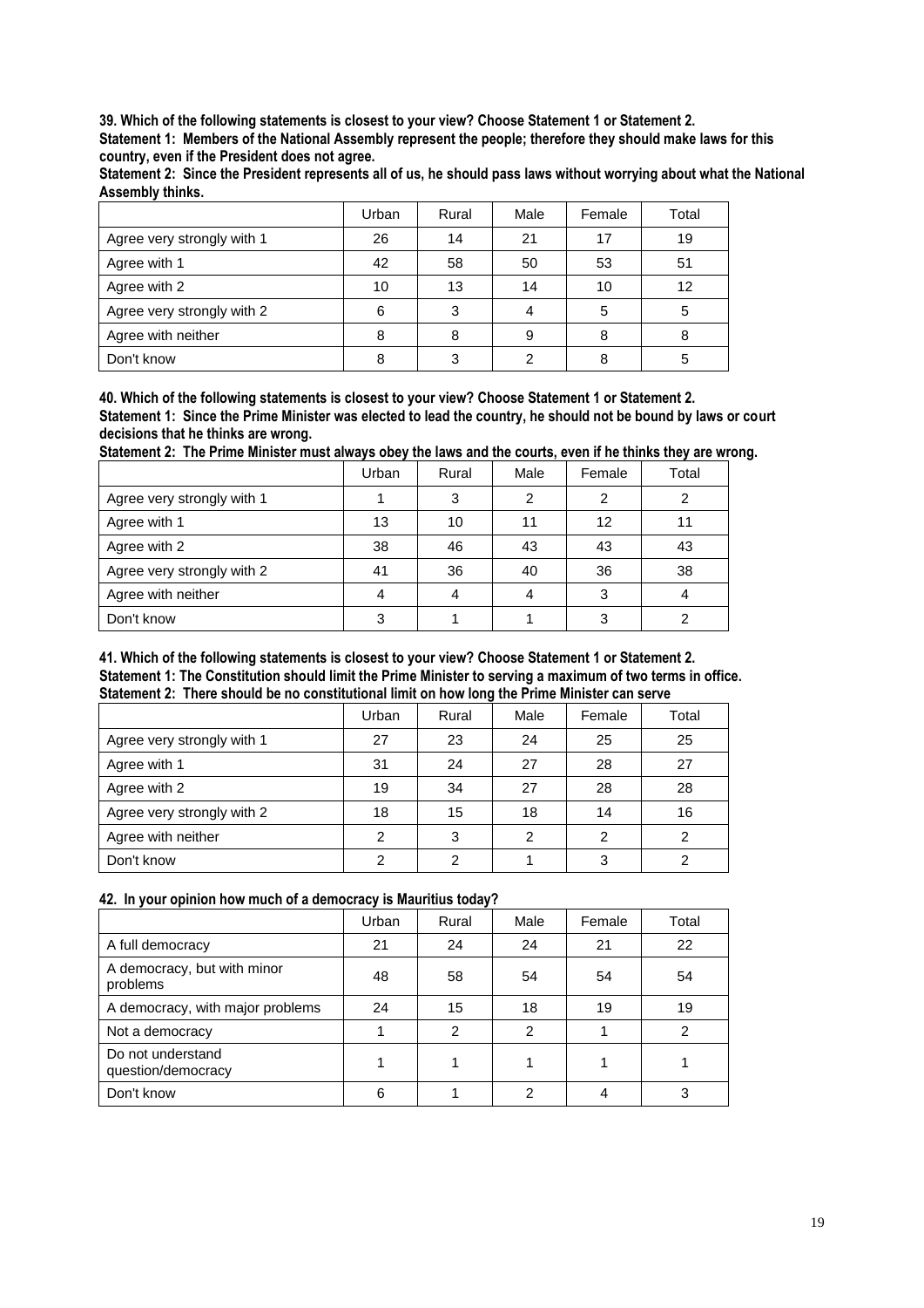**39. Which of the following statements is closest to your view? Choose Statement 1 or Statement 2.**
**Statement 1: Members of the National Assembly represent the people; therefore they should make laws for this country, even if the President does not agree.**
**Statement 2: Since the President represents all of us, he should pass laws without worrying about what the National Assembly thinks.**

| | Urban | Rural | Male | Female | Total |
|---|---|---|---|---|---|
| Agree very strongly with 1 | 26 | 14 | 21 | 17 | 19 |
| Agree with 1 | 42 | 58 | 50 | 53 | 51 |
| Agree with 2 | 10 | 13 | 14 | 10 | 12 |
| Agree very strongly with 2 | 6 | 3 | 4 | 5 | 5 |
| Agree with neither | 8 | 8 | 9 | 8 | 8 |
| Don't know | 8 | 3 | 2 | 8 | 5 |

**40. Which of the following statements is closest to your view? Choose Statement 1 or Statement 2.**
**Statement 1: Since the Prime Minister was elected to lead the country, he should not be bound by laws or court decisions that he thinks are wrong.**
**Statement 2: The Prime Minister must always obey the laws and the courts, even if he thinks they are wrong.**

| | Urban | Rural | Male | Female | Total |
|---|---|---|---|---|---|
| Agree very strongly with 1 | 1 | 3 | 2 | 2 | 2 |
| Agree with 1 | 13 | 10 | 11 | 12 | 11 |
| Agree with 2 | 38 | 46 | 43 | 43 | 43 |
| Agree very strongly with 2 | 41 | 36 | 40 | 36 | 38 |
| Agree with neither | 4 | 4 | 4 | 3 | 4 |
| Don't know | 3 | 1 | 1 | 3 | 2 |

**41. Which of the following statements is closest to your view? Choose Statement 1 or Statement 2.**
**Statement 1: The Constitution should limit the Prime Minister to serving a maximum of two terms in office.**
**Statement 2: There should be no constitutional limit on how long the Prime Minister can serve**

| | Urban | Rural | Male | Female | Total |
|---|---|---|---|---|---|
| Agree very strongly with 1 | 27 | 23 | 24 | 25 | 25 |
| Agree with 1 | 31 | 24 | 27 | 28 | 27 |
| Agree with 2 | 19 | 34 | 27 | 28 | 28 |
| Agree very strongly with 2 | 18 | 15 | 18 | 14 | 16 |
| Agree with neither | 2 | 3 | 2 | 2 | 2 |
| Don't know | 2 | 2 | 1 | 3 | 2 |

**42. In your opinion how much of a democracy is Mauritius today?**

| | Urban | Rural | Male | Female | Total |
|---|---|---|---|---|---|
| A full democracy | 21 | 24 | 24 | 21 | 22 |
| A democracy, but with minor problems | 48 | 58 | 54 | 54 | 54 |
| A democracy, with major problems | 24 | 15 | 18 | 19 | 19 |
| Not a democracy | 1 | 2 | 2 | 1 | 2 |
| Do not understand question/democracy | 1 | 1 | 1 | 1 | 1 |
| Don't know | 6 | 1 | 2 | 4 | 3 |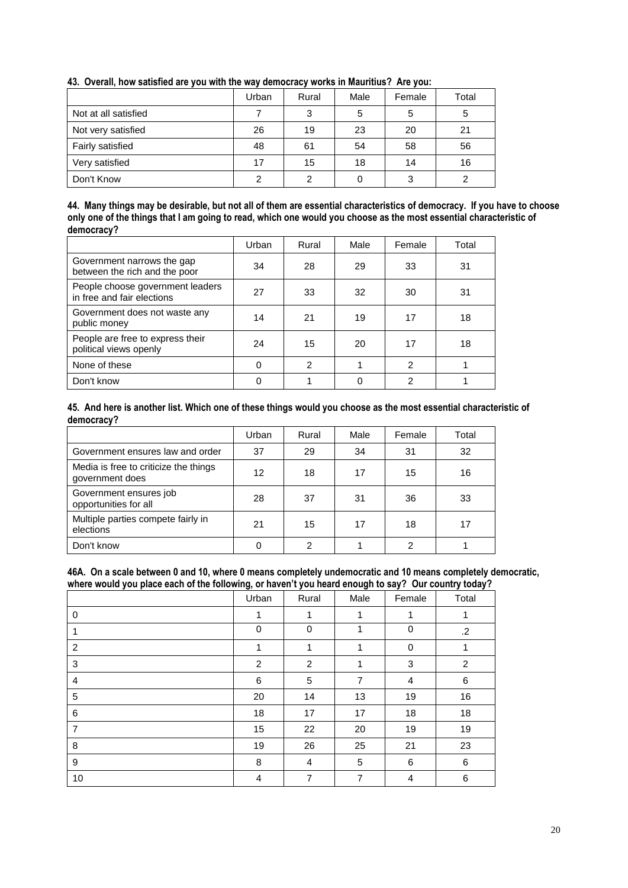**43. Overall, how satisfied are you with the way democracy works in Mauritius? Are you:**

| | Urban | Rural | Male | Female | Total |
|---|---|---|---|---|---|
| Not at all satisfied | 7 | 3 | 5 | 5 | 5 |
| Not very satisfied | 26 | 19 | 23 | 20 | 21 |
| Fairly satisfied | 48 | 61 | 54 | 58 | 56 |
| Very satisfied | 17 | 15 | 18 | 14 | 16 |
| Don't Know | 2 | 2 | 0 | 3 | 2 |

**44. Many things may be desirable, but not all of them are essential characteristics of democracy. If you have to choose only one of the things that I am going to read, which one would you choose as the most essential characteristic of democracy?**

| | Urban | Rural | Male | Female | Total |
|---|---|---|---|---|---|
| Government narrows the gap between the rich and the poor | 34 | 28 | 29 | 33 | 31 |
| People choose government leaders in free and fair elections | 27 | 33 | 32 | 30 | 31 |
| Government does not waste any public money | 14 | 21 | 19 | 17 | 18 |
| People are free to express their political views openly | 24 | 15 | 20 | 17 | 18 |
| None of these | 0 | 2 | 1 | 2 | 1 |
| Don't know | 0 | 1 | 0 | 2 | 1 |

**45. And here is another list. Which one of these things would you choose as the most essential characteristic of democracy?**

| | Urban | Rural | Male | Female | Total |
|---|---|---|---|---|---|
| Government ensures law and order | 37 | 29 | 34 | 31 | 32 |
| Media is free to criticize the things government does | 12 | 18 | 17 | 15 | 16 |
| Government ensures job opportunities for all | 28 | 37 | 31 | 36 | 33 |
| Multiple parties compete fairly in elections | 21 | 15 | 17 | 18 | 17 |
| Don't know | 0 | 2 | 1 | 2 | 1 |

**46A. On a scale between 0 and 10, where 0 means completely undemocratic and 10 means completely democratic, where would you place each of the following, or haven't you heard enough to say? Our country today?**

| | Urban | Rural | Male | Female | Total |
|---|---|---|---|---|---|
| 0 | 1 | 1 | 1 | 1 | 1 |
| 1 | 0 | 0 | 1 | 0 | .2 |
| 2 | 1 | 1 | 1 | 0 | 1 |
| 3 | 2 | 2 | 1 | 3 | 2 |
| 4 | 6 | 5 | 7 | 4 | 6 |
| 5 | 20 | 14 | 13 | 19 | 16 |
| 6 | 18 | 17 | 17 | 18 | 18 |
| 7 | 15 | 22 | 20 | 19 | 19 |
| 8 | 19 | 26 | 25 | 21 | 23 |
| 9 | 8 | 4 | 5 | 6 | 6 |
| 10 | 4 | 7 | 7 | 4 | 6 |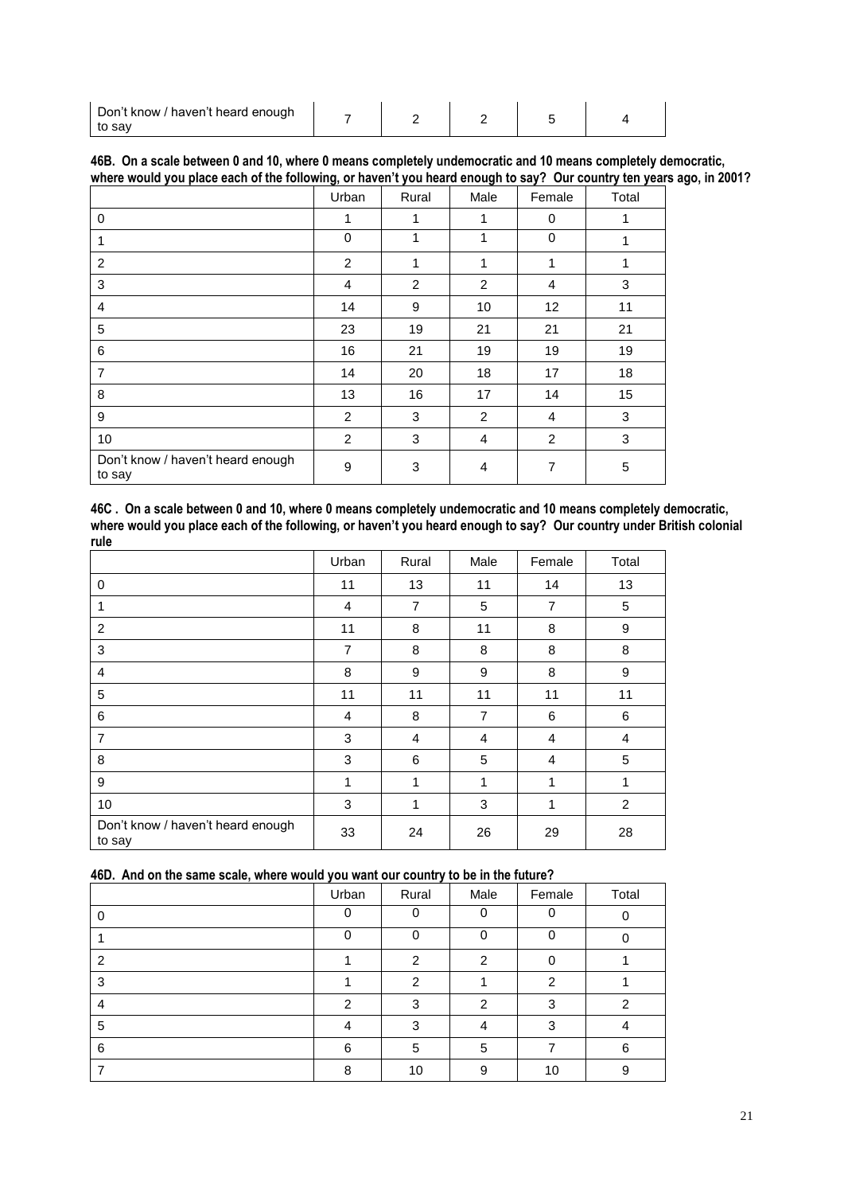| Don't know / haven't heard enough to say | 7 | 2 | 2 | 5 | 4 |
|---|---|---|---|---|---|

**46B. On a scale between 0 and 10, where 0 means completely undemocratic and 10 means completely democratic, where would you place each of the following, or haven't you heard enough to say? Our country ten years ago, in 2001?**

| | Urban | Rural | Male | Female | Total |
|---|---|---|---|---|---|
| 0 | 1 | 1 | 1 | 0 | 1 |
| 1 | 0 | 1 | 1 | 0 | 1 |
| 2 | 2 | 1 | 1 | 1 | 1 |
| 3 | 4 | 2 | 2 | 4 | 3 |
| 4 | 14 | 9 | 10 | 12 | 11 |
| 5 | 23 | 19 | 21 | 21 | 21 |
| 6 | 16 | 21 | 19 | 19 | 19 |
| 7 | 14 | 20 | 18 | 17 | 18 |
| 8 | 13 | 16 | 17 | 14 | 15 |
| 9 | 2 | 3 | 2 | 4 | 3 |
| 10 | 2 | 3 | 4 | 2 | 3 |
| Don't know / haven't heard enough to say | 9 | 3 | 4 | 7 | 5 |

**46C . On a scale between 0 and 10, where 0 means completely undemocratic and 10 means completely democratic, where would you place each of the following, or haven't you heard enough to say? Our country under British colonial rule**

| | Urban | Rural | Male | Female | Total |
|---|---|---|---|---|---|
| 0 | 11 | 13 | 11 | 14 | 13 |
| 1 | 4 | 7 | 5 | 7 | 5 |
| 2 | 11 | 8 | 11 | 8 | 9 |
| 3 | 7 | 8 | 8 | 8 | 8 |
| 4 | 8 | 9 | 9 | 8 | 9 |
| 5 | 11 | 11 | 11 | 11 | 11 |
| 6 | 4 | 8 | 7 | 6 | 6 |
| 7 | 3 | 4 | 4 | 4 | 4 |
| 8 | 3 | 6 | 5 | 4 | 5 |
| 9 | 1 | 1 | 1 | 1 | 1 |
| 10 | 3 | 1 | 3 | 1 | 2 |
| Don't know / haven't heard enough to say | 33 | 24 | 26 | 29 | 28 |

**46D. And on the same scale, where would you want our country to be in the future?**

| | Urban | Rural | Male | Female | Total |
|---|---|---|---|---|---|
| 0 | 0 | 0 | 0 | 0 | 0 |
| 1 | 0 | 0 | 0 | 0 | 0 |
| 2 | 1 | 2 | 2 | 0 | 1 |
| 3 | 1 | 2 | 1 | 2 | 1 |
| 4 | 2 | 3 | 2 | 3 | 2 |
| 5 | 4 | 3 | 4 | 3 | 4 |
| 6 | 6 | 5 | 5 | 7 | 6 |
| 7 | 8 | 10 | 9 | 10 | 9 |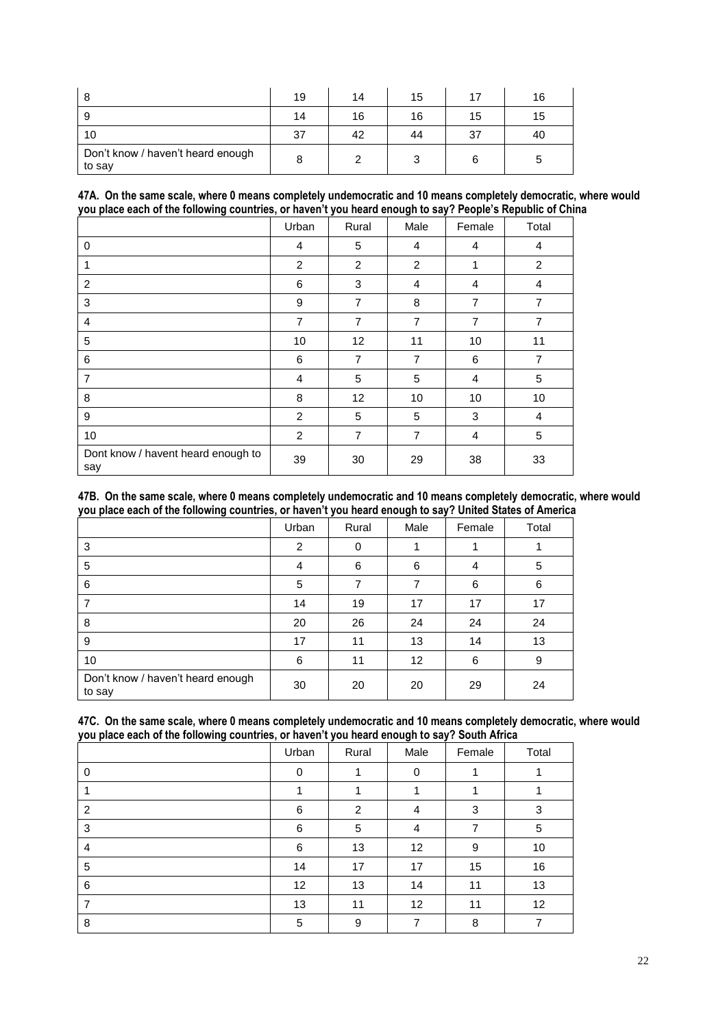| | | | | | |
|---|---|---|---|---|---|
| 8 | 19 | 14 | 15 | 17 | 16 |
| 9 | 14 | 16 | 16 | 15 | 15 |
| 10 | 37 | 42 | 44 | 37 | 40 |
| Don't know / haven't heard enough to say | 8 | 2 | 3 | 6 | 5 |

**47A. On the same scale, where 0 means completely undemocratic and 10 means completely democratic, where would you place each of the following countries, or haven't you heard enough to say? People's Republic of China**

| | Urban | Rural | Male | Female | Total |
|---|---|---|---|---|---|
| 0 | 4 | 5 | 4 | 4 | 4 |
| 1 | 2 | 2 | 2 | 1 | 2 |
| 2 | 6 | 3 | 4 | 4 | 4 |
| 3 | 9 | 7 | 8 | 7 | 7 |
| 4 | 7 | 7 | 7 | 7 | 7 |
| 5 | 10 | 12 | 11 | 10 | 11 |
| 6 | 6 | 7 | 7 | 6 | 7 |
| 7 | 4 | 5 | 5 | 4 | 5 |
| 8 | 8 | 12 | 10 | 10 | 10 |
| 9 | 2 | 5 | 5 | 3 | 4 |
| 10 | 2 | 7 | 7 | 4 | 5 |
| Dont know / havent heard enough to say | 39 | 30 | 29 | 38 | 33 |

**47B. On the same scale, where 0 means completely undemocratic and 10 means completely democratic, where would you place each of the following countries, or haven't you heard enough to say? United States of America**

| | Urban | Rural | Male | Female | Total |
|---|---|---|---|---|---|
| 3 | 2 | 0 | 1 | 1 | 1 |
| 5 | 4 | 6 | 6 | 4 | 5 |
| 6 | 5 | 7 | 7 | 6 | 6 |
| 7 | 14 | 19 | 17 | 17 | 17 |
| 8 | 20 | 26 | 24 | 24 | 24 |
| 9 | 17 | 11 | 13 | 14 | 13 |
| 10 | 6 | 11 | 12 | 6 | 9 |
| Don't know / haven't heard enough to say | 30 | 20 | 20 | 29 | 24 |

**47C. On the same scale, where 0 means completely undemocratic and 10 means completely democratic, where would you place each of the following countries, or haven't you heard enough to say? South Africa**

| | Urban | Rural | Male | Female | Total |
|---|---|---|---|---|---|
| 0 | 0 | 1 | 0 | 1 | 1 |
| 1 | 1 | 1 | 1 | 1 | 1 |
| 2 | 6 | 2 | 4 | 3 | 3 |
| 3 | 6 | 5 | 4 | 7 | 5 |
| 4 | 6 | 13 | 12 | 9 | 10 |
| 5 | 14 | 17 | 17 | 15 | 16 |
| 6 | 12 | 13 | 14 | 11 | 13 |
| 7 | 13 | 11 | 12 | 11 | 12 |
| 8 | 5 | 9 | 7 | 8 | 7 |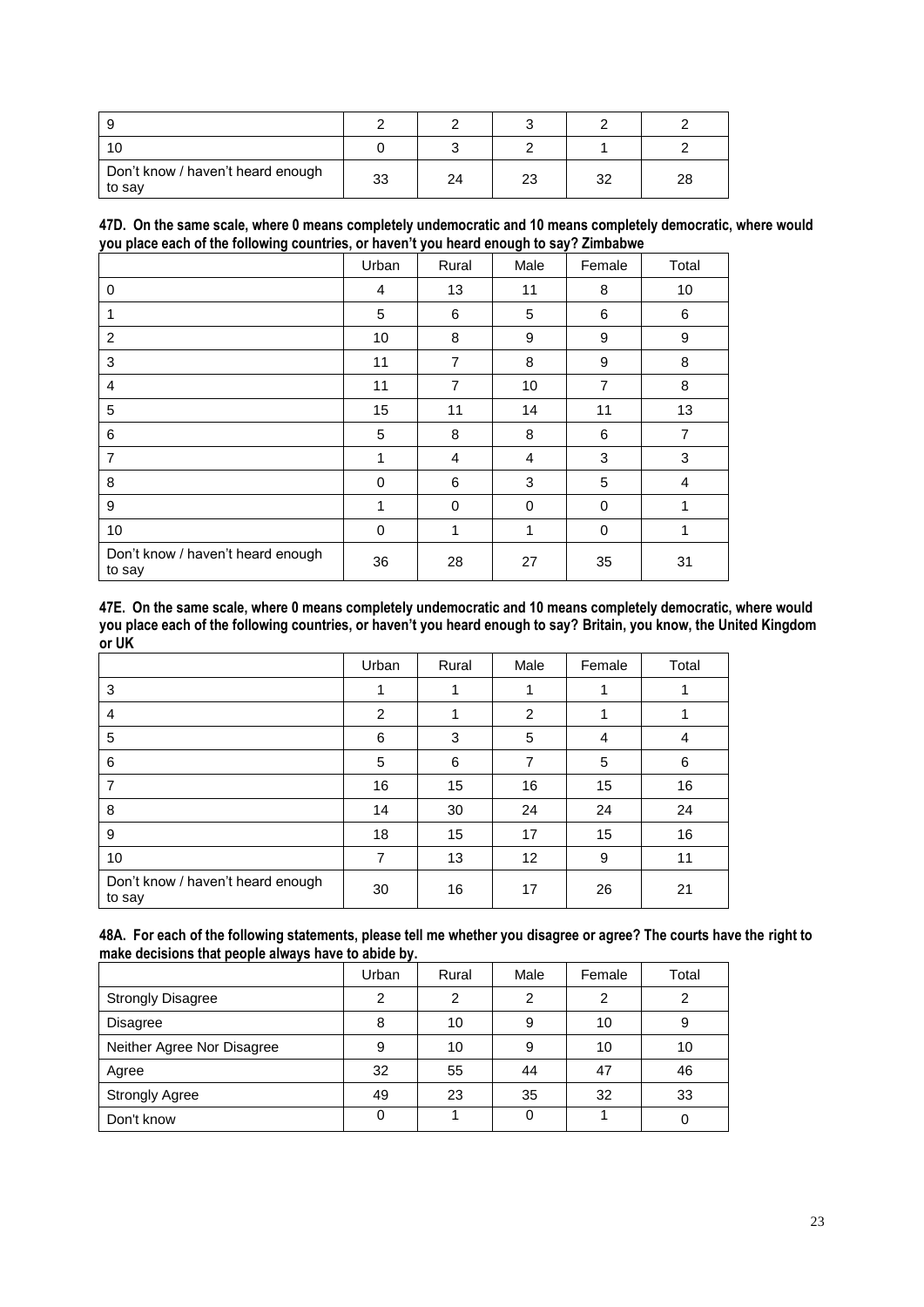| | | | | | |
|---|---|---|---|---|---|
| 9 | 2 | 2 | 3 | 2 | 2 |
| 10 | 0 | 3 | 2 | 1 | 2 |
| Don't know / haven't heard enough to say | 33 | 24 | 23 | 32 | 28 |

**47D. On the same scale, where 0 means completely undemocratic and 10 means completely democratic, where would you place each of the following countries, or haven't you heard enough to say? Zimbabwe**

| | Urban | Rural | Male | Female | Total |
|---|---|---|---|---|---|
| 0 | 4 | 13 | 11 | 8 | 10 |
| 1 | 5 | 6 | 5 | 6 | 6 |
| 2 | 10 | 8 | 9 | 9 | 9 |
| 3 | 11 | 7 | 8 | 9 | 8 |
| 4 | 11 | 7 | 10 | 7 | 8 |
| 5 | 15 | 11 | 14 | 11 | 13 |
| 6 | 5 | 8 | 8 | 6 | 7 |
| 7 | 1 | 4 | 4 | 3 | 3 |
| 8 | 0 | 6 | 3 | 5 | 4 |
| 9 | 1 | 0 | 0 | 0 | 1 |
| 10 | 0 | 1 | 1 | 0 | 1 |
| Don't know / haven't heard enough to say | 36 | 28 | 27 | 35 | 31 |

**47E. On the same scale, where 0 means completely undemocratic and 10 means completely democratic, where would you place each of the following countries, or haven't you heard enough to say? Britain, you know, the United Kingdom or UK**

| | Urban | Rural | Male | Female | Total |
|---|---|---|---|---|---|
| 3 | 1 | 1 | 1 | 1 | 1 |
| 4 | 2 | 1 | 2 | 1 | 1 |
| 5 | 6 | 3 | 5 | 4 | 4 |
| 6 | 5 | 6 | 7 | 5 | 6 |
| 7 | 16 | 15 | 16 | 15 | 16 |
| 8 | 14 | 30 | 24 | 24 | 24 |
| 9 | 18 | 15 | 17 | 15 | 16 |
| 10 | 7 | 13 | 12 | 9 | 11 |
| Don't know / haven't heard enough to say | 30 | 16 | 17 | 26 | 21 |

**48A. For each of the following statements, please tell me whether you disagree or agree? The courts have the right to make decisions that people always have to abide by.**

| | Urban | Rural | Male | Female | Total |
|---|---|---|---|---|---|
| Strongly Disagree | 2 | 2 | 2 | 2 | 2 |
| Disagree | 8 | 10 | 9 | 10 | 9 |
| Neither Agree Nor Disagree | 9 | 10 | 9 | 10 | 10 |
| Agree | 32 | 55 | 44 | 47 | 46 |
| Strongly Agree | 49 | 23 | 35 | 32 | 33 |
| Don't know | 0 | 1 | 0 | 1 | 0 |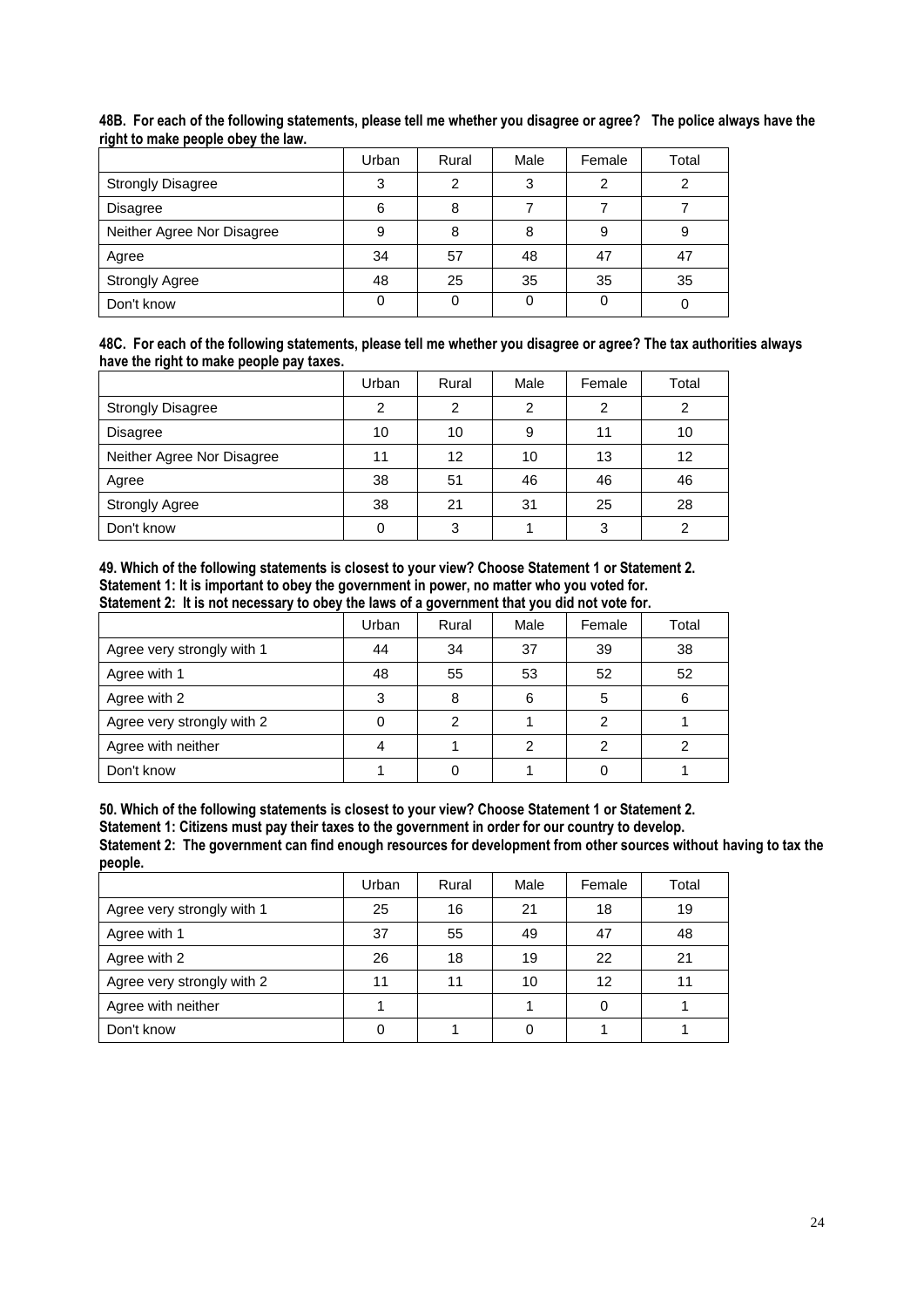**48B. For each of the following statements, please tell me whether you disagree or agree? The police always have the right to make people obey the law.**

| | Urban | Rural | Male | Female | Total |
|---|---|---|---|---|---|
| Strongly Disagree | 3 | 2 | 3 | 2 | 2 |
| Disagree | 6 | 8 | 7 | 7 | 7 |
| Neither Agree Nor Disagree | 9 | 8 | 8 | 9 | 9 |
| Agree | 34 | 57 | 48 | 47 | 47 |
| Strongly Agree | 48 | 25 | 35 | 35 | 35 |
| Don't know | 0 | 0 | 0 | 0 | 0 |

**48C. For each of the following statements, please tell me whether you disagree or agree? The tax authorities always have the right to make people pay taxes.**

| | Urban | Rural | Male | Female | Total |
|---|---|---|---|---|---|
| Strongly Disagree | 2 | 2 | 2 | 2 | 2 |
| Disagree | 10 | 10 | 9 | 11 | 10 |
| Neither Agree Nor Disagree | 11 | 12 | 10 | 13 | 12 |
| Agree | 38 | 51 | 46 | 46 | 46 |
| Strongly Agree | 38 | 21 | 31 | 25 | 28 |
| Don't know | 0 | 3 | 1 | 3 | 2 |

**49. Which of the following statements is closest to your view? Choose Statement 1 or Statement 2.**
**Statement 1: It is important to obey the government in power, no matter who you voted for.**
**Statement 2: It is not necessary to obey the laws of a government that you did not vote for.**

| | Urban | Rural | Male | Female | Total |
|---|---|---|---|---|---|
| Agree very strongly with 1 | 44 | 34 | 37 | 39 | 38 |
| Agree with 1 | 48 | 55 | 53 | 52 | 52 |
| Agree with 2 | 3 | 8 | 6 | 5 | 6 |
| Agree very strongly with 2 | 0 | 2 | 1 | 2 | 1 |
| Agree with neither | 4 | 1 | 2 | 2 | 2 |
| Don't know | 1 | 0 | 1 | 0 | 1 |

**50. Which of the following statements is closest to your view? Choose Statement 1 or Statement 2.**
**Statement 1: Citizens must pay their taxes to the government in order for our country to develop.**
**Statement 2: The government can find enough resources for development from other sources without having to tax the people.**

| | Urban | Rural | Male | Female | Total |
|---|---|---|---|---|---|
| Agree very strongly with 1 | 25 | 16 | 21 | 18 | 19 |
| Agree with 1 | 37 | 55 | 49 | 47 | 48 |
| Agree with 2 | 26 | 18 | 19 | 22 | 21 |
| Agree very strongly with 2 | 11 | 11 | 10 | 12 | 11 |
| Agree with neither | 1 | | 1 | 0 | 1 |
| Don't know | 0 | 1 | 0 | 1 | 1 |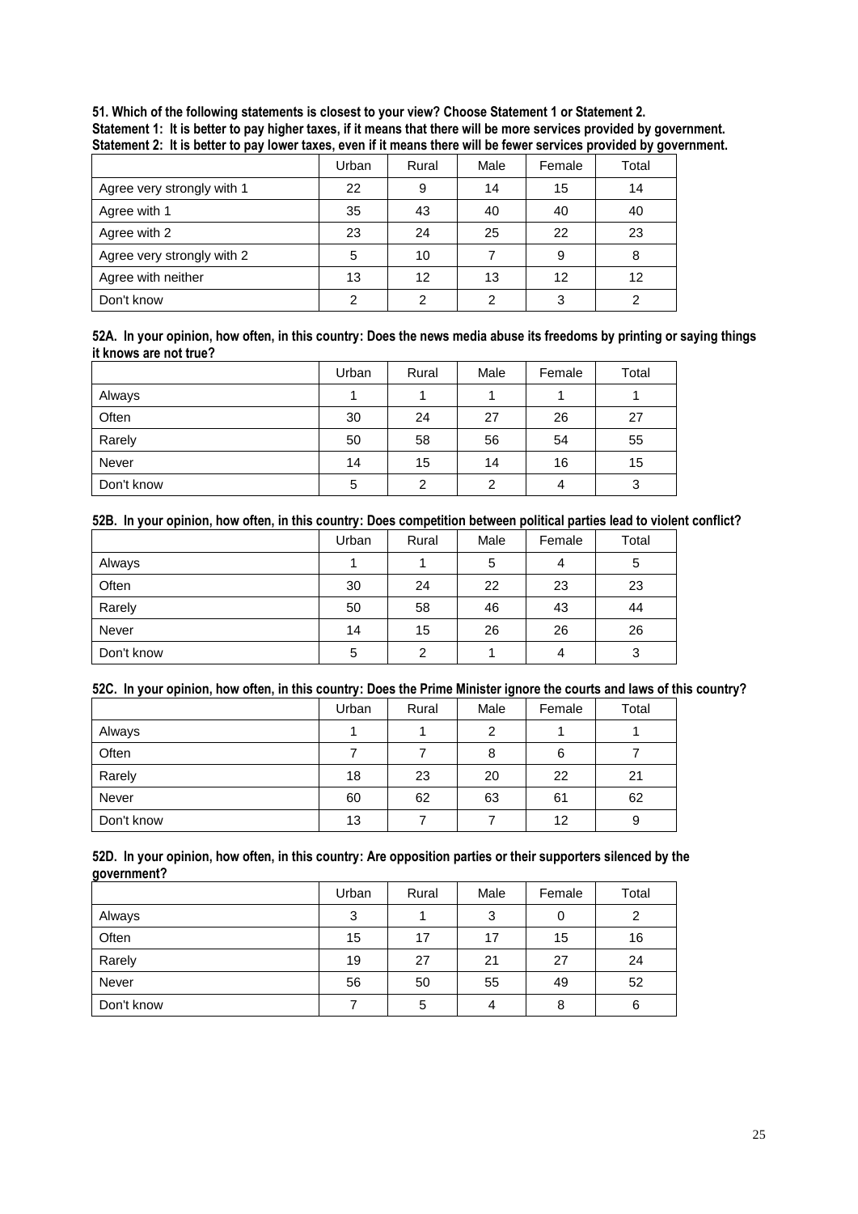**51. Which of the following statements is closest to your view? Choose Statement 1 or Statement 2.**
**Statement 1: It is better to pay higher taxes, if it means that there will be more services provided by government.**
**Statement 2: It is better to pay lower taxes, even if it means there will be fewer services provided by government.**

| | Urban | Rural | Male | Female | Total |
|---|---|---|---|---|---|
| Agree very strongly with 1 | 22 | 9 | 14 | 15 | 14 |
| Agree with 1 | 35 | 43 | 40 | 40 | 40 |
| Agree with 2 | 23 | 24 | 25 | 22 | 23 |
| Agree very strongly with 2 | 5 | 10 | 7 | 9 | 8 |
| Agree with neither | 13 | 12 | 13 | 12 | 12 |
| Don't know | 2 | 2 | 2 | 3 | 2 |

**52A. In your opinion, how often, in this country: Does the news media abuse its freedoms by printing or saying things it knows are not true?**

| | Urban | Rural | Male | Female | Total |
|---|---|---|---|---|---|
| Always | 1 | 1 | 1 | 1 | 1 |
| Often | 30 | 24 | 27 | 26 | 27 |
| Rarely | 50 | 58 | 56 | 54 | 55 |
| Never | 14 | 15 | 14 | 16 | 15 |
| Don't know | 5 | 2 | 2 | 4 | 3 |

**52B. In your opinion, how often, in this country: Does competition between political parties lead to violent conflict?**

| | Urban | Rural | Male | Female | Total |
|---|---|---|---|---|---|
| Always | 1 | 1 | 5 | 4 | 5 |
| Often | 30 | 24 | 22 | 23 | 23 |
| Rarely | 50 | 58 | 46 | 43 | 44 |
| Never | 14 | 15 | 26 | 26 | 26 |
| Don't know | 5 | 2 | 1 | 4 | 3 |

**52C. In your opinion, how often, in this country: Does the Prime Minister ignore the courts and laws of this country?**

| | Urban | Rural | Male | Female | Total |
|---|---|---|---|---|---|
| Always | 1 | 1 | 2 | 1 | 1 |
| Often | 7 | 7 | 8 | 6 | 7 |
| Rarely | 18 | 23 | 20 | 22 | 21 |
| Never | 60 | 62 | 63 | 61 | 62 |
| Don't know | 13 | 7 | 7 | 12 | 9 |

**52D. In your opinion, how often, in this country: Are opposition parties or their supporters silenced by the government?**

| | Urban | Rural | Male | Female | Total |
|---|---|---|---|---|---|
| Always | 3 | 1 | 3 | 0 | 2 |
| Often | 15 | 17 | 17 | 15 | 16 |
| Rarely | 19 | 27 | 21 | 27 | 24 |
| Never | 56 | 50 | 55 | 49 | 52 |
| Don't know | 7 | 5 | 4 | 8 | 6 |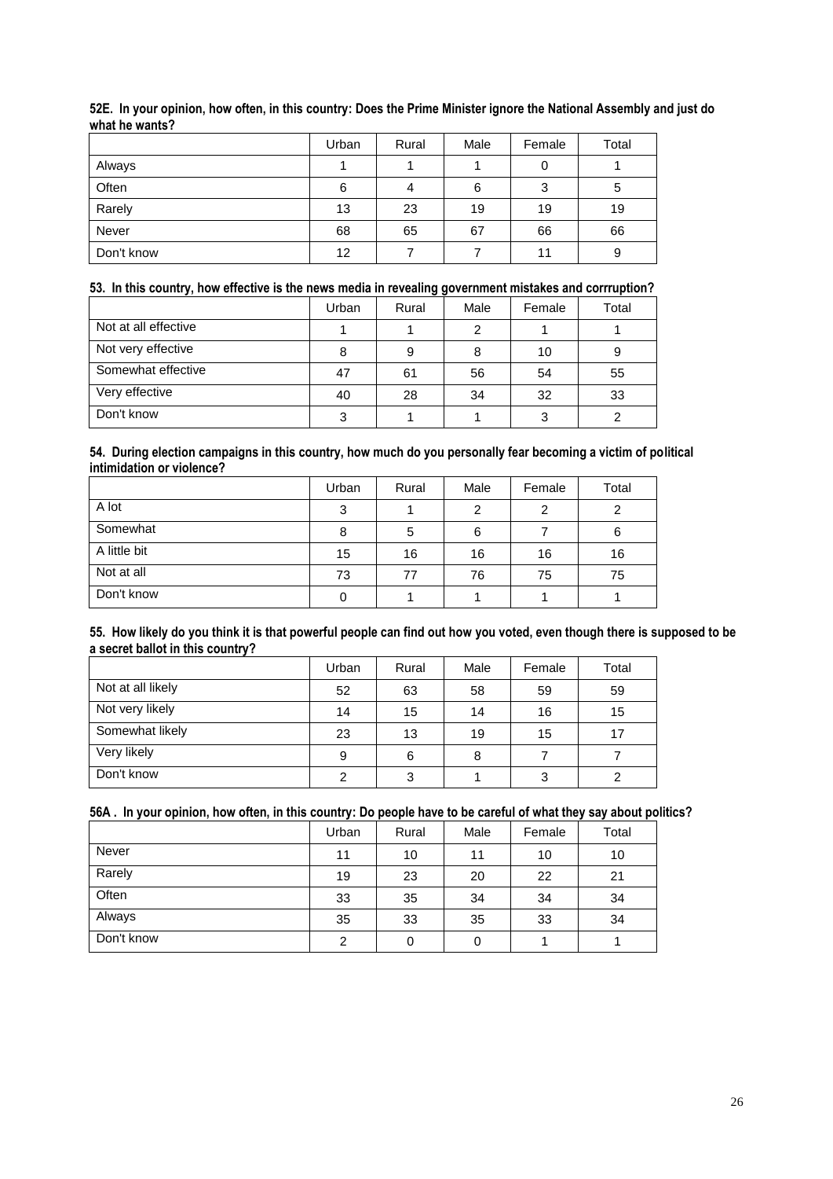**52E. In your opinion, how often, in this country: Does the Prime Minister ignore the National Assembly and just do what he wants?**

| | Urban | Rural | Male | Female | Total |
|---|---|---|---|---|---|
| Always | 1 | 1 | 1 | 0 | 1 |
| Often | 6 | 4 | 6 | 3 | 5 |
| Rarely | 13 | 23 | 19 | 19 | 19 |
| Never | 68 | 65 | 67 | 66 | 66 |
| Don't know | 12 | 7 | 7 | 11 | 9 |

**53. In this country, how effective is the news media in revealing government mistakes and corrruption?**

| | Urban | Rural | Male | Female | Total |
|---|---|---|---|---|---|
| Not at all effective | 1 | 1 | 2 | 1 | 1 |
| Not very effective | 8 | 9 | 8 | 10 | 9 |
| Somewhat effective | 47 | 61 | 56 | 54 | 55 |
| Very effective | 40 | 28 | 34 | 32 | 33 |
| Don't know | 3 | 1 | 1 | 3 | 2 |

**54. During election campaigns in this country, how much do you personally fear becoming a victim of political intimidation or violence?**

| | Urban | Rural | Male | Female | Total |
|---|---|---|---|---|---|
| A lot | 3 | 1 | 2 | 2 | 2 |
| Somewhat | 8 | 5 | 6 | 7 | 6 |
| A little bit | 15 | 16 | 16 | 16 | 16 |
| Not at all | 73 | 77 | 76 | 75 | 75 |
| Don't know | 0 | 1 | 1 | 1 | 1 |

**55. How likely do you think it is that powerful people can find out how you voted, even though there is supposed to be a secret ballot in this country?**

| | Urban | Rural | Male | Female | Total |
|---|---|---|---|---|---|
| Not at all likely | 52 | 63 | 58 | 59 | 59 |
| Not very likely | 14 | 15 | 14 | 16 | 15 |
| Somewhat likely | 23 | 13 | 19 | 15 | 17 |
| Very likely | 9 | 6 | 8 | 7 | 7 |
| Don't know | 2 | 3 | 1 | 3 | 2 |

**56A . In your opinion, how often, in this country: Do people have to be careful of what they say about politics?**

| | Urban | Rural | Male | Female | Total |
|---|---|---|---|---|---|
| Never | 11 | 10 | 11 | 10 | 10 |
| Rarely | 19 | 23 | 20 | 22 | 21 |
| Often | 33 | 35 | 34 | 34 | 34 |
| Always | 35 | 33 | 35 | 33 | 34 |
| Don't know | 2 | 0 | 0 | 1 | 1 |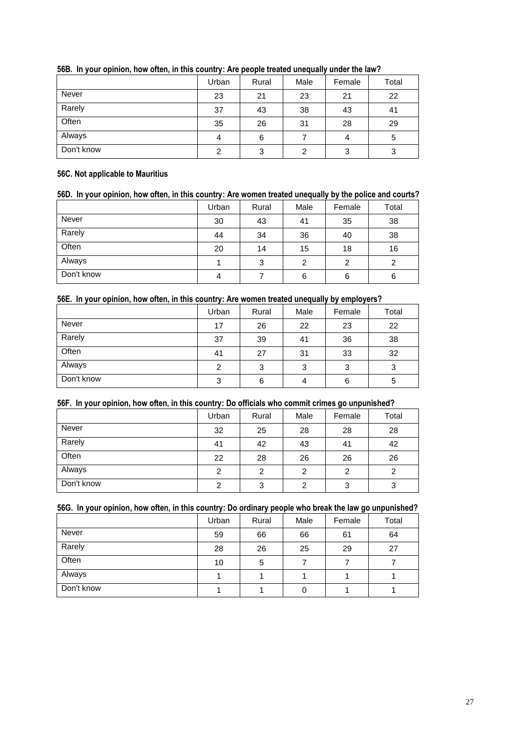**56B. In your opinion, how often, in this country: Are people treated unequally under the law?**

| | Urban | Rural | Male | Female | Total |
|---|---|---|---|---|---|
| Never | 23 | 21 | 23 | 21 | 22 |
| Rarely | 37 | 43 | 38 | 43 | 41 |
| Often | 35 | 26 | 31 | 28 | 29 |
| Always | 4 | 6 | 7 | 4 | 5 |
| Don't know | 2 | 3 | 2 | 3 | 3 |

**56C. Not applicable to Mauritius**

**56D. In your opinion, how often, in this country: Are women treated unequally by the police and courts?**

| | Urban | Rural | Male | Female | Total |
|---|---|---|---|---|---|
| Never | 30 | 43 | 41 | 35 | 38 |
| Rarely | 44 | 34 | 36 | 40 | 38 |
| Often | 20 | 14 | 15 | 18 | 16 |
| Always | 1 | 3 | 2 | 2 | 2 |
| Don't know | 4 | 7 | 6 | 6 | 6 |

**56E. In your opinion, how often, in this country: Are women treated unequally by employers?**

| | Urban | Rural | Male | Female | Total |
|---|---|---|---|---|---|
| Never | 17 | 26 | 22 | 23 | 22 |
| Rarely | 37 | 39 | 41 | 36 | 38 |
| Often | 41 | 27 | 31 | 33 | 32 |
| Always | 2 | 3 | 3 | 3 | 3 |
| Don't know | 3 | 6 | 4 | 6 | 5 |

**56F. In your opinion, how often, in this country: Do officials who commit crimes go unpunished?**

| | Urban | Rural | Male | Female | Total |
|---|---|---|---|---|---|
| Never | 32 | 25 | 28 | 28 | 28 |
| Rarely | 41 | 42 | 43 | 41 | 42 |
| Often | 22 | 28 | 26 | 26 | 26 |
| Always | 2 | 2 | 2 | 2 | 2 |
| Don't know | 2 | 3 | 2 | 3 | 3 |

**56G. In your opinion, how often, in this country: Do ordinary people who break the law go unpunished?**

| | Urban | Rural | Male | Female | Total |
|---|---|---|---|---|---|
| Never | 59 | 66 | 66 | 61 | 64 |
| Rarely | 28 | 26 | 25 | 29 | 27 |
| Often | 10 | 5 | 7 | 7 | 7 |
| Always | 1 | 1 | 1 | 1 | 1 |
| Don't know | 1 | 1 | 0 | 1 | 1 |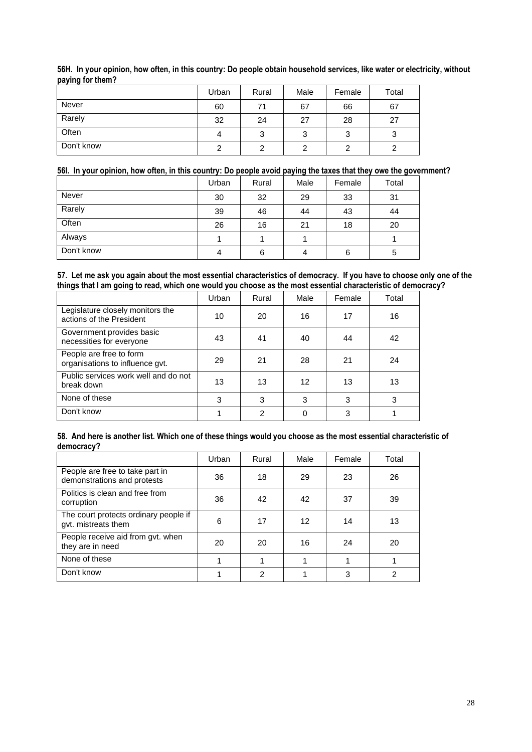**56H. In your opinion, how often, in this country: Do people obtain household services, like water or electricity, without paying for them?**

| | Urban | Rural | Male | Female | Total |
|---|---|---|---|---|---|
| Never | 60 | 71 | 67 | 66 | 67 |
| Rarely | 32 | 24 | 27 | 28 | 27 |
| Often | 4 | 3 | 3 | 3 | 3 |
| Don't know | 2 | 2 | 2 | 2 | 2 |

**56I. In your opinion, how often, in this country: Do people avoid paying the taxes that they owe the government?**

| | Urban | Rural | Male | Female | Total |
|---|---|---|---|---|---|
| Never | 30 | 32 | 29 | 33 | 31 |
| Rarely | 39 | 46 | 44 | 43 | 44 |
| Often | 26 | 16 | 21 | 18 | 20 |
| Always | 1 | 1 | 1 | | 1 |
| Don't know | 4 | 6 | 4 | 6 | 5 |

**57. Let me ask you again about the most essential characteristics of democracy. If you have to choose only one of the things that I am going to read, which one would you choose as the most essential characteristic of democracy?**

| | Urban | Rural | Male | Female | Total |
|---|---|---|---|---|---|
| Legislature closely monitors the actions of the President | 10 | 20 | 16 | 17 | 16 |
| Government provides basic necessities for everyone | 43 | 41 | 40 | 44 | 42 |
| People are free to form organisations to influence gvt. | 29 | 21 | 28 | 21 | 24 |
| Public services work well and do not break down | 13 | 13 | 12 | 13 | 13 |
| None of these | 3 | 3 | 3 | 3 | 3 |
| Don't know | 1 | 2 | 0 | 3 | 1 |

**58. And here is another list. Which one of these things would you choose as the most essential characteristic of democracy?**

| | Urban | Rural | Male | Female | Total |
|---|---|---|---|---|---|
| People are free to take part in demonstrations and protests | 36 | 18 | 29 | 23 | 26 |
| Politics is clean and free from corruption | 36 | 42 | 42 | 37 | 39 |
| The court protects ordinary people if gvt. mistreats them | 6 | 17 | 12 | 14 | 13 |
| People receive aid from gvt. when they are in need | 20 | 20 | 16 | 24 | 20 |
| None of these | 1 | 1 | 1 | 1 | 1 |
| Don't know | 1 | 2 | 1 | 3 | 2 |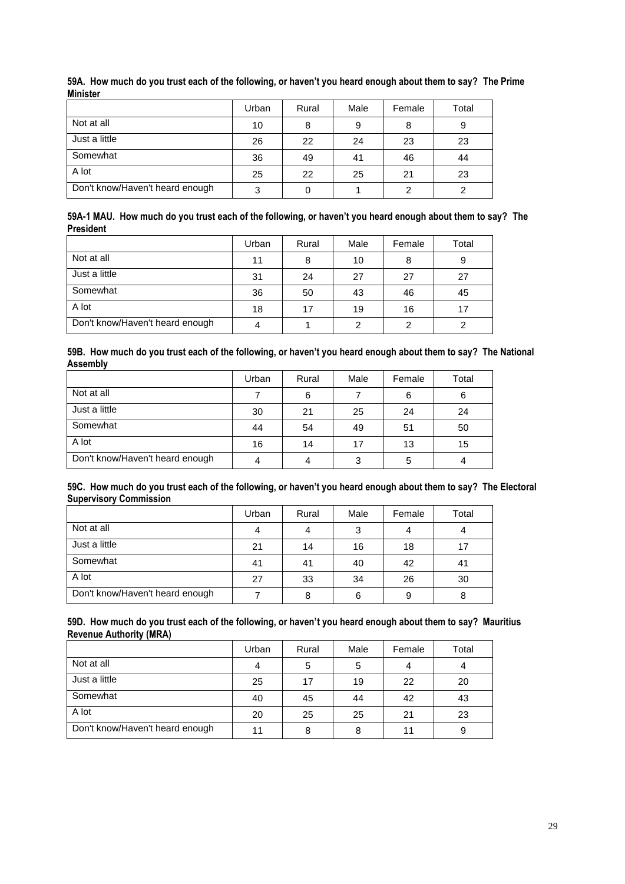**59A. How much do you trust each of the following, or haven't you heard enough about them to say? The Prime Minister**

| | Urban | Rural | Male | Female | Total |
|---|---|---|---|---|---|
| Not at all | 10 | 8 | 9 | 8 | 9 |
| Just a little | 26 | 22 | 24 | 23 | 23 |
| Somewhat | 36 | 49 | 41 | 46 | 44 |
| A lot | 25 | 22 | 25 | 21 | 23 |
| Don't know/Haven't heard enough | 3 | 0 | 1 | 2 | 2 |

**59A-1 MAU. How much do you trust each of the following, or haven't you heard enough about them to say? The President**

| | Urban | Rural | Male | Female | Total |
|---|---|---|---|---|---|
| Not at all | 11 | 8 | 10 | 8 | 9 |
| Just a little | 31 | 24 | 27 | 27 | 27 |
| Somewhat | 36 | 50 | 43 | 46 | 45 |
| A lot | 18 | 17 | 19 | 16 | 17 |
| Don't know/Haven't heard enough | 4 | 1 | 2 | 2 | 2 |

**59B. How much do you trust each of the following, or haven't you heard enough about them to say? The National Assembly**

| | Urban | Rural | Male | Female | Total |
|---|---|---|---|---|---|
| Not at all | 7 | 6 | 7 | 6 | 6 |
| Just a little | 30 | 21 | 25 | 24 | 24 |
| Somewhat | 44 | 54 | 49 | 51 | 50 |
| A lot | 16 | 14 | 17 | 13 | 15 |
| Don't know/Haven't heard enough | 4 | 4 | 3 | 5 | 4 |

**59C. How much do you trust each of the following, or haven't you heard enough about them to say? The Electoral Supervisory Commission**

| | Urban | Rural | Male | Female | Total |
|---|---|---|---|---|---|
| Not at all | 4 | 4 | 3 | 4 | 4 |
| Just a little | 21 | 14 | 16 | 18 | 17 |
| Somewhat | 41 | 41 | 40 | 42 | 41 |
| A lot | 27 | 33 | 34 | 26 | 30 |
| Don't know/Haven't heard enough | 7 | 8 | 6 | 9 | 8 |

**59D. How much do you trust each of the following, or haven't you heard enough about them to say? Mauritius Revenue Authority (MRA)**

| | Urban | Rural | Male | Female | Total |
|---|---|---|---|---|---|
| Not at all | 4 | 5 | 5 | 4 | 4 |
| Just a little | 25 | 17 | 19 | 22 | 20 |
| Somewhat | 40 | 45 | 44 | 42 | 43 |
| A lot | 20 | 25 | 25 | 21 | 23 |
| Don't know/Haven't heard enough | 11 | 8 | 8 | 11 | 9 |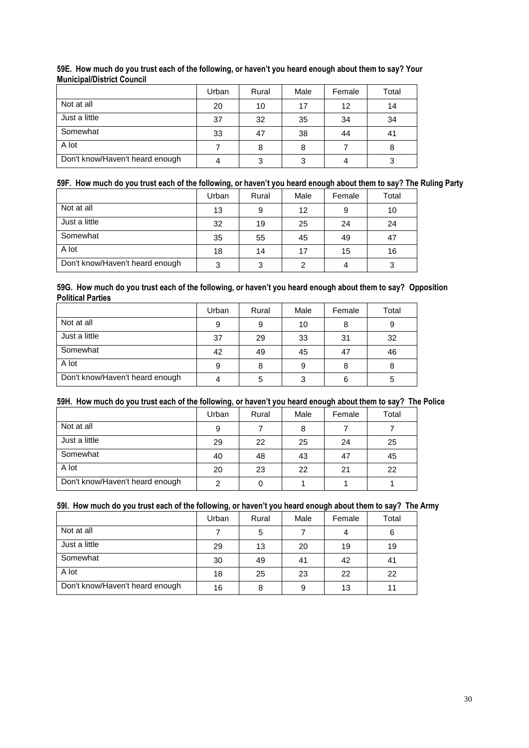**59E. How much do you trust each of the following, or haven't you heard enough about them to say? Your Municipal/District Council**

| | Urban | Rural | Male | Female | Total |
|---|---|---|---|---|---|
| Not at all | 20 | 10 | 17 | 12 | 14 |
| Just a little | 37 | 32 | 35 | 34 | 34 |
| Somewhat | 33 | 47 | 38 | 44 | 41 |
| A lot | 7 | 8 | 8 | 7 | 8 |
| Don't know/Haven't heard enough | 4 | 3 | 3 | 4 | 3 |

**59F. How much do you trust each of the following, or haven't you heard enough about them to say? The Ruling Party**

| | Urban | Rural | Male | Female | Total |
|---|---|---|---|---|---|
| Not at all | 13 | 9 | 12 | 9 | 10 |
| Just a little | 32 | 19 | 25 | 24 | 24 |
| Somewhat | 35 | 55 | 45 | 49 | 47 |
| A lot | 18 | 14 | 17 | 15 | 16 |
| Don't know/Haven't heard enough | 3 | 3 | 2 | 4 | 3 |

**59G. How much do you trust each of the following, or haven't you heard enough about them to say? Opposition Political Parties**

| | Urban | Rural | Male | Female | Total |
|---|---|---|---|---|---|
| Not at all | 9 | 9 | 10 | 8 | 9 |
| Just a little | 37 | 29 | 33 | 31 | 32 |
| Somewhat | 42 | 49 | 45 | 47 | 46 |
| A lot | 9 | 8 | 9 | 8 | 8 |
| Don't know/Haven't heard enough | 4 | 5 | 3 | 6 | 5 |

**59H. How much do you trust each of the following, or haven't you heard enough about them to say? The Police**

| | Urban | Rural | Male | Female | Total |
|---|---|---|---|---|---|
| Not at all | 9 | 7 | 8 | 7 | 7 |
| Just a little | 29 | 22 | 25 | 24 | 25 |
| Somewhat | 40 | 48 | 43 | 47 | 45 |
| A lot | 20 | 23 | 22 | 21 | 22 |
| Don't know/Haven't heard enough | 2 | 0 | 1 | 1 | 1 |

**59I. How much do you trust each of the following, or haven't you heard enough about them to say? The Army**

| | Urban | Rural | Male | Female | Total |
|---|---|---|---|---|---|
| Not at all | 7 | 5 | 7 | 4 | 6 |
| Just a little | 29 | 13 | 20 | 19 | 19 |
| Somewhat | 30 | 49 | 41 | 42 | 41 |
| A lot | 18 | 25 | 23 | 22 | 22 |
| Don't know/Haven't heard enough | 16 | 8 | 9 | 13 | 11 |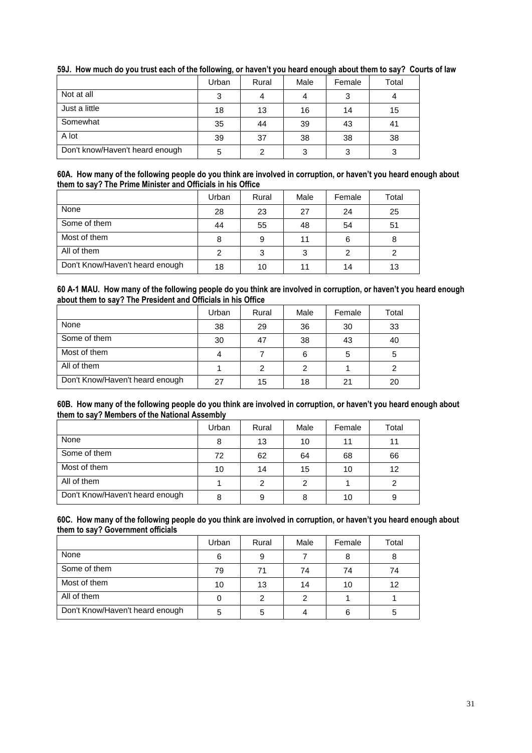**59J. How much do you trust each of the following, or haven't you heard enough about them to say? Courts of law**

| | Urban | Rural | Male | Female | Total |
|---|---|---|---|---|---|
| Not at all | 3 | 4 | 4 | 3 | 4 |
| Just a little | 18 | 13 | 16 | 14 | 15 |
| Somewhat | 35 | 44 | 39 | 43 | 41 |
| A lot | 39 | 37 | 38 | 38 | 38 |
| Don't know/Haven't heard enough | 5 | 2 | 3 | 3 | 3 |

**60A. How many of the following people do you think are involved in corruption, or haven't you heard enough about them to say? The Prime Minister and Officials in his Office**

| | Urban | Rural | Male | Female | Total |
|---|---|---|---|---|---|
| None | 28 | 23 | 27 | 24 | 25 |
| Some of them | 44 | 55 | 48 | 54 | 51 |
| Most of them | 8 | 9 | 11 | 6 | 8 |
| All of them | 2 | 3 | 3 | 2 | 2 |
| Don't Know/Haven't heard enough | 18 | 10 | 11 | 14 | 13 |

**60 A-1 MAU. How many of the following people do you think are involved in corruption, or haven't you heard enough about them to say? The President and Officials in his Office**

| | Urban | Rural | Male | Female | Total |
|---|---|---|---|---|---|
| None | 38 | 29 | 36 | 30 | 33 |
| Some of them | 30 | 47 | 38 | 43 | 40 |
| Most of them | 4 | 7 | 6 | 5 | 5 |
| All of them | 1 | 2 | 2 | 1 | 2 |
| Don't Know/Haven't heard enough | 27 | 15 | 18 | 21 | 20 |

**60B. How many of the following people do you think are involved in corruption, or haven't you heard enough about them to say? Members of the National Assembly**

| | Urban | Rural | Male | Female | Total |
|---|---|---|---|---|---|
| None | 8 | 13 | 10 | 11 | 11 |
| Some of them | 72 | 62 | 64 | 68 | 66 |
| Most of them | 10 | 14 | 15 | 10 | 12 |
| All of them | 1 | 2 | 2 | 1 | 2 |
| Don't Know/Haven't heard enough | 8 | 9 | 8 | 10 | 9 |

**60C. How many of the following people do you think are involved in corruption, or haven't you heard enough about them to say? Government officials**

| | Urban | Rural | Male | Female | Total |
|---|---|---|---|---|---|
| None | 6 | 9 | 7 | 8 | 8 |
| Some of them | 79 | 71 | 74 | 74 | 74 |
| Most of them | 10 | 13 | 14 | 10 | 12 |
| All of them | 0 | 2 | 2 | 1 | 1 |
| Don't Know/Haven't heard enough | 5 | 5 | 4 | 6 | 5 |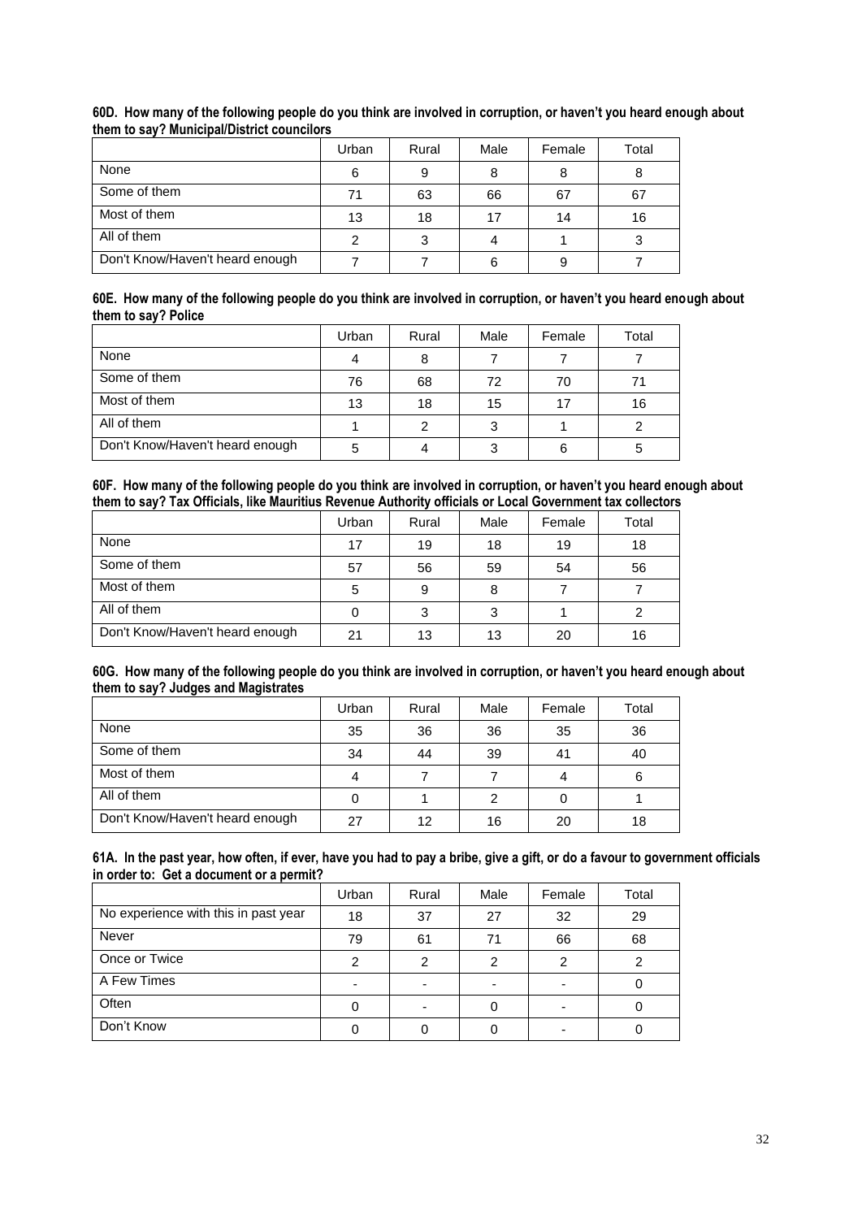**60D. How many of the following people do you think are involved in corruption, or haven't you heard enough about them to say? Municipal/District councilors**

| | Urban | Rural | Male | Female | Total |
|---|---|---|---|---|---|
| None | 6 | 9 | 8 | 8 | 8 |
| Some of them | 71 | 63 | 66 | 67 | 67 |
| Most of them | 13 | 18 | 17 | 14 | 16 |
| All of them | 2 | 3 | 4 | 1 | 3 |
| Don't Know/Haven't heard enough | 7 | 7 | 6 | 9 | 7 |

**60E. How many of the following people do you think are involved in corruption, or haven't you heard enough about them to say? Police**

| | Urban | Rural | Male | Female | Total |
|---|---|---|---|---|---|
| None | 4 | 8 | 7 | 7 | 7 |
| Some of them | 76 | 68 | 72 | 70 | 71 |
| Most of them | 13 | 18 | 15 | 17 | 16 |
| All of them | 1 | 2 | 3 | 1 | 2 |
| Don't Know/Haven't heard enough | 5 | 4 | 3 | 6 | 5 |

**60F. How many of the following people do you think are involved in corruption, or haven't you heard enough about them to say? Tax Officials, like Mauritius Revenue Authority officials or Local Government tax collectors**

| | Urban | Rural | Male | Female | Total |
|---|---|---|---|---|---|
| None | 17 | 19 | 18 | 19 | 18 |
| Some of them | 57 | 56 | 59 | 54 | 56 |
| Most of them | 5 | 9 | 8 | 7 | 7 |
| All of them | 0 | 3 | 3 | 1 | 2 |
| Don't Know/Haven't heard enough | 21 | 13 | 13 | 20 | 16 |

**60G. How many of the following people do you think are involved in corruption, or haven't you heard enough about them to say? Judges and Magistrates**

| | Urban | Rural | Male | Female | Total |
|---|---|---|---|---|---|
| None | 35 | 36 | 36 | 35 | 36 |
| Some of them | 34 | 44 | 39 | 41 | 40 |
| Most of them | 4 | 7 | 7 | 4 | 6 |
| All of them | 0 | 1 | 2 | 0 | 1 |
| Don't Know/Haven't heard enough | 27 | 12 | 16 | 20 | 18 |

**61A. In the past year, how often, if ever, have you had to pay a bribe, give a gift, or do a favour to government officials in order to: Get a document or a permit?**

| | Urban | Rural | Male | Female | Total |
|---|---|---|---|---|---|
| No experience with this in past year | 18 | 37 | 27 | 32 | 29 |
| Never | 79 | 61 | 71 | 66 | 68 |
| Once or Twice | 2 | 2 | 2 | 2 | 2 |
| A Few Times | - | - | - | - | 0 |
| Often | 0 | - | 0 | - | 0 |
| Don't Know | 0 | 0 | 0 | - | 0 |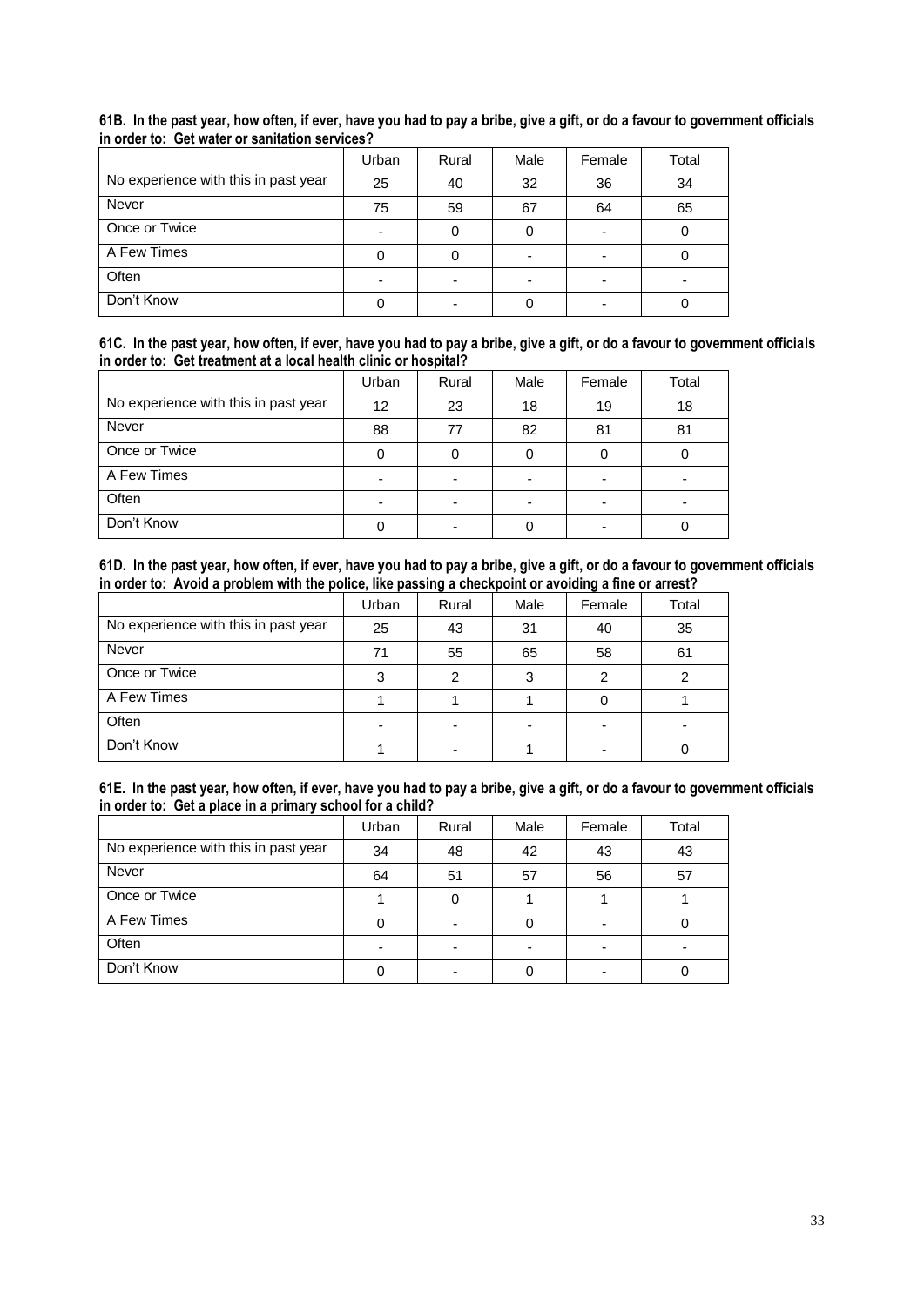**61B. In the past year, how often, if ever, have you had to pay a bribe, give a gift, or do a favour to government officials in order to: Get water or sanitation services?**

| | Urban | Rural | Male | Female | Total |
|---|---|---|---|---|---|
| No experience with this in past year | 25 | 40 | 32 | 36 | 34 |
| Never | 75 | 59 | 67 | 64 | 65 |
| Once or Twice | - | 0 | 0 | - | 0 |
| A Few Times | 0 | 0 | - | - | 0 |
| Often | - | - | - | - | - |
| Don't Know | 0 | - | 0 | - | 0 |

**61C. In the past year, how often, if ever, have you had to pay a bribe, give a gift, or do a favour to government officials in order to: Get treatment at a local health clinic or hospital?**

| | Urban | Rural | Male | Female | Total |
|---|---|---|---|---|---|
| No experience with this in past year | 12 | 23 | 18 | 19 | 18 |
| Never | 88 | 77 | 82 | 81 | 81 |
| Once or Twice | 0 | 0 | 0 | 0 | 0 |
| A Few Times | - | - | - | - | - |
| Often | - | - | - | - | - |
| Don't Know | 0 | - | 0 | - | 0 |

**61D. In the past year, how often, if ever, have you had to pay a bribe, give a gift, or do a favour to government officials in order to: Avoid a problem with the police, like passing a checkpoint or avoiding a fine or arrest?**

| | Urban | Rural | Male | Female | Total |
|---|---|---|---|---|---|
| No experience with this in past year | 25 | 43 | 31 | 40 | 35 |
| Never | 71 | 55 | 65 | 58 | 61 |
| Once or Twice | 3 | 2 | 3 | 2 | 2 |
| A Few Times | 1 | 1 | 1 | 0 | 1 |
| Often | - | - | - | - | - |
| Don't Know | 1 | - | 1 | - | 0 |

**61E. In the past year, how often, if ever, have you had to pay a bribe, give a gift, or do a favour to government officials in order to: Get a place in a primary school for a child?**

| | Urban | Rural | Male | Female | Total |
|---|---|---|---|---|---|
| No experience with this in past year | 34 | 48 | 42 | 43 | 43 |
| Never | 64 | 51 | 57 | 56 | 57 |
| Once or Twice | 1 | 0 | 1 | 1 | 1 |
| A Few Times | 0 | - | 0 | - | 0 |
| Often | - | - | - | - | - |
| Don't Know | 0 | - | 0 | - | 0 |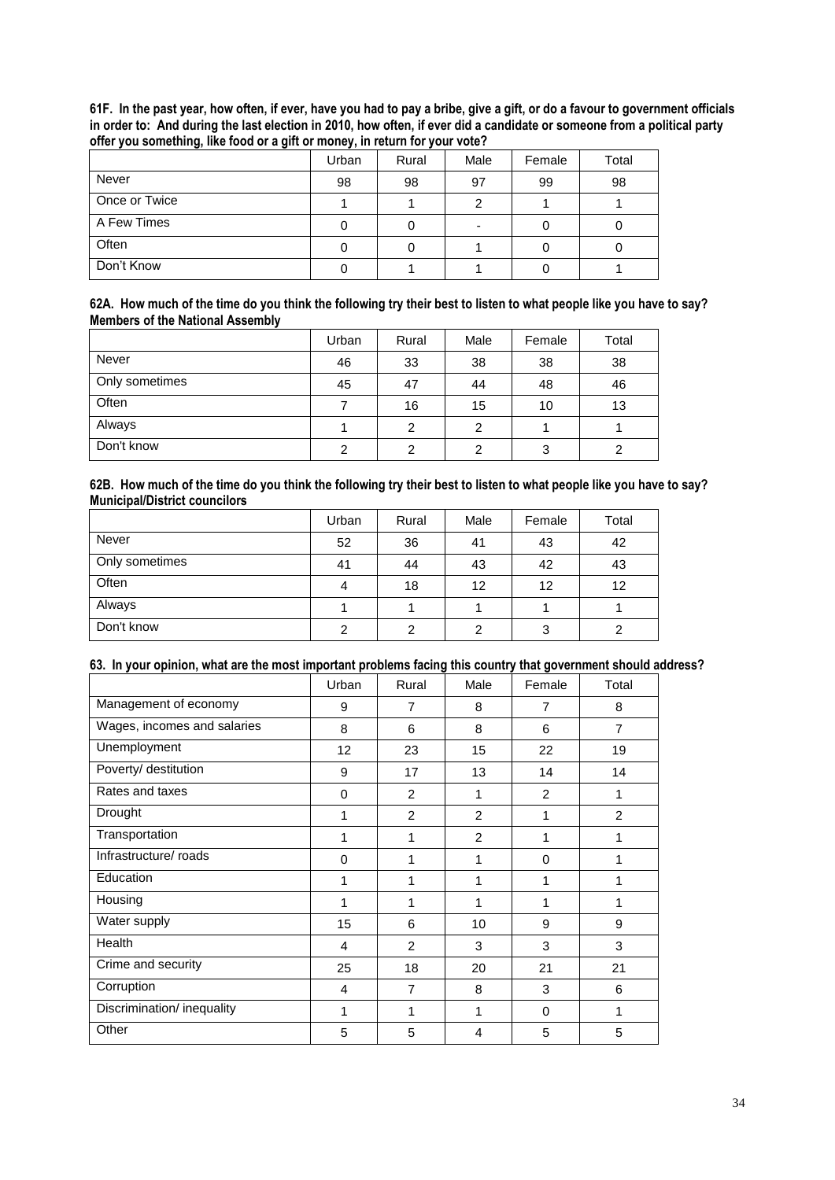**61F. In the past year, how often, if ever, have you had to pay a bribe, give a gift, or do a favour to government officials in order to: And during the last election in 2010, how often, if ever did a candidate or someone from a political party offer you something, like food or a gift or money, in return for your vote?**

| | Urban | Rural | Male | Female | Total |
|---|---|---|---|---|---|
| Never | 98 | 98 | 97 | 99 | 98 |
| Once or Twice | 1 | 1 | 2 | 1 | 1 |
| A Few Times | 0 | 0 | - | 0 | 0 |
| Often | 0 | 0 | 1 | 0 | 0 |
| Don't Know | 0 | 1 | 1 | 0 | 1 |

**62A. How much of the time do you think the following try their best to listen to what people like you have to say? Members of the National Assembly**

| | Urban | Rural | Male | Female | Total |
|---|---|---|---|---|---|
| Never | 46 | 33 | 38 | 38 | 38 |
| Only sometimes | 45 | 47 | 44 | 48 | 46 |
| Often | 7 | 16 | 15 | 10 | 13 |
| Always | 1 | 2 | 2 | 1 | 1 |
| Don't know | 2 | 2 | 2 | 3 | 2 |

**62B. How much of the time do you think the following try their best to listen to what people like you have to say? Municipal/District councilors**

| | Urban | Rural | Male | Female | Total |
|---|---|---|---|---|---|
| Never | 52 | 36 | 41 | 43 | 42 |
| Only sometimes | 41 | 44 | 43 | 42 | 43 |
| Often | 4 | 18 | 12 | 12 | 12 |
| Always | 1 | 1 | 1 | 1 | 1 |
| Don't know | 2 | 2 | 2 | 3 | 2 |

**63. In your opinion, what are the most important problems facing this country that government should address?**

| | Urban | Rural | Male | Female | Total |
|---|---|---|---|---|---|
| Management of economy | 9 | 7 | 8 | 7 | 8 |
| Wages, incomes and salaries | 8 | 6 | 8 | 6 | 7 |
| Unemployment | 12 | 23 | 15 | 22 | 19 |
| Poverty/ destitution | 9 | 17 | 13 | 14 | 14 |
| Rates and taxes | 0 | 2 | 1 | 2 | 1 |
| Drought | 1 | 2 | 2 | 1 | 2 |
| Transportation | 1 | 1 | 2 | 1 | 1 |
| Infrastructure/ roads | 0 | 1 | 1 | 0 | 1 |
| Education | 1 | 1 | 1 | 1 | 1 |
| Housing | 1 | 1 | 1 | 1 | 1 |
| Water supply | 15 | 6 | 10 | 9 | 9 |
| Health | 4 | 2 | 3 | 3 | 3 |
| Crime and security | 25 | 18 | 20 | 21 | 21 |
| Corruption | 4 | 7 | 8 | 3 | 6 |
| Discrimination/ inequality | 1 | 1 | 1 | 0 | 1 |
| Other | 5 | 5 | 4 | 5 | 5 |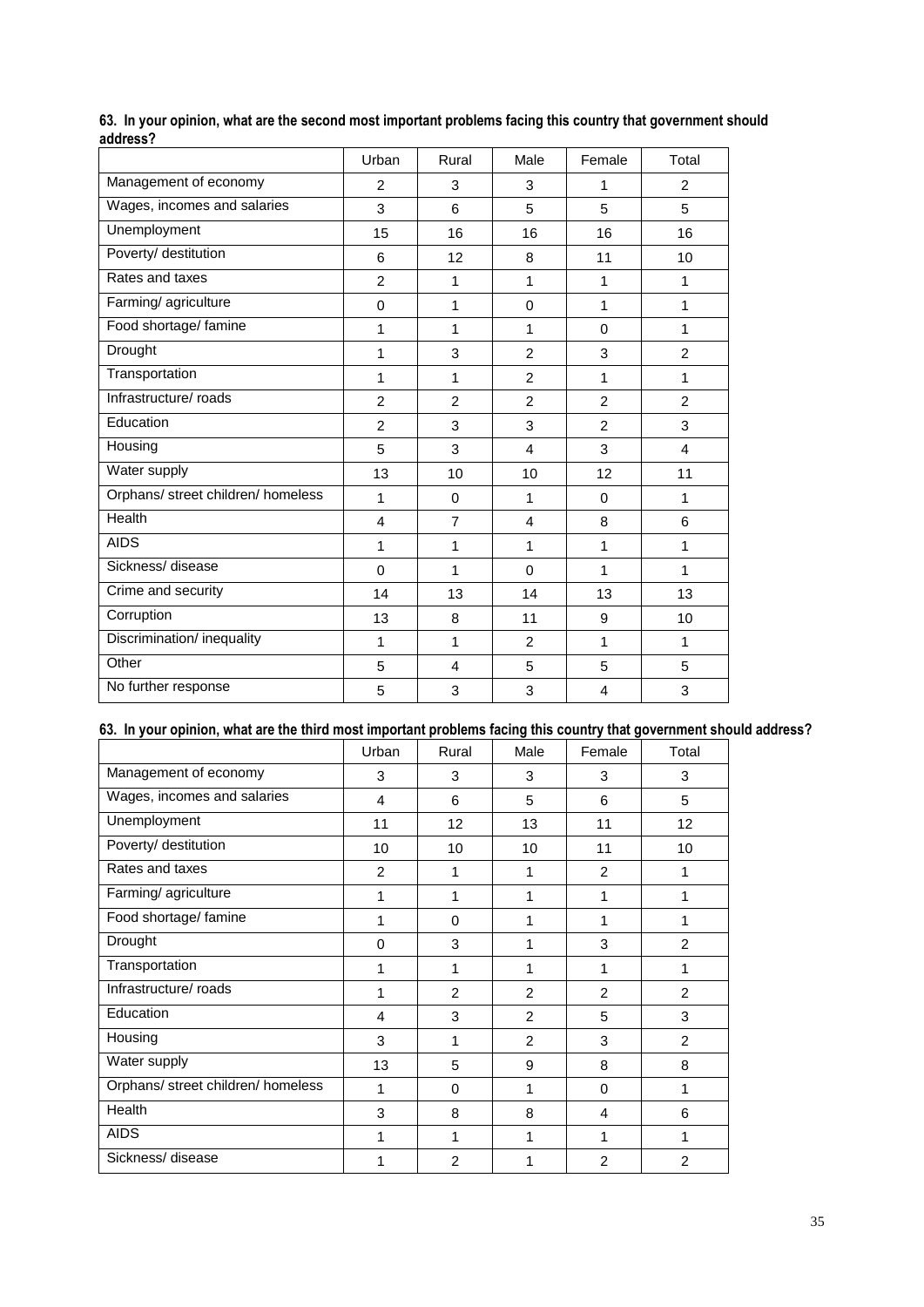**63. In your opinion, what are the second most important problems facing this country that government should address?**

| | Urban | Rural | Male | Female | Total |
|---|---|---|---|---|---|
| Management of economy | 2 | 3 | 3 | 1 | 2 |
| Wages, incomes and salaries | 3 | 6 | 5 | 5 | 5 |
| Unemployment | 15 | 16 | 16 | 16 | 16 |
| Poverty/ destitution | 6 | 12 | 8 | 11 | 10 |
| Rates and taxes | 2 | 1 | 1 | 1 | 1 |
| Farming/ agriculture | 0 | 1 | 0 | 1 | 1 |
| Food shortage/ famine | 1 | 1 | 1 | 0 | 1 |
| Drought | 1 | 3 | 2 | 3 | 2 |
| Transportation | 1 | 1 | 2 | 1 | 1 |
| Infrastructure/ roads | 2 | 2 | 2 | 2 | 2 |
| Education | 2 | 3 | 3 | 2 | 3 |
| Housing | 5 | 3 | 4 | 3 | 4 |
| Water supply | 13 | 10 | 10 | 12 | 11 |
| Orphans/ street children/ homeless | 1 | 0 | 1 | 0 | 1 |
| Health | 4 | 7 | 4 | 8 | 6 |
| AIDS | 1 | 1 | 1 | 1 | 1 |
| Sickness/ disease | 0 | 1 | 0 | 1 | 1 |
| Crime and security | 14 | 13 | 14 | 13 | 13 |
| Corruption | 13 | 8 | 11 | 9 | 10 |
| Discrimination/ inequality | 1 | 1 | 2 | 1 | 1 |
| Other | 5 | 4 | 5 | 5 | 5 |
| No further response | 5 | 3 | 3 | 4 | 3 |

**63. In your opinion, what are the third most important problems facing this country that government should address?**

| | Urban | Rural | Male | Female | Total |
|---|---|---|---|---|---|
| Management of economy | 3 | 3 | 3 | 3 | 3 |
| Wages, incomes and salaries | 4 | 6 | 5 | 6 | 5 |
| Unemployment | 11 | 12 | 13 | 11 | 12 |
| Poverty/ destitution | 10 | 10 | 10 | 11 | 10 |
| Rates and taxes | 2 | 1 | 1 | 2 | 1 |
| Farming/ agriculture | 1 | 1 | 1 | 1 | 1 |
| Food shortage/ famine | 1 | 0 | 1 | 1 | 1 |
| Drought | 0 | 3 | 1 | 3 | 2 |
| Transportation | 1 | 1 | 1 | 1 | 1 |
| Infrastructure/ roads | 1 | 2 | 2 | 2 | 2 |
| Education | 4 | 3 | 2 | 5 | 3 |
| Housing | 3 | 1 | 2 | 3 | 2 |
| Water supply | 13 | 5 | 9 | 8 | 8 |
| Orphans/ street children/ homeless | 1 | 0 | 1 | 0 | 1 |
| Health | 3 | 8 | 8 | 4 | 6 |
| AIDS | 1 | 1 | 1 | 1 | 1 |
| Sickness/ disease | 1 | 2 | 1 | 2 | 2 |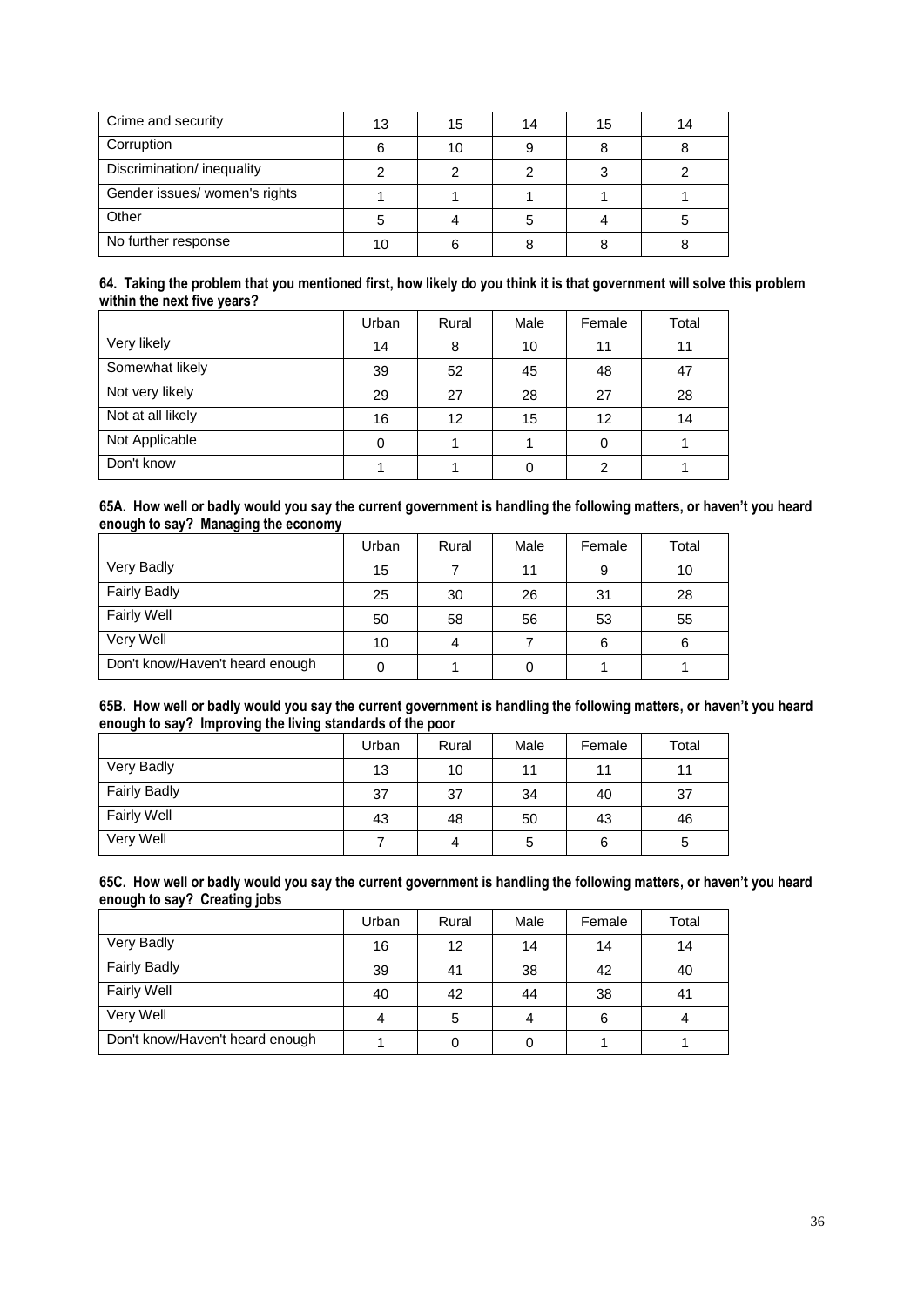| Crime and security | 13 | 15 | 14 | 15 | 14 |
|---|---|---|---|---|---|
| Corruption | 6 | 10 | 9 | 8 | 8 |
| Discrimination/ inequality | 2 | 2 | 2 | 3 | 2 |
| Gender issues/ women's rights | 1 | 1 | 1 | 1 | 1 |
| Other | 5 | 4 | 5 | 4 | 5 |
| No further response | 10 | 6 | 8 | 8 | 8 |

**64. Taking the problem that you mentioned first, how likely do you think it is that government will solve this problem within the next five years?**

| | Urban | Rural | Male | Female | Total |
|---|---|---|---|---|---|
| Very likely | 14 | 8 | 10 | 11 | 11 |
| Somewhat likely | 39 | 52 | 45 | 48 | 47 |
| Not very likely | 29 | 27 | 28 | 27 | 28 |
| Not at all likely | 16 | 12 | 15 | 12 | 14 |
| Not Applicable | 0 | 1 | 1 | 0 | 1 |
| Don't know | 1 | 1 | 0 | 2 | 1 |

**65A. How well or badly would you say the current government is handling the following matters, or haven't you heard enough to say? Managing the economy**

| | Urban | Rural | Male | Female | Total |
|---|---|---|---|---|---|
| Very Badly | 15 | 7 | 11 | 9 | 10 |
| Fairly Badly | 25 | 30 | 26 | 31 | 28 |
| Fairly Well | 50 | 58 | 56 | 53 | 55 |
| Very Well | 10 | 4 | 7 | 6 | 6 |
| Don't know/Haven't heard enough | 0 | 1 | 0 | 1 | 1 |

**65B. How well or badly would you say the current government is handling the following matters, or haven't you heard enough to say? Improving the living standards of the poor**

| | Urban | Rural | Male | Female | Total |
|---|---|---|---|---|---|
| Very Badly | 13 | 10 | 11 | 11 | 11 |
| Fairly Badly | 37 | 37 | 34 | 40 | 37 |
| Fairly Well | 43 | 48 | 50 | 43 | 46 |
| Very Well | 7 | 4 | 5 | 6 | 5 |

**65C. How well or badly would you say the current government is handling the following matters, or haven't you heard enough to say? Creating jobs**

| | Urban | Rural | Male | Female | Total |
|---|---|---|---|---|---|
| Very Badly | 16 | 12 | 14 | 14 | 14 |
| Fairly Badly | 39 | 41 | 38 | 42 | 40 |
| Fairly Well | 40 | 42 | 44 | 38 | 41 |
| Very Well | 4 | 5 | 4 | 6 | 4 |
| Don't know/Haven't heard enough | 1 | 0 | 0 | 1 | 1 |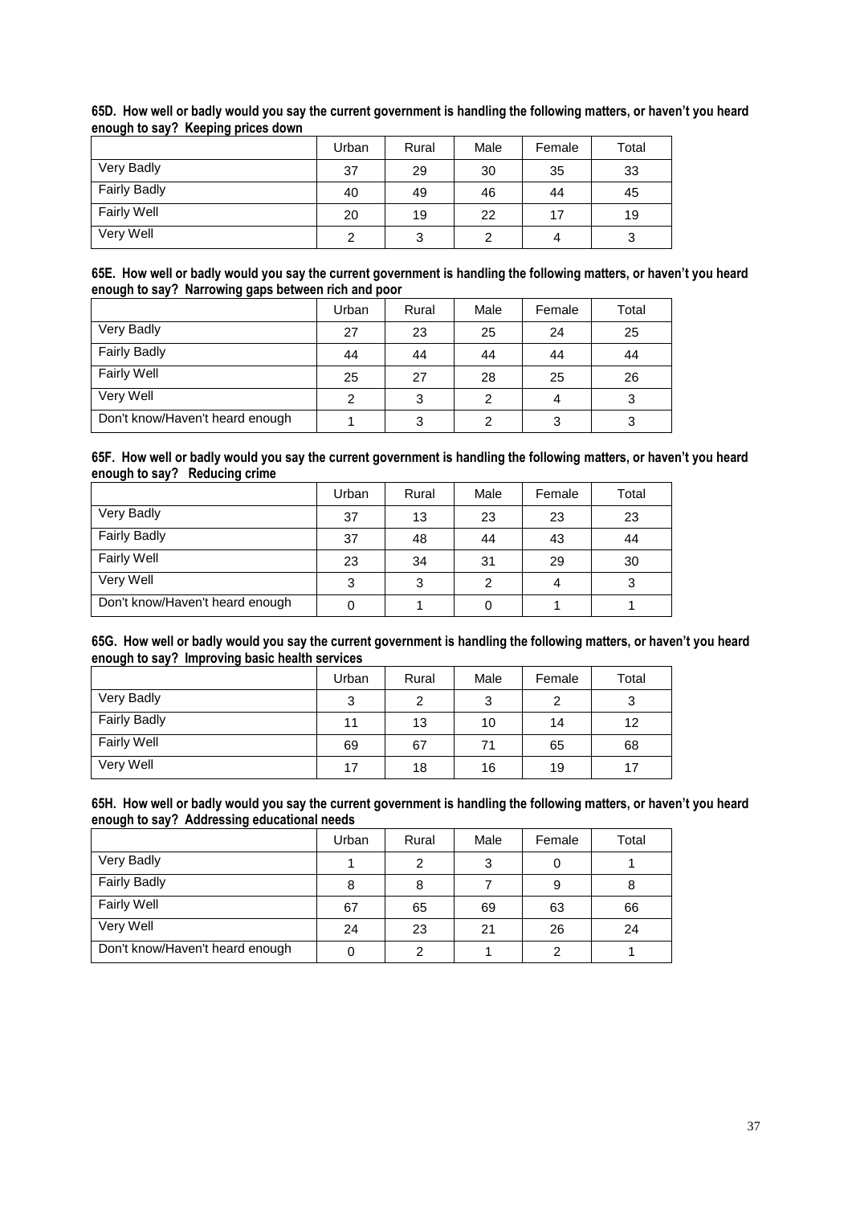**65D. How well or badly would you say the current government is handling the following matters, or haven't you heard enough to say? Keeping prices down**

| | Urban | Rural | Male | Female | Total |
|---|---|---|---|---|---|
| Very Badly | 37 | 29 | 30 | 35 | 33 |
| Fairly Badly | 40 | 49 | 46 | 44 | 45 |
| Fairly Well | 20 | 19 | 22 | 17 | 19 |
| Very Well | 2 | 3 | 2 | 4 | 3 |

**65E. How well or badly would you say the current government is handling the following matters, or haven't you heard enough to say? Narrowing gaps between rich and poor**

| | Urban | Rural | Male | Female | Total |
|---|---|---|---|---|---|
| Very Badly | 27 | 23 | 25 | 24 | 25 |
| Fairly Badly | 44 | 44 | 44 | 44 | 44 |
| Fairly Well | 25 | 27 | 28 | 25 | 26 |
| Very Well | 2 | 3 | 2 | 4 | 3 |
| Don't know/Haven't heard enough | 1 | 3 | 2 | 3 | 3 |

**65F. How well or badly would you say the current government is handling the following matters, or haven't you heard enough to say? Reducing crime**

| | Urban | Rural | Male | Female | Total |
|---|---|---|---|---|---|
| Very Badly | 37 | 13 | 23 | 23 | 23 |
| Fairly Badly | 37 | 48 | 44 | 43 | 44 |
| Fairly Well | 23 | 34 | 31 | 29 | 30 |
| Very Well | 3 | 3 | 2 | 4 | 3 |
| Don't know/Haven't heard enough | 0 | 1 | 0 | 1 | 1 |

**65G. How well or badly would you say the current government is handling the following matters, or haven't you heard enough to say? Improving basic health services**

| | Urban | Rural | Male | Female | Total |
|---|---|---|---|---|---|
| Very Badly | 3 | 2 | 3 | 2 | 3 |
| Fairly Badly | 11 | 13 | 10 | 14 | 12 |
| Fairly Well | 69 | 67 | 71 | 65 | 68 |
| Very Well | 17 | 18 | 16 | 19 | 17 |

**65H. How well or badly would you say the current government is handling the following matters, or haven't you heard enough to say? Addressing educational needs**

| | Urban | Rural | Male | Female | Total |
|---|---|---|---|---|---|
| Very Badly | 1 | 2 | 3 | 0 | 1 |
| Fairly Badly | 8 | 8 | 7 | 9 | 8 |
| Fairly Well | 67 | 65 | 69 | 63 | 66 |
| Very Well | 24 | 23 | 21 | 26 | 24 |
| Don't know/Haven't heard enough | 0 | 2 | 1 | 2 | 1 |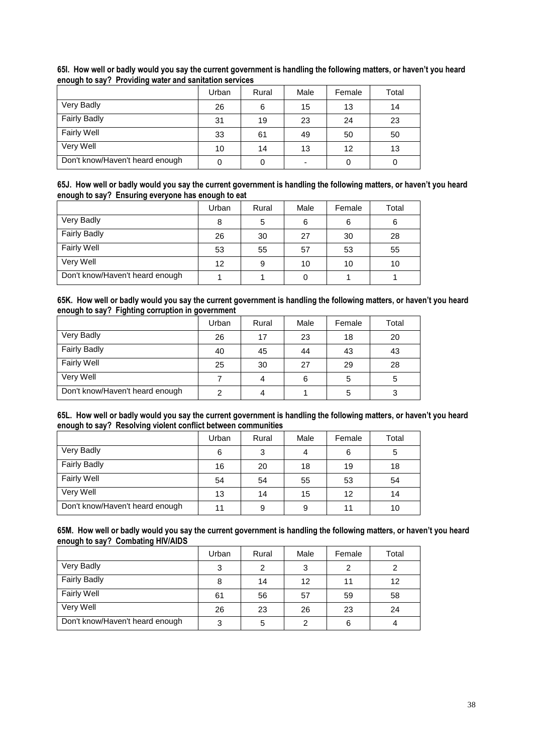**65I. How well or badly would you say the current government is handling the following matters, or haven't you heard enough to say? Providing water and sanitation services**

| | Urban | Rural | Male | Female | Total |
|---|---|---|---|---|---|
| Very Badly | 26 | 6 | 15 | 13 | 14 |
| Fairly Badly | 31 | 19 | 23 | 24 | 23 |
| Fairly Well | 33 | 61 | 49 | 50 | 50 |
| Very Well | 10 | 14 | 13 | 12 | 13 |
| Don't know/Haven't heard enough | 0 | 0 | - | 0 | 0 |

**65J. How well or badly would you say the current government is handling the following matters, or haven't you heard enough to say? Ensuring everyone has enough to eat**

| | Urban | Rural | Male | Female | Total |
|---|---|---|---|---|---|
| Very Badly | 8 | 5 | 6 | 6 | 6 |
| Fairly Badly | 26 | 30 | 27 | 30 | 28 |
| Fairly Well | 53 | 55 | 57 | 53 | 55 |
| Very Well | 12 | 9 | 10 | 10 | 10 |
| Don't know/Haven't heard enough | 1 | 1 | 0 | 1 | 1 |

**65K. How well or badly would you say the current government is handling the following matters, or haven't you heard enough to say? Fighting corruption in government**

| | Urban | Rural | Male | Female | Total |
|---|---|---|---|---|---|
| Very Badly | 26 | 17 | 23 | 18 | 20 |
| Fairly Badly | 40 | 45 | 44 | 43 | 43 |
| Fairly Well | 25 | 30 | 27 | 29 | 28 |
| Very Well | 7 | 4 | 6 | 5 | 5 |
| Don't know/Haven't heard enough | 2 | 4 | 1 | 5 | 3 |

**65L. How well or badly would you say the current government is handling the following matters, or haven't you heard enough to say? Resolving violent conflict between communities**

| | Urban | Rural | Male | Female | Total |
|---|---|---|---|---|---|
| Very Badly | 6 | 3 | 4 | 6 | 5 |
| Fairly Badly | 16 | 20 | 18 | 19 | 18 |
| Fairly Well | 54 | 54 | 55 | 53 | 54 |
| Very Well | 13 | 14 | 15 | 12 | 14 |
| Don't know/Haven't heard enough | 11 | 9 | 9 | 11 | 10 |

**65M. How well or badly would you say the current government is handling the following matters, or haven't you heard enough to say? Combating HIV/AIDS**

| | Urban | Rural | Male | Female | Total |
|---|---|---|---|---|---|
| Very Badly | 3 | 2 | 3 | 2 | 2 |
| Fairly Badly | 8 | 14 | 12 | 11 | 12 |
| Fairly Well | 61 | 56 | 57 | 59 | 58 |
| Very Well | 26 | 23 | 26 | 23 | 24 |
| Don't know/Haven't heard enough | 3 | 5 | 2 | 6 | 4 |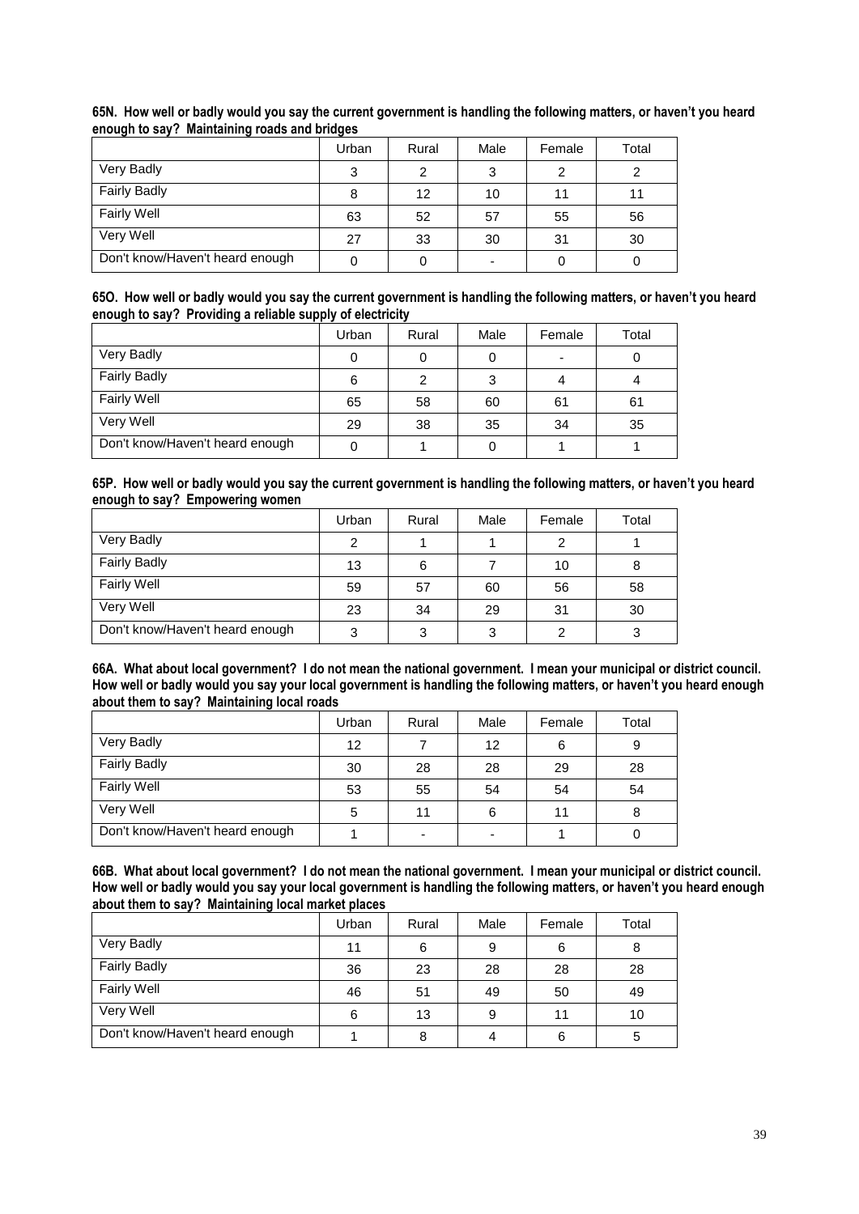**65N. How well or badly would you say the current government is handling the following matters, or haven't you heard enough to say? Maintaining roads and bridges**

| | Urban | Rural | Male | Female | Total |
|---|---|---|---|---|---|
| Very Badly | 3 | 2 | 3 | 2 | 2 |
| Fairly Badly | 8 | 12 | 10 | 11 | 11 |
| Fairly Well | 63 | 52 | 57 | 55 | 56 |
| Very Well | 27 | 33 | 30 | 31 | 30 |
| Don't know/Haven't heard enough | 0 | 0 | - | 0 | 0 |

**65O. How well or badly would you say the current government is handling the following matters, or haven't you heard enough to say? Providing a reliable supply of electricity**

| | Urban | Rural | Male | Female | Total |
|---|---|---|---|---|---|
| Very Badly | 0 | 0 | 0 | - | 0 |
| Fairly Badly | 6 | 2 | 3 | 4 | 4 |
| Fairly Well | 65 | 58 | 60 | 61 | 61 |
| Very Well | 29 | 38 | 35 | 34 | 35 |
| Don't know/Haven't heard enough | 0 | 1 | 0 | 1 | 1 |

**65P. How well or badly would you say the current government is handling the following matters, or haven't you heard enough to say? Empowering women**

| | Urban | Rural | Male | Female | Total |
|---|---|---|---|---|---|
| Very Badly | 2 | 1 | 1 | 2 | 1 |
| Fairly Badly | 13 | 6 | 7 | 10 | 8 |
| Fairly Well | 59 | 57 | 60 | 56 | 58 |
| Very Well | 23 | 34 | 29 | 31 | 30 |
| Don't know/Haven't heard enough | 3 | 3 | 3 | 2 | 3 |

**66A. What about local government? I do not mean the national government. I mean your municipal or district council. How well or badly would you say your local government is handling the following matters, or haven't you heard enough about them to say? Maintaining local roads**

| | Urban | Rural | Male | Female | Total |
|---|---|---|---|---|---|
| Very Badly | 12 | 7 | 12 | 6 | 9 |
| Fairly Badly | 30 | 28 | 28 | 29 | 28 |
| Fairly Well | 53 | 55 | 54 | 54 | 54 |
| Very Well | 5 | 11 | 6 | 11 | 8 |
| Don't know/Haven't heard enough | 1 | - | - | 1 | 0 |

**66B. What about local government? I do not mean the national government. I mean your municipal or district council. How well or badly would you say your local government is handling the following matters, or haven't you heard enough about them to say? Maintaining local market places**

| | Urban | Rural | Male | Female | Total |
|---|---|---|---|---|---|
| Very Badly | 11 | 6 | 9 | 6 | 8 |
| Fairly Badly | 36 | 23 | 28 | 28 | 28 |
| Fairly Well | 46 | 51 | 49 | 50 | 49 |
| Very Well | 6 | 13 | 9 | 11 | 10 |
| Don't know/Haven't heard enough | 1 | 8 | 4 | 6 | 5 |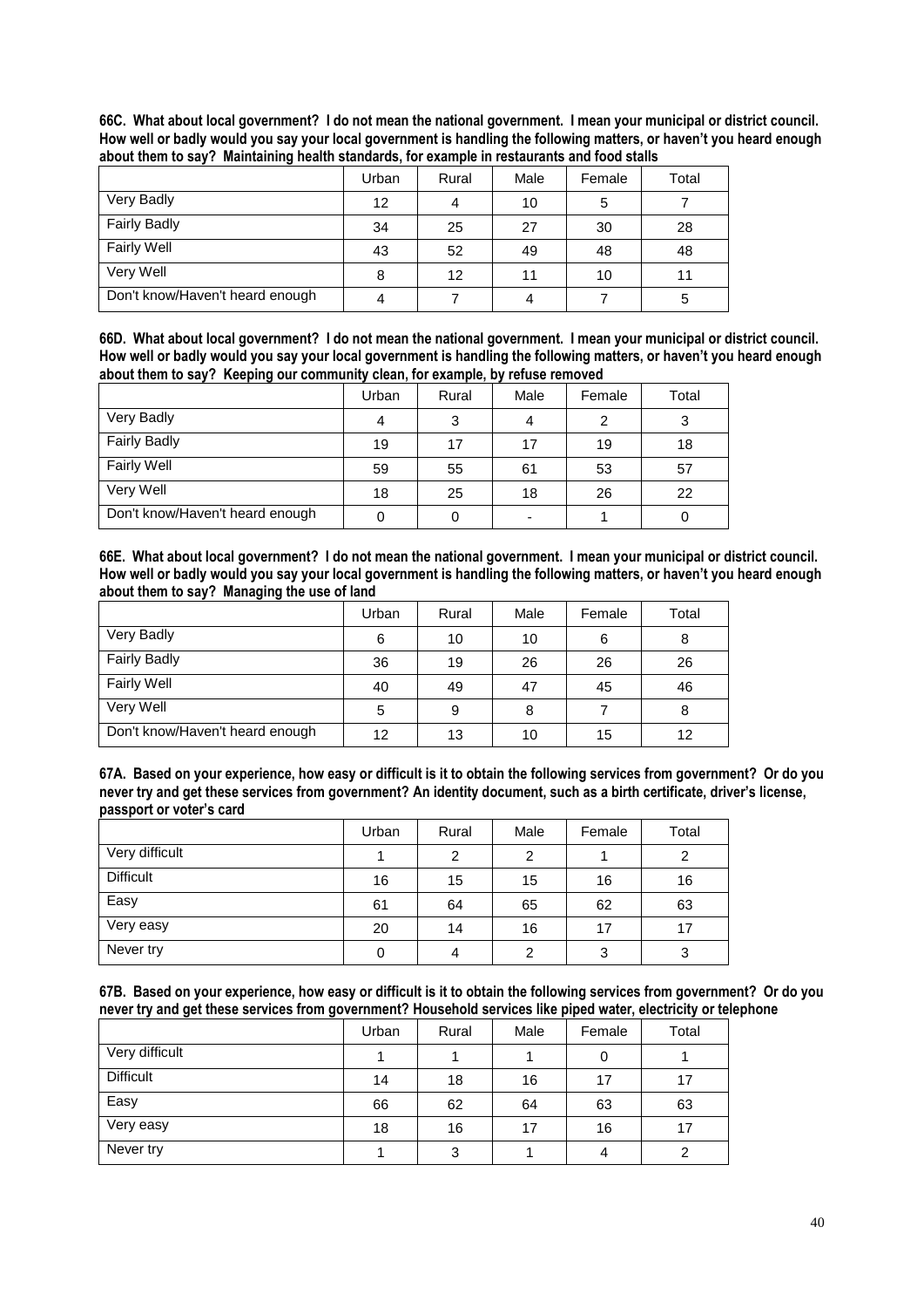**66C. What about local government? I do not mean the national government. I mean your municipal or district council. How well or badly would you say your local government is handling the following matters, or haven't you heard enough about them to say? Maintaining health standards, for example in restaurants and food stalls**

| | Urban | Rural | Male | Female | Total |
|---|---|---|---|---|---|
| Very Badly | 12 | 4 | 10 | 5 | 7 |
| Fairly Badly | 34 | 25 | 27 | 30 | 28 |
| Fairly Well | 43 | 52 | 49 | 48 | 48 |
| Very Well | 8 | 12 | 11 | 10 | 11 |
| Don't know/Haven't heard enough | 4 | 7 | 4 | 7 | 5 |

**66D. What about local government? I do not mean the national government. I mean your municipal or district council. How well or badly would you say your local government is handling the following matters, or haven't you heard enough about them to say? Keeping our community clean, for example, by refuse removed**

| | Urban | Rural | Male | Female | Total |
|---|---|---|---|---|---|
| Very Badly | 4 | 3 | 4 | 2 | 3 |
| Fairly Badly | 19 | 17 | 17 | 19 | 18 |
| Fairly Well | 59 | 55 | 61 | 53 | 57 |
| Very Well | 18 | 25 | 18 | 26 | 22 |
| Don't know/Haven't heard enough | 0 | 0 | - | 1 | 0 |

**66E. What about local government? I do not mean the national government. I mean your municipal or district council. How well or badly would you say your local government is handling the following matters, or haven't you heard enough about them to say? Managing the use of land**

| | Urban | Rural | Male | Female | Total |
|---|---|---|---|---|---|
| Very Badly | 6 | 10 | 10 | 6 | 8 |
| Fairly Badly | 36 | 19 | 26 | 26 | 26 |
| Fairly Well | 40 | 49 | 47 | 45 | 46 |
| Very Well | 5 | 9 | 8 | 7 | 8 |
| Don't know/Haven't heard enough | 12 | 13 | 10 | 15 | 12 |

**67A. Based on your experience, how easy or difficult is it to obtain the following services from government? Or do you never try and get these services from government? An identity document, such as a birth certificate, driver's license, passport or voter's card**

| | Urban | Rural | Male | Female | Total |
|---|---|---|---|---|---|
| Very difficult | 1 | 2 | 2 | 1 | 2 |
| Difficult | 16 | 15 | 15 | 16 | 16 |
| Easy | 61 | 64 | 65 | 62 | 63 |
| Very easy | 20 | 14 | 16 | 17 | 17 |
| Never try | 0 | 4 | 2 | 3 | 3 |

**67B. Based on your experience, how easy or difficult is it to obtain the following services from government? Or do you never try and get these services from government? Household services like piped water, electricity or telephone**

| | Urban | Rural | Male | Female | Total |
|---|---|---|---|---|---|
| Very difficult | 1 | 1 | 1 | 0 | 1 |
| Difficult | 14 | 18 | 16 | 17 | 17 |
| Easy | 66 | 62 | 64 | 63 | 63 |
| Very easy | 18 | 16 | 17 | 16 | 17 |
| Never try | 1 | 3 | 1 | 4 | 2 |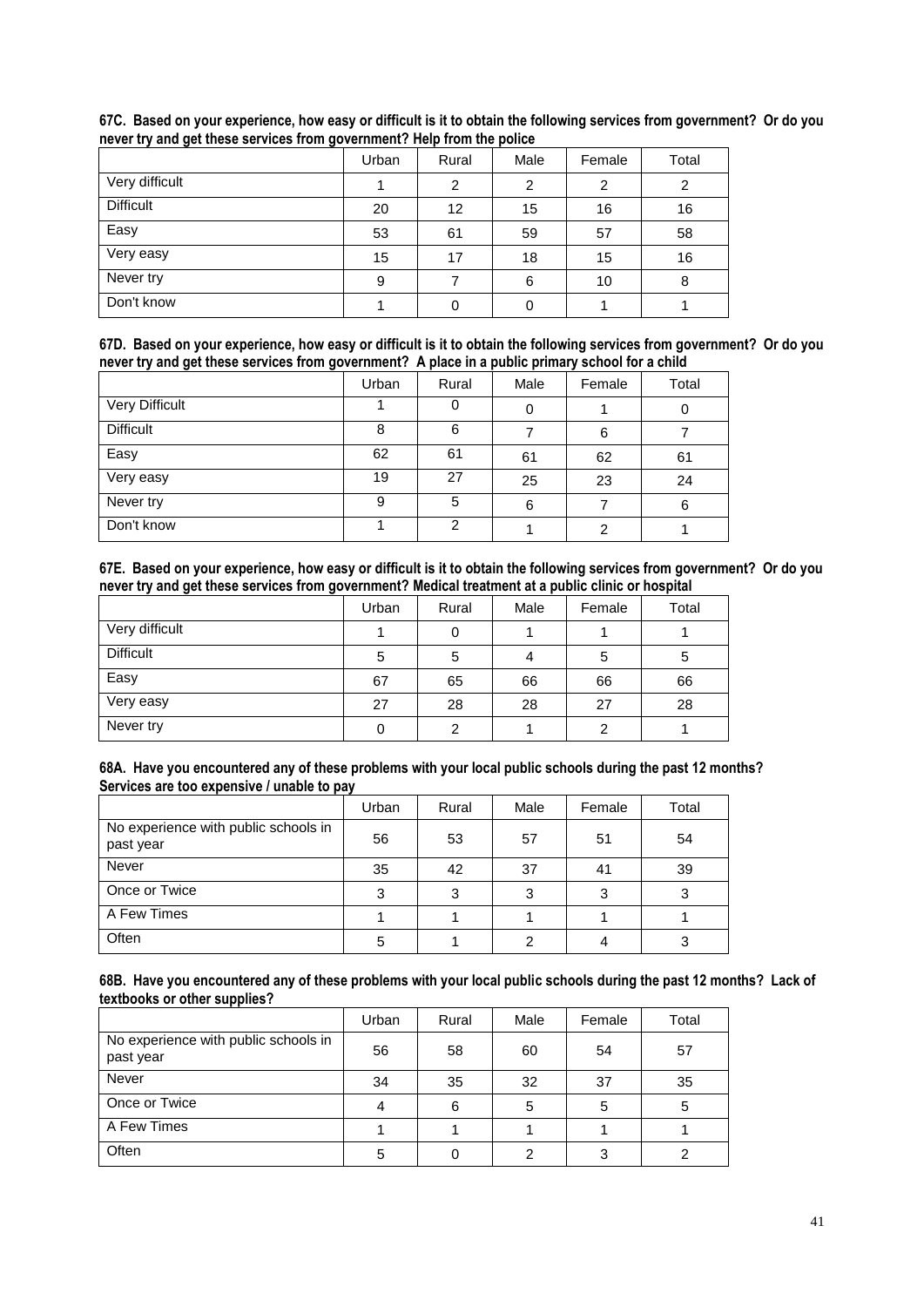**67C. Based on your experience, how easy or difficult is it to obtain the following services from government? Or do you never try and get these services from government? Help from the police**

| | Urban | Rural | Male | Female | Total |
|---|---|---|---|---|---|
| Very difficult | 1 | 2 | 2 | 2 | 2 |
| Difficult | 20 | 12 | 15 | 16 | 16 |
| Easy | 53 | 61 | 59 | 57 | 58 |
| Very easy | 15 | 17 | 18 | 15 | 16 |
| Never try | 9 | 7 | 6 | 10 | 8 |
| Don't know | 1 | 0 | 0 | 1 | 1 |

**67D. Based on your experience, how easy or difficult is it to obtain the following services from government? Or do you never try and get these services from government? A place in a public primary school for a child**

| | Urban | Rural | Male | Female | Total |
|---|---|---|---|---|---|
| Very Difficult | 1 | 0 | 0 | 1 | 0 |
| Difficult | 8 | 6 | 7 | 6 | 7 |
| Easy | 62 | 61 | 61 | 62 | 61 |
| Very easy | 19 | 27 | 25 | 23 | 24 |
| Never try | 9 | 5 | 6 | 7 | 6 |
| Don't know | 1 | 2 | 1 | 2 | 1 |

**67E. Based on your experience, how easy or difficult is it to obtain the following services from government? Or do you never try and get these services from government? Medical treatment at a public clinic or hospital**

| | Urban | Rural | Male | Female | Total |
|---|---|---|---|---|---|
| Very difficult | 1 | 0 | 1 | 1 | 1 |
| Difficult | 5 | 5 | 4 | 5 | 5 |
| Easy | 67 | 65 | 66 | 66 | 66 |
| Very easy | 27 | 28 | 28 | 27 | 28 |
| Never try | 0 | 2 | 1 | 2 | 1 |

**68A. Have you encountered any of these problems with your local public schools during the past 12 months? Services are too expensive / unable to pay**

| | Urban | Rural | Male | Female | Total |
|---|---|---|---|---|---|
| No experience with public schools in past year | 56 | 53 | 57 | 51 | 54 |
| Never | 35 | 42 | 37 | 41 | 39 |
| Once or Twice | 3 | 3 | 3 | 3 | 3 |
| A Few Times | 1 | 1 | 1 | 1 | 1 |
| Often | 5 | 1 | 2 | 4 | 3 |

**68B. Have you encountered any of these problems with your local public schools during the past 12 months? Lack of textbooks or other supplies?**

| | Urban | Rural | Male | Female | Total |
|---|---|---|---|---|---|
| No experience with public schools in past year | 56 | 58 | 60 | 54 | 57 |
| Never | 34 | 35 | 32 | 37 | 35 |
| Once or Twice | 4 | 6 | 5 | 5 | 5 |
| A Few Times | 1 | 1 | 1 | 1 | 1 |
| Often | 5 | 0 | 2 | 3 | 2 |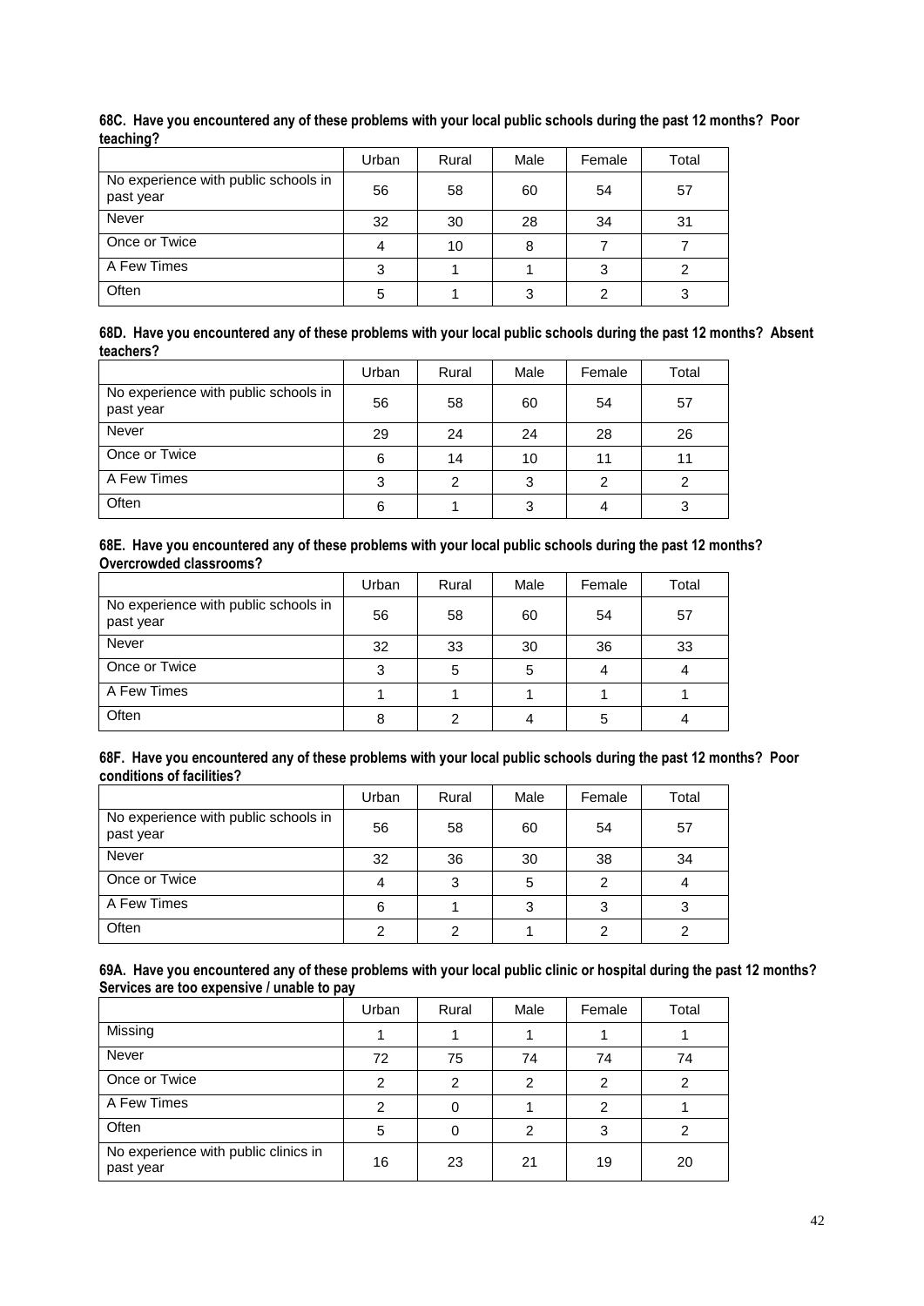**68C. Have you encountered any of these problems with your local public schools during the past 12 months? Poor teaching?**

| | Urban | Rural | Male | Female | Total |
|---|---|---|---|---|---|
| No experience with public schools in past year | 56 | 58 | 60 | 54 | 57 |
| Never | 32 | 30 | 28 | 34 | 31 |
| Once or Twice | 4 | 10 | 8 | 7 | 7 |
| A Few Times | 3 | 1 | 1 | 3 | 2 |
| Often | 5 | 1 | 3 | 2 | 3 |

**68D. Have you encountered any of these problems with your local public schools during the past 12 months? Absent teachers?**

| | Urban | Rural | Male | Female | Total |
|---|---|---|---|---|---|
| No experience with public schools in past year | 56 | 58 | 60 | 54 | 57 |
| Never | 29 | 24 | 24 | 28 | 26 |
| Once or Twice | 6 | 14 | 10 | 11 | 11 |
| A Few Times | 3 | 2 | 3 | 2 | 2 |
| Often | 6 | 1 | 3 | 4 | 3 |

**68E. Have you encountered any of these problems with your local public schools during the past 12 months? Overcrowded classrooms?**

| | Urban | Rural | Male | Female | Total |
|---|---|---|---|---|---|
| No experience with public schools in past year | 56 | 58 | 60 | 54 | 57 |
| Never | 32 | 33 | 30 | 36 | 33 |
| Once or Twice | 3 | 5 | 5 | 4 | 4 |
| A Few Times | 1 | 1 | 1 | 1 | 1 |
| Often | 8 | 2 | 4 | 5 | 4 |

**68F. Have you encountered any of these problems with your local public schools during the past 12 months? Poor conditions of facilities?**

| | Urban | Rural | Male | Female | Total |
|---|---|---|---|---|---|
| No experience with public schools in past year | 56 | 58 | 60 | 54 | 57 |
| Never | 32 | 36 | 30 | 38 | 34 |
| Once or Twice | 4 | 3 | 5 | 2 | 4 |
| A Few Times | 6 | 1 | 3 | 3 | 3 |
| Often | 2 | 2 | 1 | 2 | 2 |

**69A. Have you encountered any of these problems with your local public clinic or hospital during the past 12 months? Services are too expensive / unable to pay**

| | Urban | Rural | Male | Female | Total |
|---|---|---|---|---|---|
| Missing | 1 | 1 | 1 | 1 | 1 |
| Never | 72 | 75 | 74 | 74 | 74 |
| Once or Twice | 2 | 2 | 2 | 2 | 2 |
| A Few Times | 2 | 0 | 1 | 2 | 1 |
| Often | 5 | 0 | 2 | 3 | 2 |
| No experience with public clinics in past year | 16 | 23 | 21 | 19 | 20 |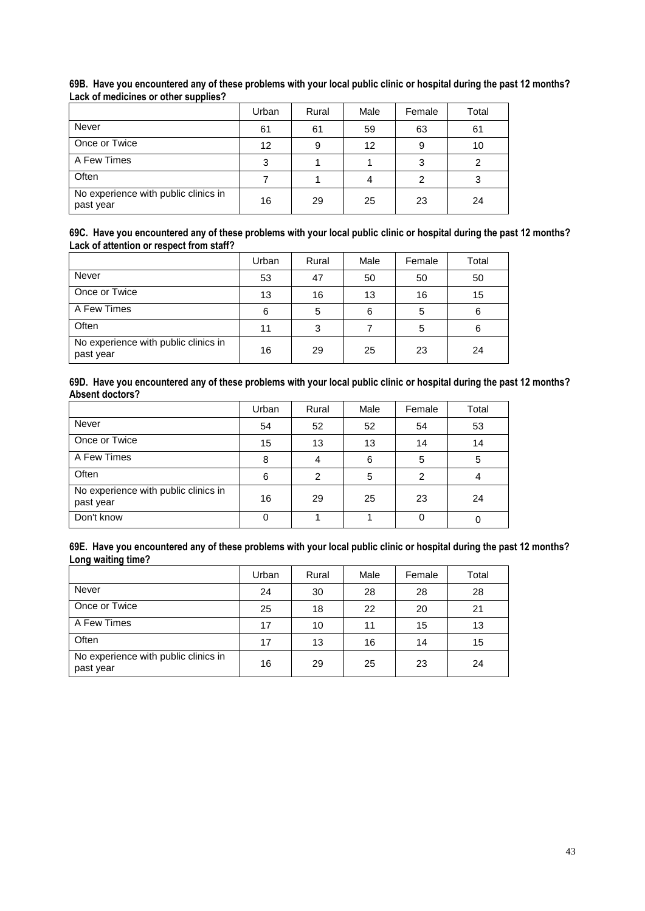**69B. Have you encountered any of these problems with your local public clinic or hospital during the past 12 months? Lack of medicines or other supplies?**

| | Urban | Rural | Male | Female | Total |
|---|---|---|---|---|---|
| Never | 61 | 61 | 59 | 63 | 61 |
| Once or Twice | 12 | 9 | 12 | 9 | 10 |
| A Few Times | 3 | 1 | 1 | 3 | 2 |
| Often | 7 | 1 | 4 | 2 | 3 |
| No experience with public clinics in past year | 16 | 29 | 25 | 23 | 24 |

**69C. Have you encountered any of these problems with your local public clinic or hospital during the past 12 months? Lack of attention or respect from staff?**

| | Urban | Rural | Male | Female | Total |
|---|---|---|---|---|---|
| Never | 53 | 47 | 50 | 50 | 50 |
| Once or Twice | 13 | 16 | 13 | 16 | 15 |
| A Few Times | 6 | 5 | 6 | 5 | 6 |
| Often | 11 | 3 | 7 | 5 | 6 |
| No experience with public clinics in past year | 16 | 29 | 25 | 23 | 24 |

**69D. Have you encountered any of these problems with your local public clinic or hospital during the past 12 months? Absent doctors?**

| | Urban | Rural | Male | Female | Total |
|---|---|---|---|---|---|
| Never | 54 | 52 | 52 | 54 | 53 |
| Once or Twice | 15 | 13 | 13 | 14 | 14 |
| A Few Times | 8 | 4 | 6 | 5 | 5 |
| Often | 6 | 2 | 5 | 2 | 4 |
| No experience with public clinics in past year | 16 | 29 | 25 | 23 | 24 |
| Don't know | 0 | 1 | 1 | 0 | 0 |

**69E. Have you encountered any of these problems with your local public clinic or hospital during the past 12 months? Long waiting time?**

| | Urban | Rural | Male | Female | Total |
|---|---|---|---|---|---|
| Never | 24 | 30 | 28 | 28 | 28 |
| Once or Twice | 25 | 18 | 22 | 20 | 21 |
| A Few Times | 17 | 10 | 11 | 15 | 13 |
| Often | 17 | 13 | 16 | 14 | 15 |
| No experience with public clinics in past year | 16 | 29 | 25 | 23 | 24 |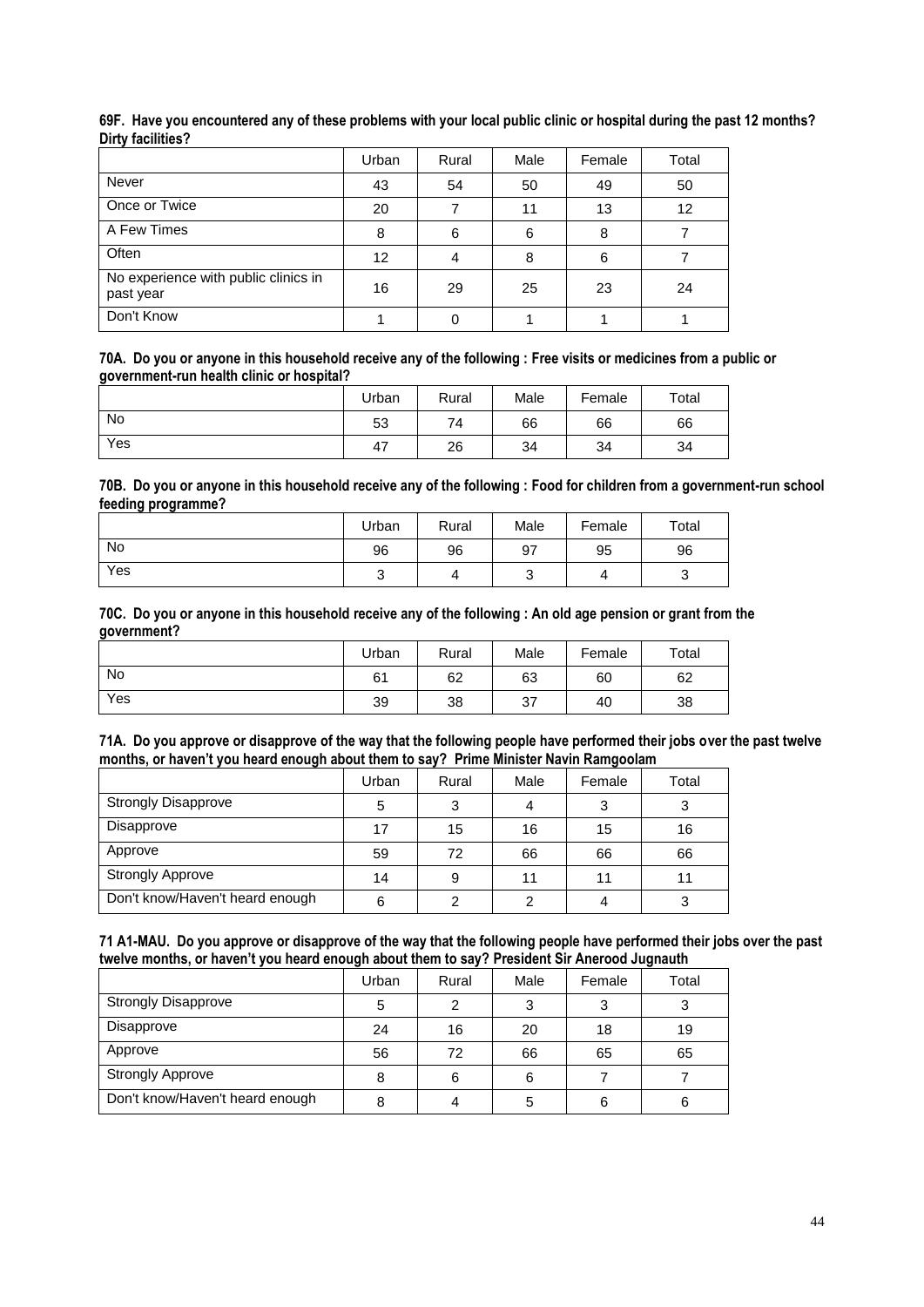**69F. Have you encountered any of these problems with your local public clinic or hospital during the past 12 months? Dirty facilities?**

| | Urban | Rural | Male | Female | Total |
|---|---|---|---|---|---|
| Never | 43 | 54 | 50 | 49 | 50 |
| Once or Twice | 20 | 7 | 11 | 13 | 12 |
| A Few Times | 8 | 6 | 6 | 8 | 7 |
| Often | 12 | 4 | 8 | 6 | 7 |
| No experience with public clinics in past year | 16 | 29 | 25 | 23 | 24 |
| Don't Know | 1 | 0 | 1 | 1 | 1 |

**70A. Do you or anyone in this household receive any of the following : Free visits or medicines from a public or government-run health clinic or hospital?**

| | Urban | Rural | Male | Female | Total |
|---|---|---|---|---|---|
| No | 53 | 74 | 66 | 66 | 66 |
| Yes | 47 | 26 | 34 | 34 | 34 |

**70B. Do you or anyone in this household receive any of the following : Food for children from a government-run school feeding programme?**

| | Urban | Rural | Male | Female | Total |
|---|---|---|---|---|---|
| No | 96 | 96 | 97 | 95 | 96 |
| Yes | 3 | 4 | 3 | 4 | 3 |

**70C. Do you or anyone in this household receive any of the following : An old age pension or grant from the government?**

| | Urban | Rural | Male | Female | Total |
|---|---|---|---|---|---|
| No | 61 | 62 | 63 | 60 | 62 |
| Yes | 39 | 38 | 37 | 40 | 38 |

**71A. Do you approve or disapprove of the way that the following people have performed their jobs over the past twelve months, or haven't you heard enough about them to say? Prime Minister Navin Ramgoolam**

| | Urban | Rural | Male | Female | Total |
|---|---|---|---|---|---|
| Strongly Disapprove | 5 | 3 | 4 | 3 | 3 |
| Disapprove | 17 | 15 | 16 | 15 | 16 |
| Approve | 59 | 72 | 66 | 66 | 66 |
| Strongly Approve | 14 | 9 | 11 | 11 | 11 |
| Don't know/Haven't heard enough | 6 | 2 | 2 | 4 | 3 |

**71 A1-MAU. Do you approve or disapprove of the way that the following people have performed their jobs over the past twelve months, or haven't you heard enough about them to say? President Sir Anerood Jugnauth**

| | Urban | Rural | Male | Female | Total |
|---|---|---|---|---|---|
| Strongly Disapprove | 5 | 2 | 3 | 3 | 3 |
| Disapprove | 24 | 16 | 20 | 18 | 19 |
| Approve | 56 | 72 | 66 | 65 | 65 |
| Strongly Approve | 8 | 6 | 6 | 7 | 7 |
| Don't know/Haven't heard enough | 8 | 4 | 5 | 6 | 6 |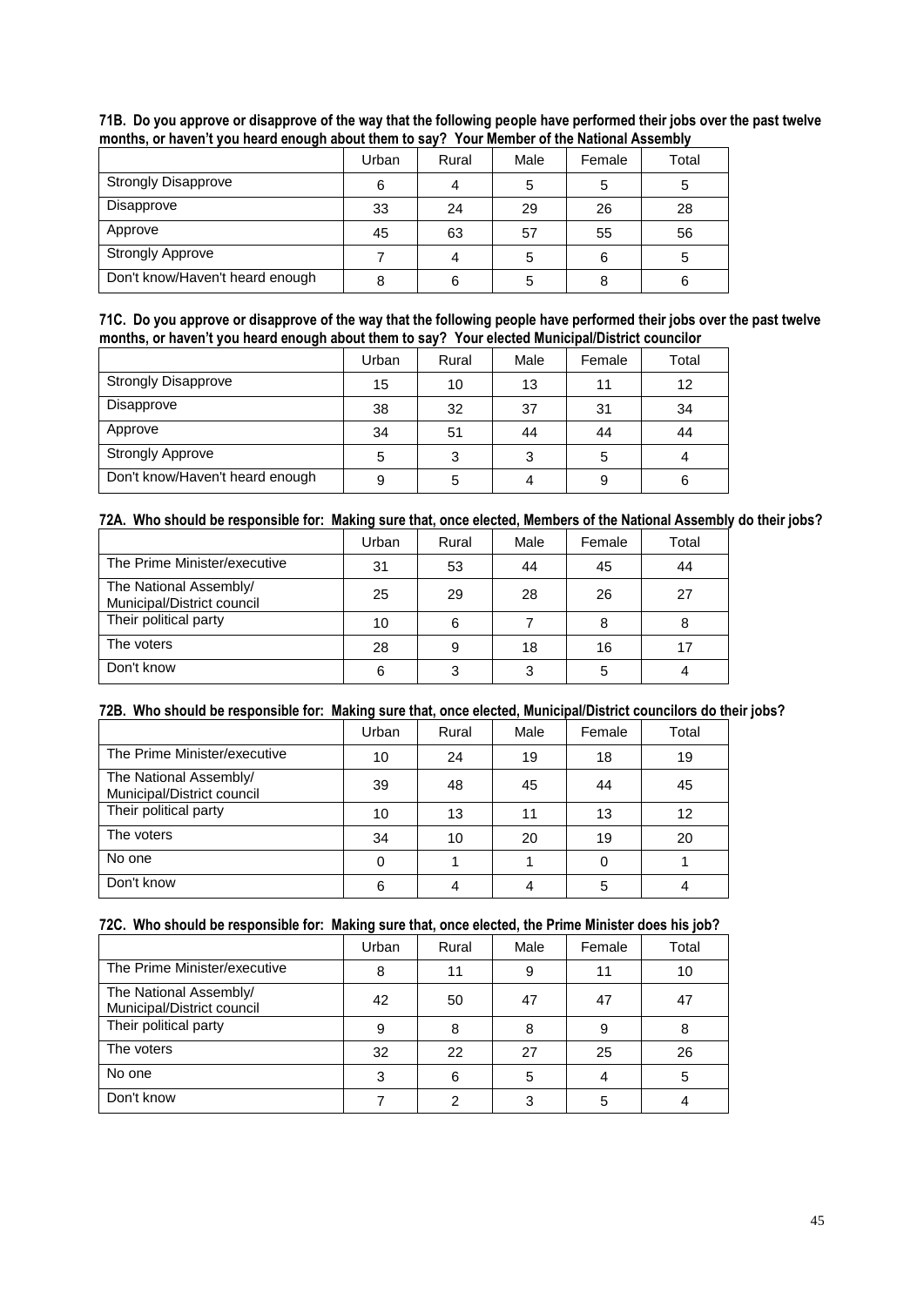**71B. Do you approve or disapprove of the way that the following people have performed their jobs over the past twelve months, or haven't you heard enough about them to say? Your Member of the National Assembly**

| | Urban | Rural | Male | Female | Total |
|---|---|---|---|---|---|
| Strongly Disapprove | 6 | 4 | 5 | 5 | 5 |
| Disapprove | 33 | 24 | 29 | 26 | 28 |
| Approve | 45 | 63 | 57 | 55 | 56 |
| Strongly Approve | 7 | 4 | 5 | 6 | 5 |
| Don't know/Haven't heard enough | 8 | 6 | 5 | 8 | 6 |

**71C. Do you approve or disapprove of the way that the following people have performed their jobs over the past twelve months, or haven't you heard enough about them to say? Your elected Municipal/District councilor**

| | Urban | Rural | Male | Female | Total |
|---|---|---|---|---|---|
| Strongly Disapprove | 15 | 10 | 13 | 11 | 12 |
| Disapprove | 38 | 32 | 37 | 31 | 34 |
| Approve | 34 | 51 | 44 | 44 | 44 |
| Strongly Approve | 5 | 3 | 3 | 5 | 4 |
| Don't know/Haven't heard enough | 9 | 5 | 4 | 9 | 6 |

**72A. Who should be responsible for: Making sure that, once elected, Members of the National Assembly do their jobs?**

| | Urban | Rural | Male | Female | Total |
|---|---|---|---|---|---|
| The Prime Minister/executive | 31 | 53 | 44 | 45 | 44 |
| The National Assembly/ Municipal/District council | 25 | 29 | 28 | 26 | 27 |
| Their political party | 10 | 6 | 7 | 8 | 8 |
| The voters | 28 | 9 | 18 | 16 | 17 |
| Don't know | 6 | 3 | 3 | 5 | 4 |

**72B. Who should be responsible for: Making sure that, once elected, Municipal/District councilors do their jobs?**

| | Urban | Rural | Male | Female | Total |
|---|---|---|---|---|---|
| The Prime Minister/executive | 10 | 24 | 19 | 18 | 19 |
| The National Assembly/ Municipal/District council | 39 | 48 | 45 | 44 | 45 |
| Their political party | 10 | 13 | 11 | 13 | 12 |
| The voters | 34 | 10 | 20 | 19 | 20 |
| No one | 0 | 1 | 1 | 0 | 1 |
| Don't know | 6 | 4 | 4 | 5 | 4 |

**72C. Who should be responsible for: Making sure that, once elected, the Prime Minister does his job?**

| | Urban | Rural | Male | Female | Total |
|---|---|---|---|---|---|
| The Prime Minister/executive | 8 | 11 | 9 | 11 | 10 |
| The National Assembly/ Municipal/District council | 42 | 50 | 47 | 47 | 47 |
| Their political party | 9 | 8 | 8 | 9 | 8 |
| The voters | 32 | 22 | 27 | 25 | 26 |
| No one | 3 | 6 | 5 | 4 | 5 |
| Don't know | 7 | 2 | 3 | 5 | 4 |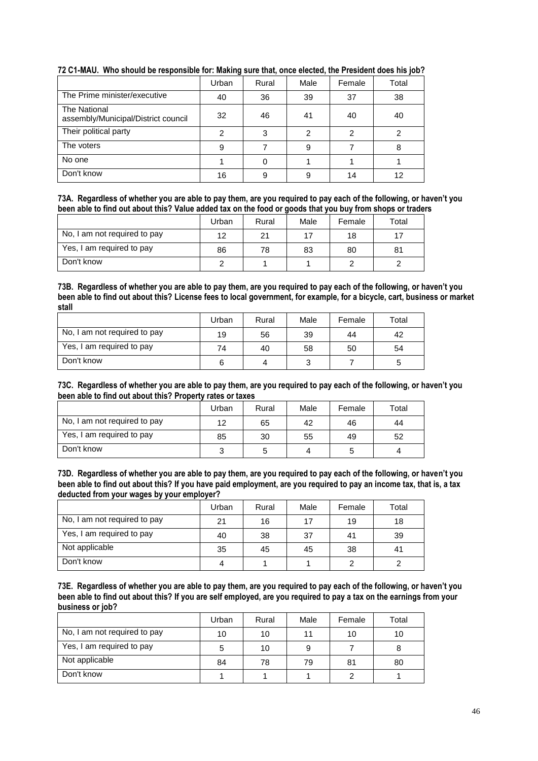**72 C1-MAU. Who should be responsible for: Making sure that, once elected, the President does his job?**

| | Urban | Rural | Male | Female | Total |
|---|---|---|---|---|---|
| The Prime minister/executive | 40 | 36 | 39 | 37 | 38 |
| The National assembly/Municipal/District council | 32 | 46 | 41 | 40 | 40 |
| Their political party | 2 | 3 | 2 | 2 | 2 |
| The voters | 9 | 7 | 9 | 7 | 8 |
| No one | 1 | 0 | 1 | 1 | 1 |
| Don't know | 16 | 9 | 9 | 14 | 12 |

**73A. Regardless of whether you are able to pay them, are you required to pay each of the following, or haven't you been able to find out about this? Value added tax on the food or goods that you buy from shops or traders**

| | Urban | Rural | Male | Female | Total |
|---|---|---|---|---|---|
| No, I am not required to pay | 12 | 21 | 17 | 18 | 17 |
| Yes, I am required to pay | 86 | 78 | 83 | 80 | 81 |
| Don't know | 2 | 1 | 1 | 2 | 2 |

**73B. Regardless of whether you are able to pay them, are you required to pay each of the following, or haven't you been able to find out about this? License fees to local government, for example, for a bicycle, cart, business or market stall**

| | Urban | Rural | Male | Female | Total |
|---|---|---|---|---|---|
| No, I am not required to pay | 19 | 56 | 39 | 44 | 42 |
| Yes, I am required to pay | 74 | 40 | 58 | 50 | 54 |
| Don't know | 6 | 4 | 3 | 7 | 5 |

**73C. Regardless of whether you are able to pay them, are you required to pay each of the following, or haven't you been able to find out about this? Property rates or taxes**

| | Urban | Rural | Male | Female | Total |
|---|---|---|---|---|---|
| No, I am not required to pay | 12 | 65 | 42 | 46 | 44 |
| Yes, I am required to pay | 85 | 30 | 55 | 49 | 52 |
| Don't know | 3 | 5 | 4 | 5 | 4 |

**73D. Regardless of whether you are able to pay them, are you required to pay each of the following, or haven't you been able to find out about this? If you have paid employment, are you required to pay an income tax, that is, a tax deducted from your wages by your employer?**

| | Urban | Rural | Male | Female | Total |
|---|---|---|---|---|---|
| No, I am not required to pay | 21 | 16 | 17 | 19 | 18 |
| Yes, I am required to pay | 40 | 38 | 37 | 41 | 39 |
| Not applicable | 35 | 45 | 45 | 38 | 41 |
| Don't know | 4 | 1 | 1 | 2 | 2 |

**73E. Regardless of whether you are able to pay them, are you required to pay each of the following, or haven't you been able to find out about this? If you are self employed, are you required to pay a tax on the earnings from your business or job?**

| | Urban | Rural | Male | Female | Total |
|---|---|---|---|---|---|
| No, I am not required to pay | 10 | 10 | 11 | 10 | 10 |
| Yes, I am required to pay | 5 | 10 | 9 | 7 | 8 |
| Not applicable | 84 | 78 | 79 | 81 | 80 |
| Don't know | 1 | 1 | 1 | 2 | 1 |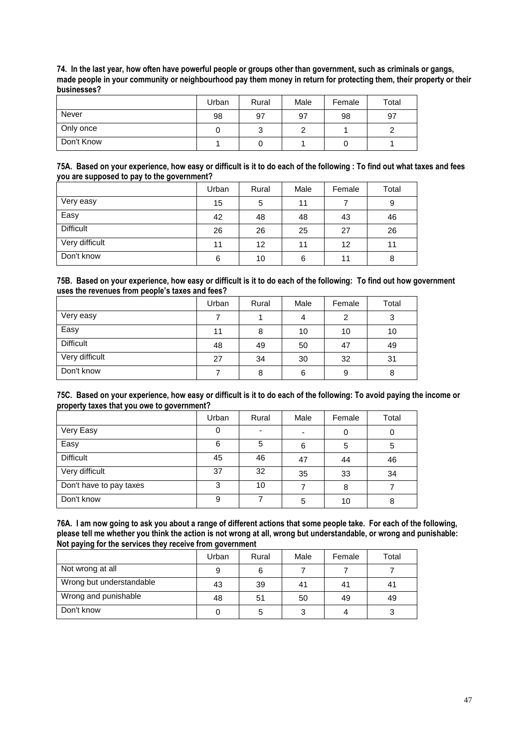**74. In the last year, how often have powerful people or groups other than government, such as criminals or gangs, made people in your community or neighbourhood pay them money in return for protecting them, their property or their businesses?**

| | Urban | Rural | Male | Female | Total |
|---|---|---|---|---|---|
| Never | 98 | 97 | 97 | 98 | 97 |
| Only once | 0 | 3 | 2 | 1 | 2 |
| Don't Know | 1 | 0 | 1 | 0 | 1 |

**75A. Based on your experience, how easy or difficult is it to do each of the following : To find out what taxes and fees you are supposed to pay to the government?**

| | Urban | Rural | Male | Female | Total |
|---|---|---|---|---|---|
| Very easy | 15 | 5 | 11 | 7 | 9 |
| Easy | 42 | 48 | 48 | 43 | 46 |
| Difficult | 26 | 26 | 25 | 27 | 26 |
| Very difficult | 11 | 12 | 11 | 12 | 11 |
| Don't know | 6 | 10 | 6 | 11 | 8 |

**75B. Based on your experience, how easy or difficult is it to do each of the following: To find out how government uses the revenues from people's taxes and fees?**

| | Urban | Rural | Male | Female | Total |
|---|---|---|---|---|---|
| Very easy | 7 | 1 | 4 | 2 | 3 |
| Easy | 11 | 8 | 10 | 10 | 10 |
| Difficult | 48 | 49 | 50 | 47 | 49 |
| Very difficult | 27 | 34 | 30 | 32 | 31 |
| Don't know | 7 | 8 | 6 | 9 | 8 |

**75C. Based on your experience, how easy or difficult is it to do each of the following: To avoid paying the income or property taxes that you owe to government?**

| | Urban | Rural | Male | Female | Total |
|---|---|---|---|---|---|
| Very Easy | 0 | - | - | 0 | 0 |
| Easy | 6 | 5 | 6 | 5 | 5 |
| Difficult | 45 | 46 | 47 | 44 | 46 |
| Very difficult | 37 | 32 | 35 | 33 | 34 |
| Don't have to pay taxes | 3 | 10 | 7 | 8 | 7 |
| Don't know | 9 | 7 | 5 | 10 | 8 |

**76A. I am now going to ask you about a range of different actions that some people take. For each of the following, please tell me whether you think the action is not wrong at all, wrong but understandable, or wrong and punishable: Not paying for the services they receive from government**

| | Urban | Rural | Male | Female | Total |
|---|---|---|---|---|---|
| Not wrong at all | 9 | 6 | 7 | 7 | 7 |
| Wrong but understandable | 43 | 39 | 41 | 41 | 41 |
| Wrong and punishable | 48 | 51 | 50 | 49 | 49 |
| Don't know | 0 | 5 | 3 | 4 | 3 |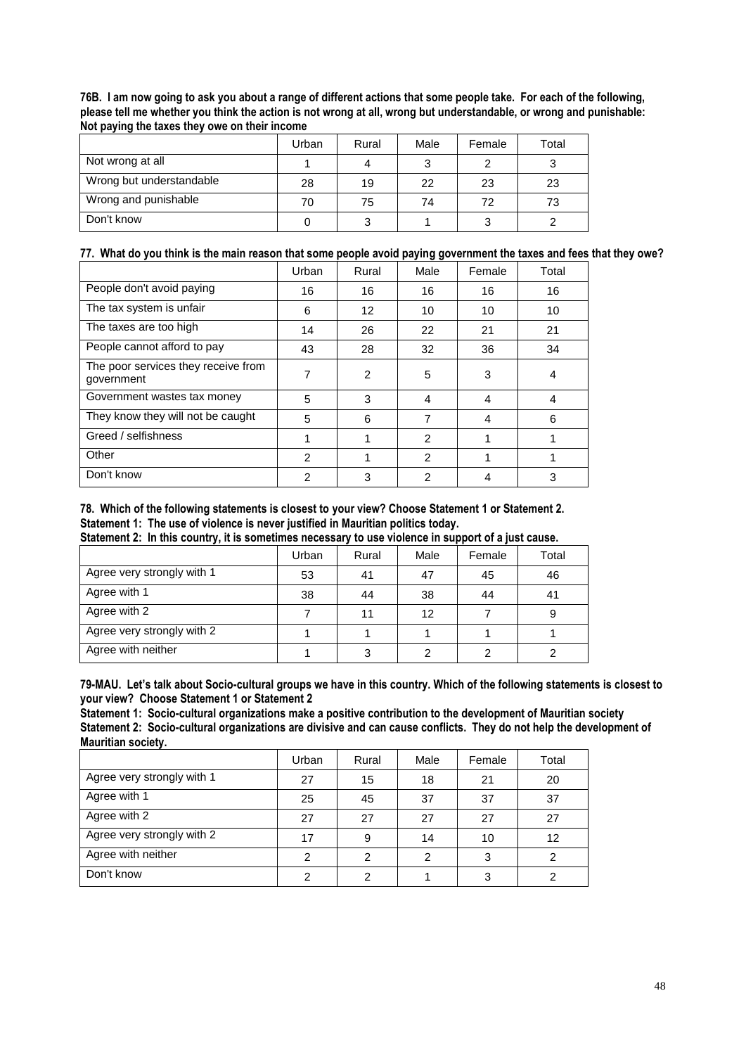**76B. I am now going to ask you about a range of different actions that some people take. For each of the following, please tell me whether you think the action is not wrong at all, wrong but understandable, or wrong and punishable: Not paying the taxes they owe on their income**

| | Urban | Rural | Male | Female | Total |
|---|---|---|---|---|---|
| Not wrong at all | 1 | 4 | 3 | 2 | 3 |
| Wrong but understandable | 28 | 19 | 22 | 23 | 23 |
| Wrong and punishable | 70 | 75 | 74 | 72 | 73 |
| Don't know | 0 | 3 | 1 | 3 | 2 |

**77. What do you think is the main reason that some people avoid paying government the taxes and fees that they owe?**

| | Urban | Rural | Male | Female | Total |
|---|---|---|---|---|---|
| People don't avoid paying | 16 | 16 | 16 | 16 | 16 |
| The tax system is unfair | 6 | 12 | 10 | 10 | 10 |
| The taxes are too high | 14 | 26 | 22 | 21 | 21 |
| People cannot afford to pay | 43 | 28 | 32 | 36 | 34 |
| The poor services they receive from government | 7 | 2 | 5 | 3 | 4 |
| Government wastes tax money | 5 | 3 | 4 | 4 | 4 |
| They know they will not be caught | 5 | 6 | 7 | 4 | 6 |
| Greed / selfishness | 1 | 1 | 2 | 1 | 1 |
| Other | 2 | 1 | 2 | 1 | 1 |
| Don't know | 2 | 3 | 2 | 4 | 3 |

**78. Which of the following statements is closest to your view? Choose Statement 1 or Statement 2.**
**Statement 1: The use of violence is never justified in Mauritian politics today.**
**Statement 2: In this country, it is sometimes necessary to use violence in support of a just cause.**

| | Urban | Rural | Male | Female | Total |
|---|---|---|---|---|---|
| Agree very strongly with 1 | 53 | 41 | 47 | 45 | 46 |
| Agree with 1 | 38 | 44 | 38 | 44 | 41 |
| Agree with 2 | 7 | 11 | 12 | 7 | 9 |
| Agree very strongly with 2 | 1 | 1 | 1 | 1 | 1 |
| Agree with neither | 1 | 3 | 2 | 2 | 2 |

**79-MAU. Let's talk about Socio-cultural groups we have in this country. Which of the following statements is closest to your view? Choose Statement 1 or Statement 2**
**Statement 1: Socio-cultural organizations make a positive contribution to the development of Mauritian society**
**Statement 2: Socio-cultural organizations are divisive and can cause conflicts. They do not help the development of Mauritian society.**

| | Urban | Rural | Male | Female | Total |
|---|---|---|---|---|---|
| Agree very strongly with 1 | 27 | 15 | 18 | 21 | 20 |
| Agree with 1 | 25 | 45 | 37 | 37 | 37 |
| Agree with 2 | 27 | 27 | 27 | 27 | 27 |
| Agree very strongly with 2 | 17 | 9 | 14 | 10 | 12 |
| Agree with neither | 2 | 2 | 2 | 3 | 2 |
| Don't know | 2 | 2 | 1 | 3 | 2 |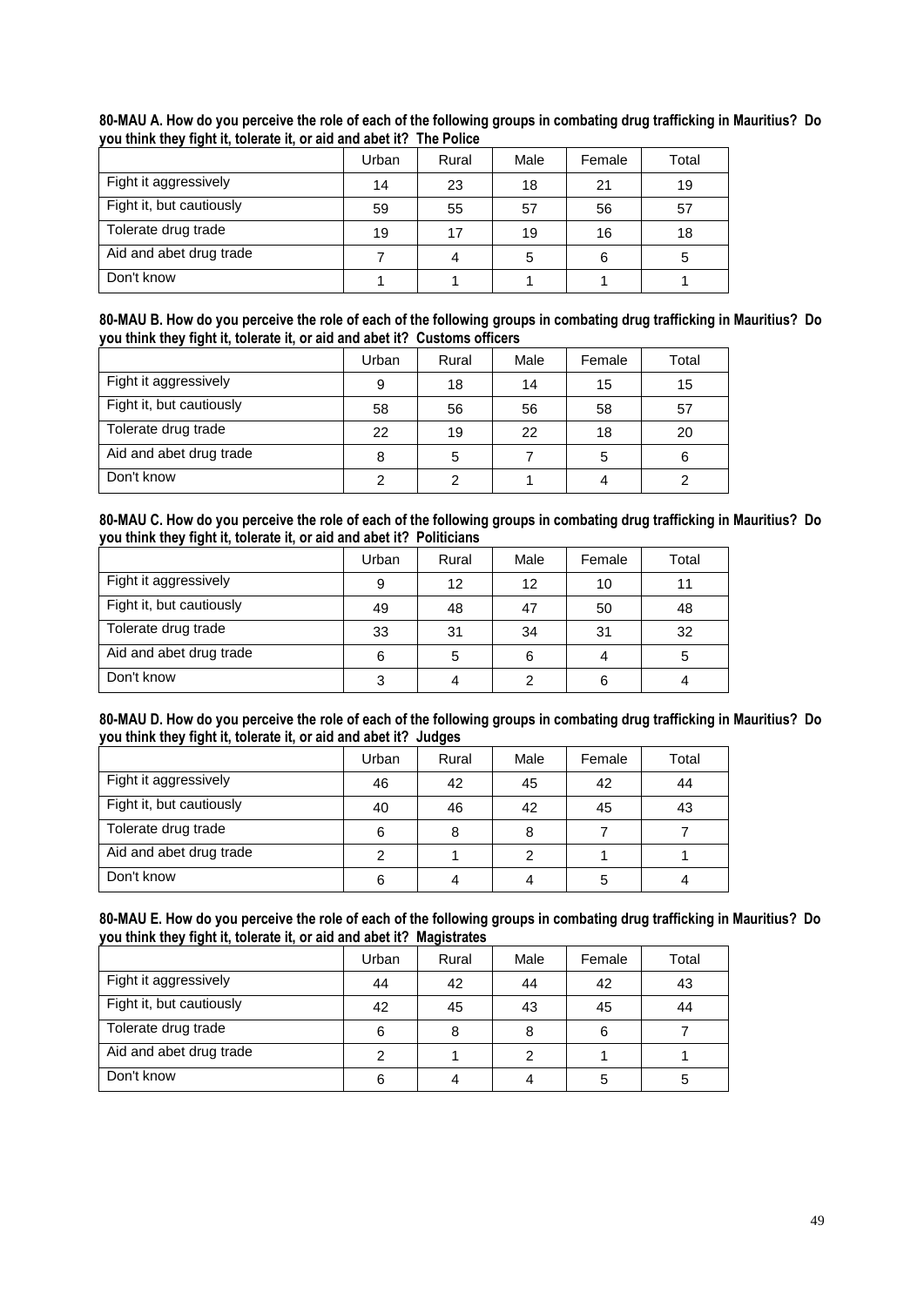**80-MAU A. How do you perceive the role of each of the following groups in combating drug trafficking in Mauritius? Do you think they fight it, tolerate it, or aid and abet it? The Police**

| | Urban | Rural | Male | Female | Total |
|---|---|---|---|---|---|
| Fight it aggressively | 14 | 23 | 18 | 21 | 19 |
| Fight it, but cautiously | 59 | 55 | 57 | 56 | 57 |
| Tolerate drug trade | 19 | 17 | 19 | 16 | 18 |
| Aid and abet drug trade | 7 | 4 | 5 | 6 | 5 |
| Don't know | 1 | 1 | 1 | 1 | 1 |

**80-MAU B. How do you perceive the role of each of the following groups in combating drug trafficking in Mauritius? Do you think they fight it, tolerate it, or aid and abet it? Customs officers**

| | Urban | Rural | Male | Female | Total |
|---|---|---|---|---|---|
| Fight it aggressively | 9 | 18 | 14 | 15 | 15 |
| Fight it, but cautiously | 58 | 56 | 56 | 58 | 57 |
| Tolerate drug trade | 22 | 19 | 22 | 18 | 20 |
| Aid and abet drug trade | 8 | 5 | 7 | 5 | 6 |
| Don't know | 2 | 2 | 1 | 4 | 2 |

**80-MAU C. How do you perceive the role of each of the following groups in combating drug trafficking in Mauritius? Do you think they fight it, tolerate it, or aid and abet it? Politicians**

| | Urban | Rural | Male | Female | Total |
|---|---|---|---|---|---|
| Fight it aggressively | 9 | 12 | 12 | 10 | 11 |
| Fight it, but cautiously | 49 | 48 | 47 | 50 | 48 |
| Tolerate drug trade | 33 | 31 | 34 | 31 | 32 |
| Aid and abet drug trade | 6 | 5 | 6 | 4 | 5 |
| Don't know | 3 | 4 | 2 | 6 | 4 |

**80-MAU D. How do you perceive the role of each of the following groups in combating drug trafficking in Mauritius? Do you think they fight it, tolerate it, or aid and abet it? Judges**

| | Urban | Rural | Male | Female | Total |
|---|---|---|---|---|---|
| Fight it aggressively | 46 | 42 | 45 | 42 | 44 |
| Fight it, but cautiously | 40 | 46 | 42 | 45 | 43 |
| Tolerate drug trade | 6 | 8 | 8 | 7 | 7 |
| Aid and abet drug trade | 2 | 1 | 2 | 1 | 1 |
| Don't know | 6 | 4 | 4 | 5 | 4 |

**80-MAU E. How do you perceive the role of each of the following groups in combating drug trafficking in Mauritius? Do you think they fight it, tolerate it, or aid and abet it? Magistrates**

| | Urban | Rural | Male | Female | Total |
|---|---|---|---|---|---|
| Fight it aggressively | 44 | 42 | 44 | 42 | 43 |
| Fight it, but cautiously | 42 | 45 | 43 | 45 | 44 |
| Tolerate drug trade | 6 | 8 | 8 | 6 | 7 |
| Aid and abet drug trade | 2 | 1 | 2 | 1 | 1 |
| Don't know | 6 | 4 | 4 | 5 | 5 |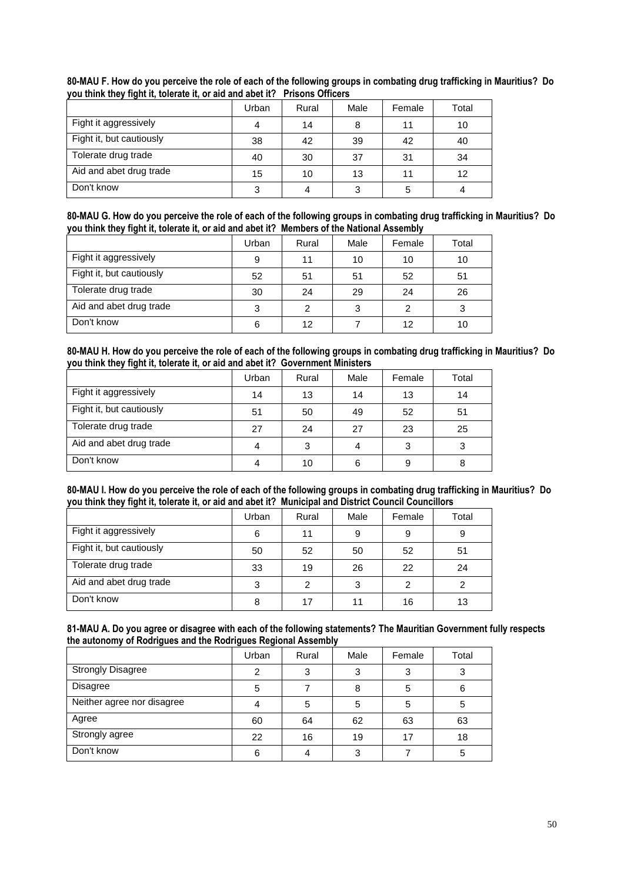**80-MAU F. How do you perceive the role of each of the following groups in combating drug trafficking in Mauritius? Do you think they fight it, tolerate it, or aid and abet it? Prisons Officers**

| | Urban | Rural | Male | Female | Total |
|---|---|---|---|---|---|
| Fight it aggressively | 4 | 14 | 8 | 11 | 10 |
| Fight it, but cautiously | 38 | 42 | 39 | 42 | 40 |
| Tolerate drug trade | 40 | 30 | 37 | 31 | 34 |
| Aid and abet drug trade | 15 | 10 | 13 | 11 | 12 |
| Don't know | 3 | 4 | 3 | 5 | 4 |

**80-MAU G. How do you perceive the role of each of the following groups in combating drug trafficking in Mauritius? Do you think they fight it, tolerate it, or aid and abet it? Members of the National Assembly**

| | Urban | Rural | Male | Female | Total |
|---|---|---|---|---|---|
| Fight it aggressively | 9 | 11 | 10 | 10 | 10 |
| Fight it, but cautiously | 52 | 51 | 51 | 52 | 51 |
| Tolerate drug trade | 30 | 24 | 29 | 24 | 26 |
| Aid and abet drug trade | 3 | 2 | 3 | 2 | 3 |
| Don't know | 6 | 12 | 7 | 12 | 10 |

**80-MAU H. How do you perceive the role of each of the following groups in combating drug trafficking in Mauritius? Do you think they fight it, tolerate it, or aid and abet it? Government Ministers**

| | Urban | Rural | Male | Female | Total |
|---|---|---|---|---|---|
| Fight it aggressively | 14 | 13 | 14 | 13 | 14 |
| Fight it, but cautiously | 51 | 50 | 49 | 52 | 51 |
| Tolerate drug trade | 27 | 24 | 27 | 23 | 25 |
| Aid and abet drug trade | 4 | 3 | 4 | 3 | 3 |
| Don't know | 4 | 10 | 6 | 9 | 8 |

**80-MAU I. How do you perceive the role of each of the following groups in combating drug trafficking in Mauritius? Do you think they fight it, tolerate it, or aid and abet it? Municipal and District Council Councillors**

| | Urban | Rural | Male | Female | Total |
|---|---|---|---|---|---|
| Fight it aggressively | 6 | 11 | 9 | 9 | 9 |
| Fight it, but cautiously | 50 | 52 | 50 | 52 | 51 |
| Tolerate drug trade | 33 | 19 | 26 | 22 | 24 |
| Aid and abet drug trade | 3 | 2 | 3 | 2 | 2 |
| Don't know | 8 | 17 | 11 | 16 | 13 |

**81-MAU A. Do you agree or disagree with each of the following statements? The Mauritian Government fully respects the autonomy of Rodrigues and the Rodrigues Regional Assembly**

| | Urban | Rural | Male | Female | Total |
|---|---|---|---|---|---|
| Strongly Disagree | 2 | 3 | 3 | 3 | 3 |
| Disagree | 5 | 7 | 8 | 5 | 6 |
| Neither agree nor disagree | 4 | 5 | 5 | 5 | 5 |
| Agree | 60 | 64 | 62 | 63 | 63 |
| Strongly agree | 22 | 16 | 19 | 17 | 18 |
| Don't know | 6 | 4 | 3 | 7 | 5 |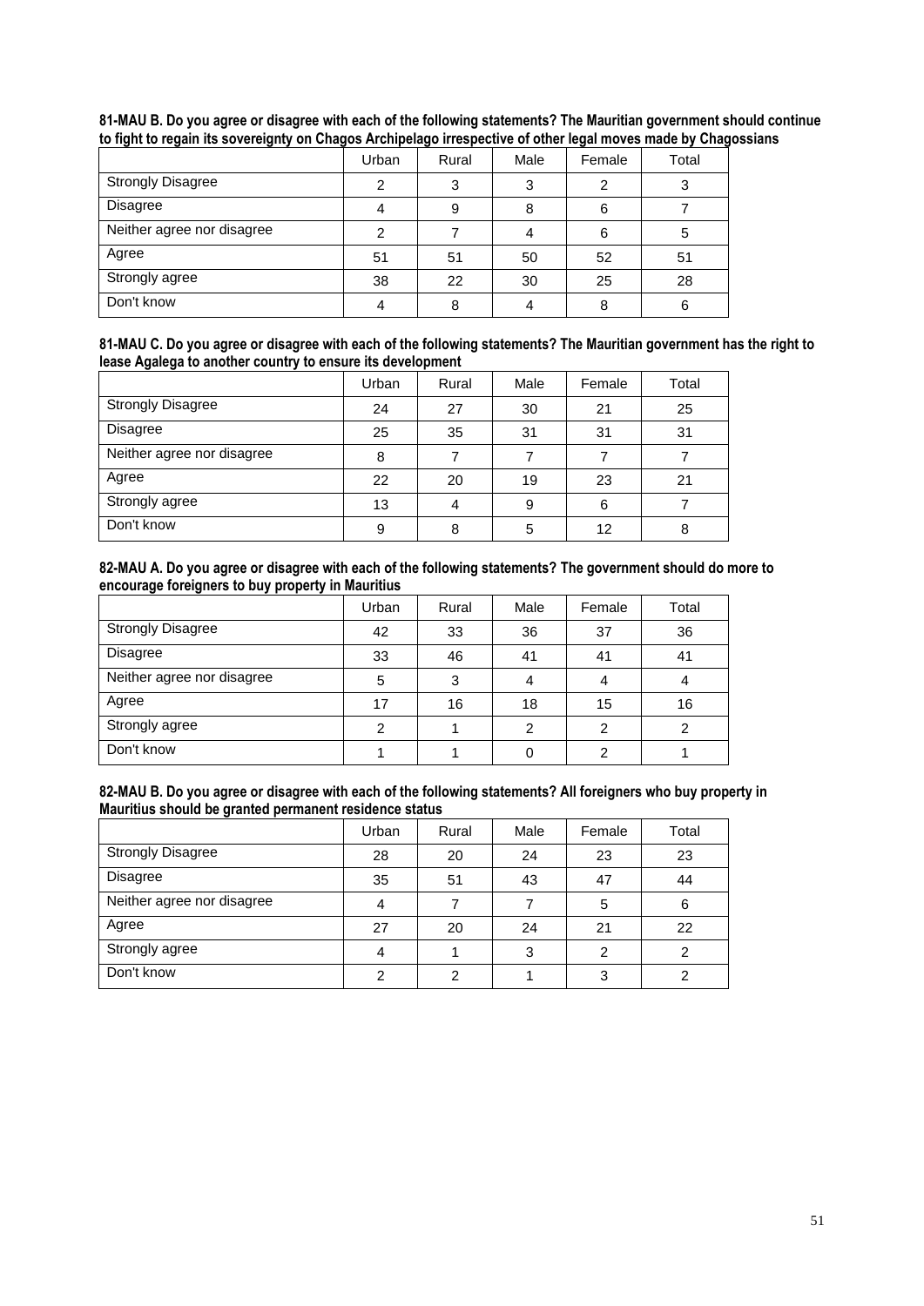**81-MAU B. Do you agree or disagree with each of the following statements? The Mauritian government should continue to fight to regain its sovereignty on Chagos Archipelago irrespective of other legal moves made by Chagossians**

| | Urban | Rural | Male | Female | Total |
|---|---|---|---|---|---|
| Strongly Disagree | 2 | 3 | 3 | 2 | 3 |
| Disagree | 4 | 9 | 8 | 6 | 7 |
| Neither agree nor disagree | 2 | 7 | 4 | 6 | 5 |
| Agree | 51 | 51 | 50 | 52 | 51 |
| Strongly agree | 38 | 22 | 30 | 25 | 28 |
| Don't know | 4 | 8 | 4 | 8 | 6 |

**81-MAU C. Do you agree or disagree with each of the following statements? The Mauritian government has the right to lease Agalega to another country to ensure its development**

| | Urban | Rural | Male | Female | Total |
|---|---|---|---|---|---|
| Strongly Disagree | 24 | 27 | 30 | 21 | 25 |
| Disagree | 25 | 35 | 31 | 31 | 31 |
| Neither agree nor disagree | 8 | 7 | 7 | 7 | 7 |
| Agree | 22 | 20 | 19 | 23 | 21 |
| Strongly agree | 13 | 4 | 9 | 6 | 7 |
| Don't know | 9 | 8 | 5 | 12 | 8 |

**82-MAU A. Do you agree or disagree with each of the following statements? The government should do more to encourage foreigners to buy property in Mauritius**

| | Urban | Rural | Male | Female | Total |
|---|---|---|---|---|---|
| Strongly Disagree | 42 | 33 | 36 | 37 | 36 |
| Disagree | 33 | 46 | 41 | 41 | 41 |
| Neither agree nor disagree | 5 | 3 | 4 | 4 | 4 |
| Agree | 17 | 16 | 18 | 15 | 16 |
| Strongly agree | 2 | 1 | 2 | 2 | 2 |
| Don't know | 1 | 1 | 0 | 2 | 1 |

**82-MAU B. Do you agree or disagree with each of the following statements? All foreigners who buy property in Mauritius should be granted permanent residence status**

| | Urban | Rural | Male | Female | Total |
|---|---|---|---|---|---|
| Strongly Disagree | 28 | 20 | 24 | 23 | 23 |
| Disagree | 35 | 51 | 43 | 47 | 44 |
| Neither agree nor disagree | 4 | 7 | 7 | 5 | 6 |
| Agree | 27 | 20 | 24 | 21 | 22 |
| Strongly agree | 4 | 1 | 3 | 2 | 2 |
| Don't know | 2 | 2 | 1 | 3 | 2 |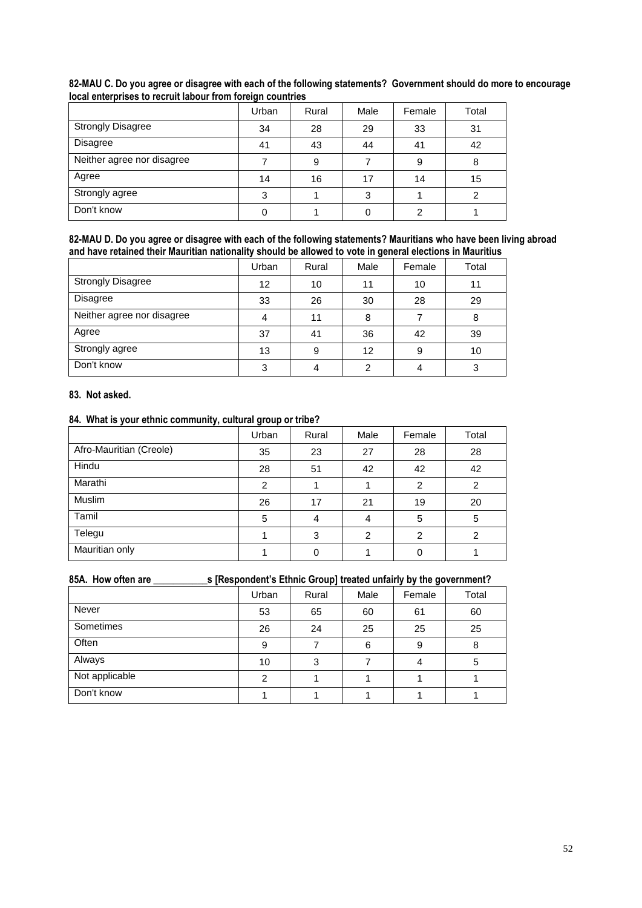**82-MAU C. Do you agree or disagree with each of the following statements? Government should do more to encourage local enterprises to recruit labour from foreign countries**

| | Urban | Rural | Male | Female | Total |
|---|---|---|---|---|---|
| Strongly Disagree | 34 | 28 | 29 | 33 | 31 |
| Disagree | 41 | 43 | 44 | 41 | 42 |
| Neither agree nor disagree | 7 | 9 | 7 | 9 | 8 |
| Agree | 14 | 16 | 17 | 14 | 15 |
| Strongly agree | 3 | 1 | 3 | 1 | 2 |
| Don't know | 0 | 1 | 0 | 2 | 1 |

**82-MAU D. Do you agree or disagree with each of the following statements? Mauritians who have been living abroad and have retained their Mauritian nationality should be allowed to vote in general elections in Mauritius**

| | Urban | Rural | Male | Female | Total |
|---|---|---|---|---|---|
| Strongly Disagree | 12 | 10 | 11 | 10 | 11 |
| Disagree | 33 | 26 | 30 | 28 | 29 |
| Neither agree nor disagree | 4 | 11 | 8 | 7 | 8 |
| Agree | 37 | 41 | 36 | 42 | 39 |
| Strongly agree | 13 | 9 | 12 | 9 | 10 |
| Don't know | 3 | 4 | 2 | 4 | 3 |

**83. Not asked.**

**84. What is your ethnic community, cultural group or tribe?**

| | Urban | Rural | Male | Female | Total |
|---|---|---|---|---|---|
| Afro-Mauritian (Creole) | 35 | 23 | 27 | 28 | 28 |
| Hindu | 28 | 51 | 42 | 42 | 42 |
| Marathi | 2 | 1 | 1 | 2 | 2 |
| Muslim | 26 | 17 | 21 | 19 | 20 |
| Tamil | 5 | 4 | 4 | 5 | 5 |
| Telegu | 1 | 3 | 2 | 2 | 2 |
| Mauritian only | 1 | 0 | 1 | 0 | 1 |

**85A. How often are __________s [Respondent's Ethnic Group] treated unfairly by the government?**

| | Urban | Rural | Male | Female | Total |
|---|---|---|---|---|---|
| Never | 53 | 65 | 60 | 61 | 60 |
| Sometimes | 26 | 24 | 25 | 25 | 25 |
| Often | 9 | 7 | 6 | 9 | 8 |
| Always | 10 | 3 | 7 | 4 | 5 |
| Not applicable | 2 | 1 | 1 | 1 | 1 |
| Don't know | 1 | 1 | 1 | 1 | 1 |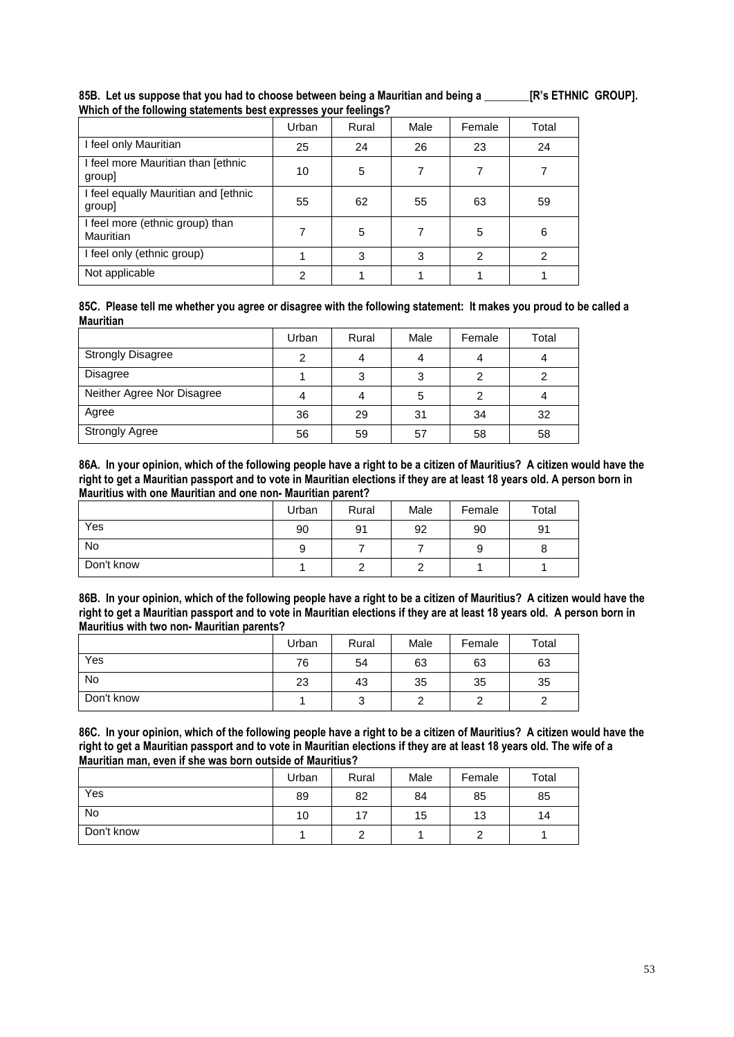**85B. Let us suppose that you had to choose between being a Mauritian and being a ________[R's ETHNIC GROUP]. Which of the following statements best expresses your feelings?**

| | Urban | Rural | Male | Female | Total |
|---|---|---|---|---|---|
| I feel only Mauritian | 25 | 24 | 26 | 23 | 24 |
| I feel more Mauritian than [ethnic group] | 10 | 5 | 7 | 7 | 7 |
| I feel equally Mauritian and [ethnic group] | 55 | 62 | 55 | 63 | 59 |
| I feel more (ethnic group) than Mauritian | 7 | 5 | 7 | 5 | 6 |
| I feel only (ethnic group) | 1 | 3 | 3 | 2 | 2 |
| Not applicable | 2 | 1 | 1 | 1 | 1 |

**85C. Please tell me whether you agree or disagree with the following statement: It makes you proud to be called a Mauritian**

| | Urban | Rural | Male | Female | Total |
|---|---|---|---|---|---|
| Strongly Disagree | 2 | 4 | 4 | 4 | 4 |
| Disagree | 1 | 3 | 3 | 2 | 2 |
| Neither Agree Nor Disagree | 4 | 4 | 5 | 2 | 4 |
| Agree | 36 | 29 | 31 | 34 | 32 |
| Strongly Agree | 56 | 59 | 57 | 58 | 58 |

**86A. In your opinion, which of the following people have a right to be a citizen of Mauritius? A citizen would have the right to get a Mauritian passport and to vote in Mauritian elections if they are at least 18 years old. A person born in Mauritius with one Mauritian and one non- Mauritian parent?**

| | Urban | Rural | Male | Female | Total |
|---|---|---|---|---|---|
| Yes | 90 | 91 | 92 | 90 | 91 |
| No | 9 | 7 | 7 | 9 | 8 |
| Don't know | 1 | 2 | 2 | 1 | 1 |

**86B. In your opinion, which of the following people have a right to be a citizen of Mauritius? A citizen would have the right to get a Mauritian passport and to vote in Mauritian elections if they are at least 18 years old. A person born in Mauritius with two non- Mauritian parents?**

| | Urban | Rural | Male | Female | Total |
|---|---|---|---|---|---|
| Yes | 76 | 54 | 63 | 63 | 63 |
| No | 23 | 43 | 35 | 35 | 35 |
| Don't know | 1 | 3 | 2 | 2 | 2 |

**86C. In your opinion, which of the following people have a right to be a citizen of Mauritius? A citizen would have the right to get a Mauritian passport and to vote in Mauritian elections if they are at least 18 years old. The wife of a Mauritian man, even if she was born outside of Mauritius?**

| | Urban | Rural | Male | Female | Total |
|---|---|---|---|---|---|
| Yes | 89 | 82 | 84 | 85 | 85 |
| No | 10 | 17 | 15 | 13 | 14 |
| Don't know | 1 | 2 | 1 | 2 | 1 |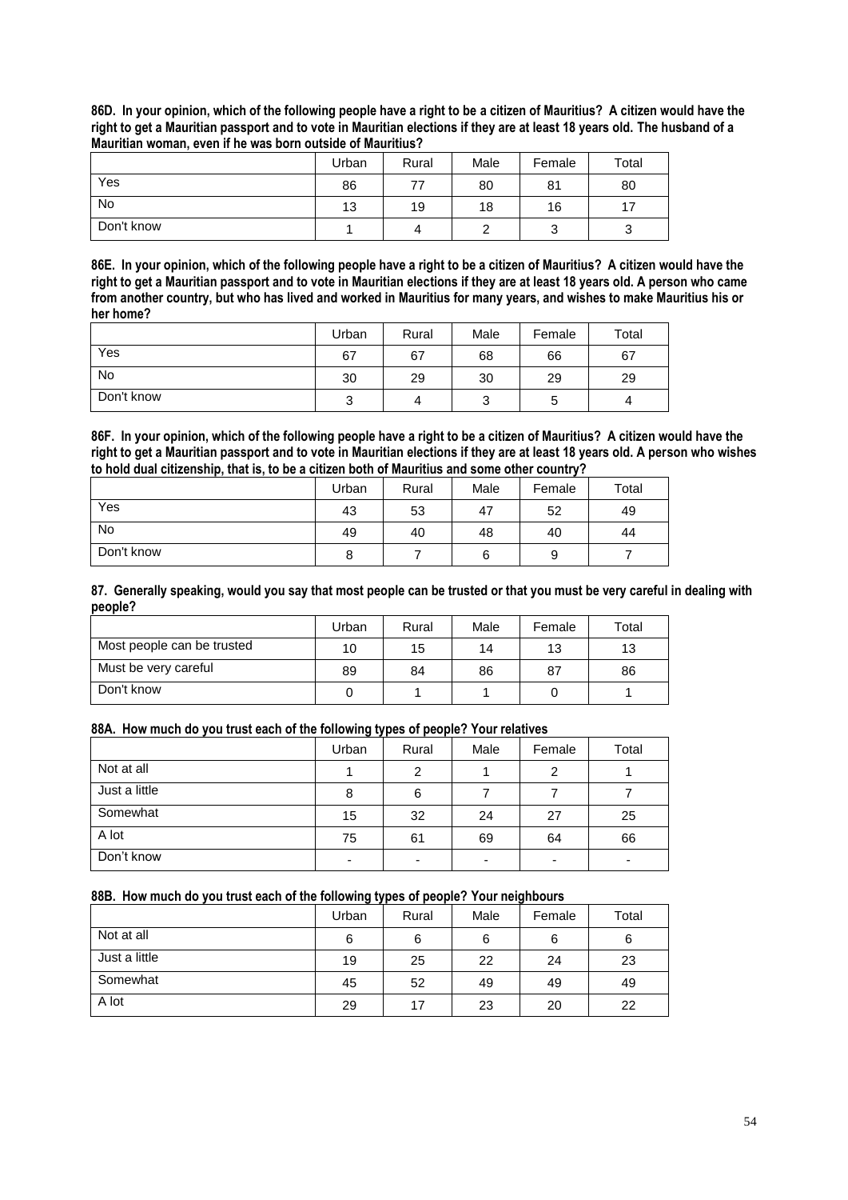**86D. In your opinion, which of the following people have a right to be a citizen of Mauritius? A citizen would have the right to get a Mauritian passport and to vote in Mauritian elections if they are at least 18 years old. The husband of a Mauritian woman, even if he was born outside of Mauritius?**

| | Urban | Rural | Male | Female | Total |
|---|---|---|---|---|---|
| Yes | 86 | 77 | 80 | 81 | 80 |
| No | 13 | 19 | 18 | 16 | 17 |
| Don't know | 1 | 4 | 2 | 3 | 3 |

**86E. In your opinion, which of the following people have a right to be a citizen of Mauritius? A citizen would have the right to get a Mauritian passport and to vote in Mauritian elections if they are at least 18 years old. A person who came from another country, but who has lived and worked in Mauritius for many years, and wishes to make Mauritius his or her home?**

| | Urban | Rural | Male | Female | Total |
|---|---|---|---|---|---|
| Yes | 67 | 67 | 68 | 66 | 67 |
| No | 30 | 29 | 30 | 29 | 29 |
| Don't know | 3 | 4 | 3 | 5 | 4 |

**86F. In your opinion, which of the following people have a right to be a citizen of Mauritius? A citizen would have the right to get a Mauritian passport and to vote in Mauritian elections if they are at least 18 years old. A person who wishes to hold dual citizenship, that is, to be a citizen both of Mauritius and some other country?**

| | Urban | Rural | Male | Female | Total |
|---|---|---|---|---|---|
| Yes | 43 | 53 | 47 | 52 | 49 |
| No | 49 | 40 | 48 | 40 | 44 |
| Don't know | 8 | 7 | 6 | 9 | 7 |

**87. Generally speaking, would you say that most people can be trusted or that you must be very careful in dealing with people?**

| | Urban | Rural | Male | Female | Total |
|---|---|---|---|---|---|
| Most people can be trusted | 10 | 15 | 14 | 13 | 13 |
| Must be very careful | 89 | 84 | 86 | 87 | 86 |
| Don't know | 0 | 1 | 1 | 0 | 1 |

**88A. How much do you trust each of the following types of people? Your relatives**

| | Urban | Rural | Male | Female | Total |
|---|---|---|---|---|---|
| Not at all | 1 | 2 | 1 | 2 | 1 |
| Just a little | 8 | 6 | 7 | 7 | 7 |
| Somewhat | 15 | 32 | 24 | 27 | 25 |
| A lot | 75 | 61 | 69 | 64 | 66 |
| Don't know | - | - | - | - | - |

**88B. How much do you trust each of the following types of people? Your neighbours**

| | Urban | Rural | Male | Female | Total |
|---|---|---|---|---|---|
| Not at all | 6 | 6 | 6 | 6 | 6 |
| Just a little | 19 | 25 | 22 | 24 | 23 |
| Somewhat | 45 | 52 | 49 | 49 | 49 |
| A lot | 29 | 17 | 23 | 20 | 22 |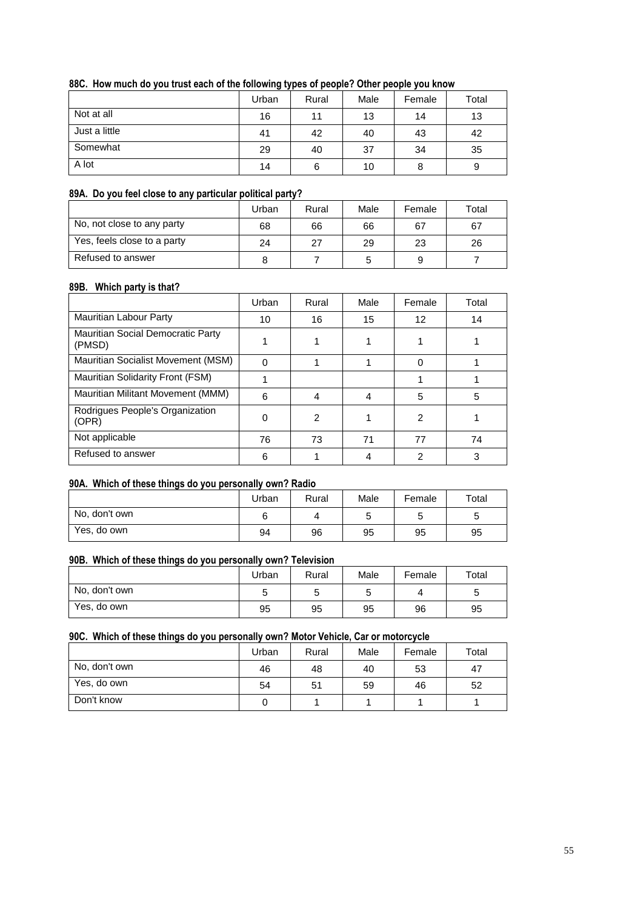#### 88C. How much do you trust each of the following types of people? Other people you know

| | Urban | Rural | Male | Female | Total |
|---|---|---|---|---|---|
| Not at all | 16 | 11 | 13 | 14 | 13 |
| Just a little | 41 | 42 | 40 | 43 | 42 |
| Somewhat | 29 | 40 | 37 | 34 | 35 |
| A lot | 14 | 6 | 10 | 8 | 9 |

#### 89A. Do you feel close to any particular political party?

| | Urban | Rural | Male | Female | Total |
|---|---|---|---|---|---|
| No, not close to any party | 68 | 66 | 66 | 67 | 67 |
| Yes, feels close to a party | 24 | 27 | 29 | 23 | 26 |
| Refused to answer | 8 | 7 | 5 | 9 | 7 |

#### 89B. Which party is that?

| | Urban | Rural | Male | Female | Total |
|---|---|---|---|---|---|
| Mauritian Labour Party | 10 | 16 | 15 | 12 | 14 |
| Mauritian Social Democratic Party (PMSD) | 1 | 1 | 1 | 1 | 1 |
| Mauritian Socialist Movement (MSM) | 0 | 1 | 1 | 0 | 1 |
| Mauritian Solidarity Front (FSM) | 1 | | | 1 | 1 |
| Mauritian Militant Movement (MMM) | 6 | 4 | 4 | 5 | 5 |
| Rodrigues People's Organization (OPR) | 0 | 2 | 1 | 2 | 1 |
| Not applicable | 76 | 73 | 71 | 77 | 74 |
| Refused to answer | 6 | 1 | 4 | 2 | 3 |

#### 90A. Which of these things do you personally own? Radio

| | Urban | Rural | Male | Female | Total |
|---|---|---|---|---|---|
| No, don't own | 6 | 4 | 5 | 5 | 5 |
| Yes, do own | 94 | 96 | 95 | 95 | 95 |

#### 90B. Which of these things do you personally own? Television

| | Urban | Rural | Male | Female | Total |
|---|---|---|---|---|---|
| No, don't own | 5 | 5 | 5 | 4 | 5 |
| Yes, do own | 95 | 95 | 95 | 96 | 95 |

#### 90C. Which of these things do you personally own? Motor Vehicle, Car or motorcycle

| | Urban | Rural | Male | Female | Total |
|---|---|---|---|---|---|
| No, don't own | 46 | 48 | 40 | 53 | 47 |
| Yes, do own | 54 | 51 | 59 | 46 | 52 |
| Don't know | 0 | 1 | 1 | 1 | 1 |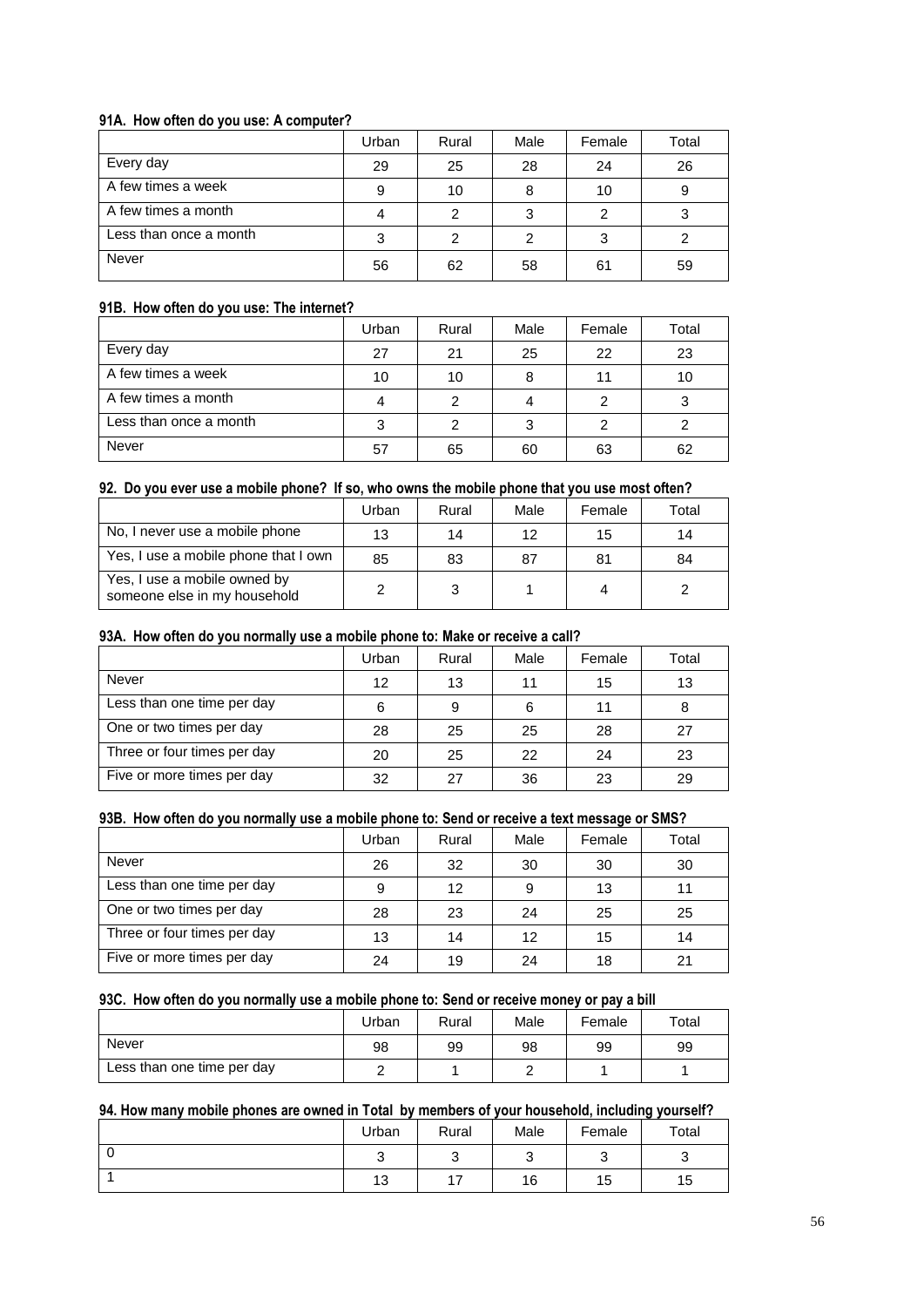**91A. How often do you use: A computer?**

| | Urban | Rural | Male | Female | Total |
|---|---|---|---|---|---|
| Every day | 29 | 25 | 28 | 24 | 26 |
| A few times a week | 9 | 10 | 8 | 10 | 9 |
| A few times a month | 4 | 2 | 3 | 2 | 3 |
| Less than once a month | 3 | 2 | 2 | 3 | 2 |
| Never | 56 | 62 | 58 | 61 | 59 |

**91B. How often do you use: The internet?**

| | Urban | Rural | Male | Female | Total |
|---|---|---|---|---|---|
| Every day | 27 | 21 | 25 | 22 | 23 |
| A few times a week | 10 | 10 | 8 | 11 | 10 |
| A few times a month | 4 | 2 | 4 | 2 | 3 |
| Less than once a month | 3 | 2 | 3 | 2 | 2 |
| Never | 57 | 65 | 60 | 63 | 62 |

**92. Do you ever use a mobile phone? If so, who owns the mobile phone that you use most often?**

| | Urban | Rural | Male | Female | Total |
|---|---|---|---|---|---|
| No, I never use a mobile phone | 13 | 14 | 12 | 15 | 14 |
| Yes, I use a mobile phone that I own | 85 | 83 | 87 | 81 | 84 |
| Yes, I use a mobile owned by someone else in my household | 2 | 3 | 1 | 4 | 2 |

**93A. How often do you normally use a mobile phone to: Make or receive a call?**

| | Urban | Rural | Male | Female | Total |
|---|---|---|---|---|---|
| Never | 12 | 13 | 11 | 15 | 13 |
| Less than one time per day | 6 | 9 | 6 | 11 | 8 |
| One or two times per day | 28 | 25 | 25 | 28 | 27 |
| Three or four times per day | 20 | 25 | 22 | 24 | 23 |
| Five or more times per day | 32 | 27 | 36 | 23 | 29 |

**93B. How often do you normally use a mobile phone to: Send or receive a text message or SMS?**

| | Urban | Rural | Male | Female | Total |
|---|---|---|---|---|---|
| Never | 26 | 32 | 30 | 30 | 30 |
| Less than one time per day | 9 | 12 | 9 | 13 | 11 |
| One or two times per day | 28 | 23 | 24 | 25 | 25 |
| Three or four times per day | 13 | 14 | 12 | 15 | 14 |
| Five or more times per day | 24 | 19 | 24 | 18 | 21 |

**93C. How often do you normally use a mobile phone to: Send or receive money or pay a bill**

| | Urban | Rural | Male | Female | Total |
|---|---|---|---|---|---|
| Never | 98 | 99 | 98 | 99 | 99 |
| Less than one time per day | 2 | 1 | 2 | 1 | 1 |

**94. How many mobile phones are owned in Total by members of your household, including yourself?**

| | Urban | Rural | Male | Female | Total |
|---|---|---|---|---|---|
| 0 | 3 | 3 | 3 | 3 | 3 |
| 1 | 13 | 17 | 16 | 15 | 15 |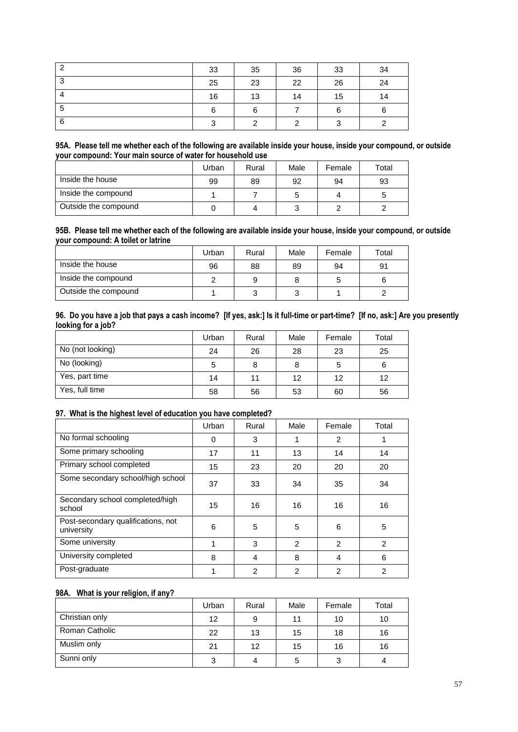| | | | | | |
|---|---|---|---|---|---|
| 2 | 33 | 35 | 36 | 33 | 34 |
| 3 | 25 | 23 | 22 | 26 | 24 |
| 4 | 16 | 13 | 14 | 15 | 14 |
| 5 | 6 | 6 | 7 | 6 | 6 |
| 6 | 3 | 2 | 2 | 3 | 2 |

**95A. Please tell me whether each of the following are available inside your house, inside your compound, or outside your compound: Your main source of water for household use**

| | Urban | Rural | Male | Female | Total |
|---|---|---|---|---|---|
| Inside the house | 99 | 89 | 92 | 94 | 93 |
| Inside the compound | 1 | 7 | 5 | 4 | 5 |
| Outside the compound | 0 | 4 | 3 | 2 | 2 |

**95B. Please tell me whether each of the following are available inside your house, inside your compound, or outside your compound: A toilet or latrine**

| | Urban | Rural | Male | Female | Total |
|---|---|---|---|---|---|
| Inside the house | 96 | 88 | 89 | 94 | 91 |
| Inside the compound | 2 | 9 | 8 | 5 | 6 |
| Outside the compound | 1 | 3 | 3 | 1 | 2 |

**96. Do you have a job that pays a cash income? [If yes, ask:] Is it full-time or part-time? [If no, ask:] Are you presently looking for a job?**

| | Urban | Rural | Male | Female | Total |
|---|---|---|---|---|---|
| No (not looking) | 24 | 26 | 28 | 23 | 25 |
| No (looking) | 5 | 8 | 8 | 5 | 6 |
| Yes, part time | 14 | 11 | 12 | 12 | 12 |
| Yes, full time | 58 | 56 | 53 | 60 | 56 |

**97. What is the highest level of education you have completed?**

| | Urban | Rural | Male | Female | Total |
|---|---|---|---|---|---|
| No formal schooling | 0 | 3 | 1 | 2 | 1 |
| Some primary schooling | 17 | 11 | 13 | 14 | 14 |
| Primary school completed | 15 | 23 | 20 | 20 | 20 |
| Some secondary school/high school | 37 | 33 | 34 | 35 | 34 |
| Secondary school completed/high school | 15 | 16 | 16 | 16 | 16 |
| Post-secondary qualifications, not university | 6 | 5 | 5 | 6 | 5 |
| Some university | 1 | 3 | 2 | 2 | 2 |
| University completed | 8 | 4 | 8 | 4 | 6 |
| Post-graduate | 1 | 2 | 2 | 2 | 2 |

**98A. What is your religion, if any?**

| | Urban | Rural | Male | Female | Total |
|---|---|---|---|---|---|
| Christian only | 12 | 9 | 11 | 10 | 10 |
| Roman Catholic | 22 | 13 | 15 | 18 | 16 |
| Muslim only | 21 | 12 | 15 | 16 | 16 |
| Sunni only | 3 | 4 | 5 | 3 | 4 |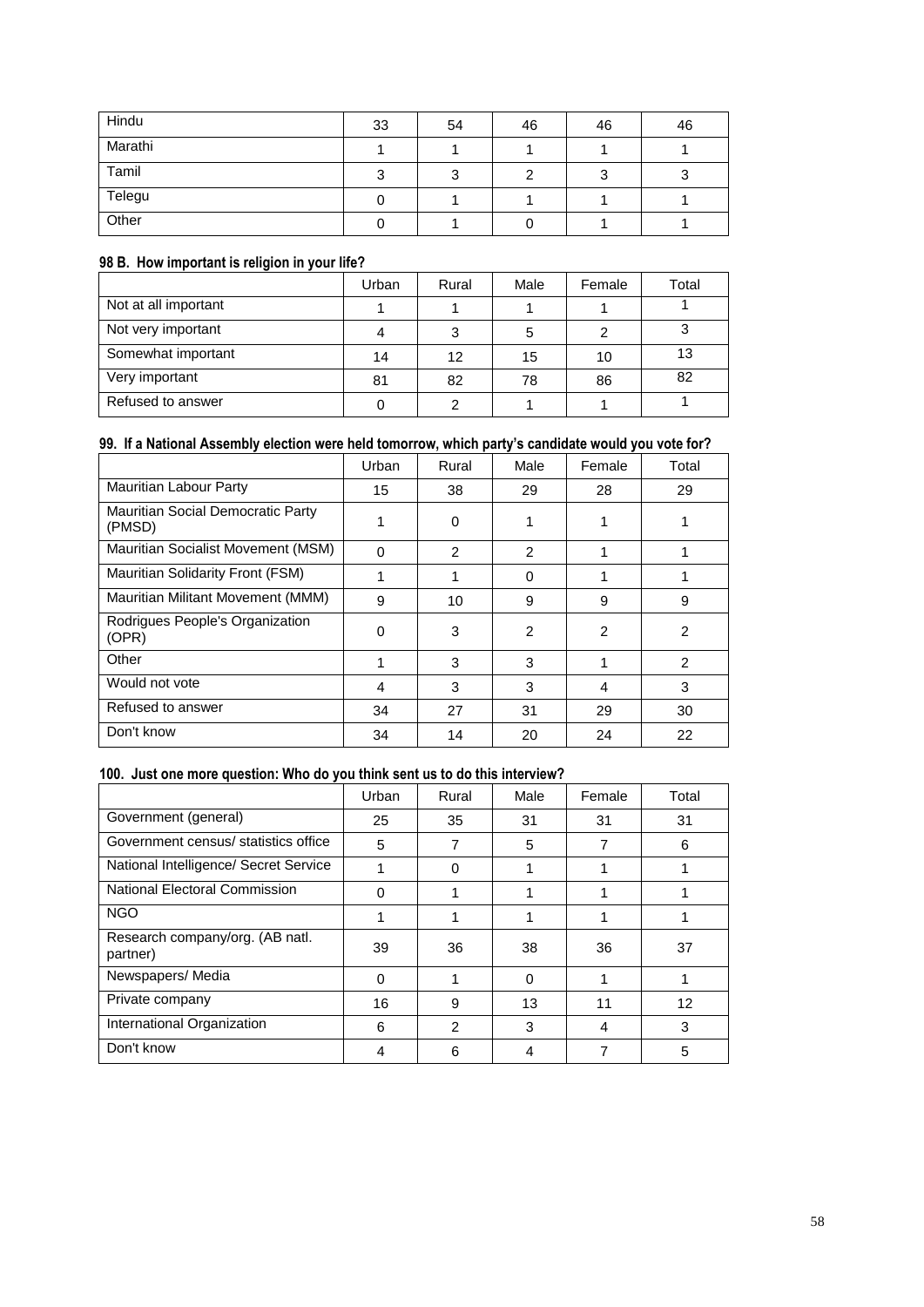| | | | | | |
|---|---|---|---|---|---|
| Hindu | 33 | 54 | 46 | 46 | 46 |
| Marathi | 1 | 1 | 1 | 1 | 1 |
| Tamil | 3 | 3 | 2 | 3 | 3 |
| Telegu | 0 | 1 | 1 | 1 | 1 |
| Other | 0 | 1 | 0 | 1 | 1 |

**98 B. How important is religion in your life?**

| | Urban | Rural | Male | Female | Total |
|---|---|---|---|---|---|
| Not at all important | 1 | 1 | 1 | 1 | 1 |
| Not very important | 4 | 3 | 5 | 2 | 3 |
| Somewhat important | 14 | 12 | 15 | 10 | 13 |
| Very important | 81 | 82 | 78 | 86 | 82 |
| Refused to answer | 0 | 2 | 1 | 1 | 1 |

**99. If a National Assembly election were held tomorrow, which party's candidate would you vote for?**

| | Urban | Rural | Male | Female | Total |
|---|---|---|---|---|---|
| Mauritian Labour Party | 15 | 38 | 29 | 28 | 29 |
| Mauritian Social Democratic Party (PMSD) | 1 | 0 | 1 | 1 | 1 |
| Mauritian Socialist Movement (MSM) | 0 | 2 | 2 | 1 | 1 |
| Mauritian Solidarity Front (FSM) | 1 | 1 | 0 | 1 | 1 |
| Mauritian Militant Movement (MMM) | 9 | 10 | 9 | 9 | 9 |
| Rodrigues People's Organization (OPR) | 0 | 3 | 2 | 2 | 2 |
| Other | 1 | 3 | 3 | 1 | 2 |
| Would not vote | 4 | 3 | 3 | 4 | 3 |
| Refused to answer | 34 | 27 | 31 | 29 | 30 |
| Don't know | 34 | 14 | 20 | 24 | 22 |

**100. Just one more question: Who do you think sent us to do this interview?**

| | Urban | Rural | Male | Female | Total |
|---|---|---|---|---|---|
| Government (general) | 25 | 35 | 31 | 31 | 31 |
| Government census/ statistics office | 5 | 7 | 5 | 7 | 6 |
| National Intelligence/ Secret Service | 1 | 0 | 1 | 1 | 1 |
| National Electoral Commission | 0 | 1 | 1 | 1 | 1 |
| NGO | 1 | 1 | 1 | 1 | 1 |
| Research company/org. (AB natl. partner) | 39 | 36 | 38 | 36 | 37 |
| Newspapers/ Media | 0 | 1 | 0 | 1 | 1 |
| Private company | 16 | 9 | 13 | 11 | 12 |
| International Organization | 6 | 2 | 3 | 4 | 3 |
| Don't know | 4 | 6 | 4 | 7 | 5 |